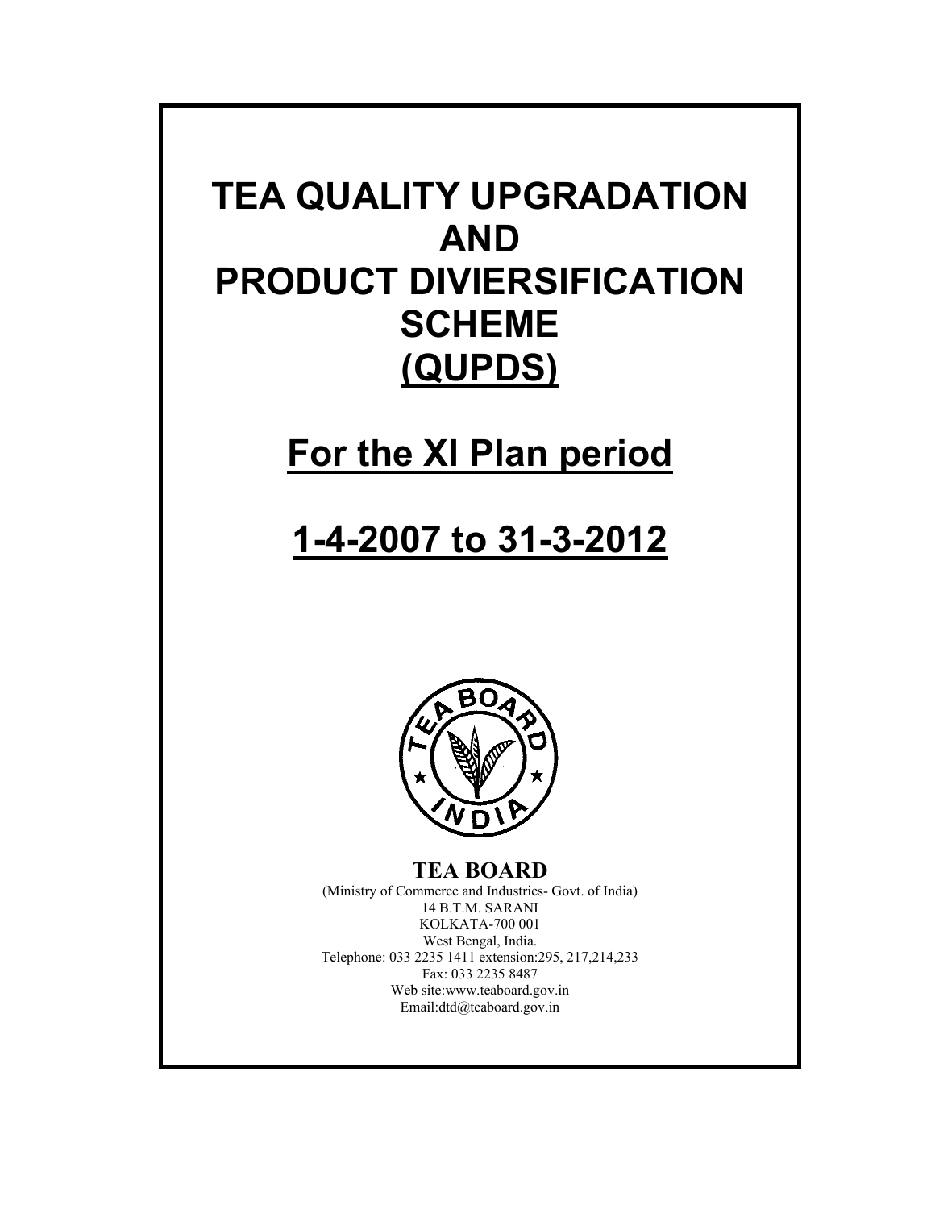# TEA QUALITY UPGRADATION AND PRODUCT DIVIERSIFICATION SCHEME (QUPDS)

## For the XI Plan period

## 1-4-2007 to 31-3-2012

**TEA BOARD**

(Ministry of Commerce and Industries- Govt. of India)
14 B.T.M. SARANI
KOLKATA-700 001
West Bengal, India.
Telephone: 033 2235 1411 extension:295, 217,214,233
Fax: 033 2235 8487
Web site:www.teaboard.gov.in
Email:dtd@teaboard.gov.in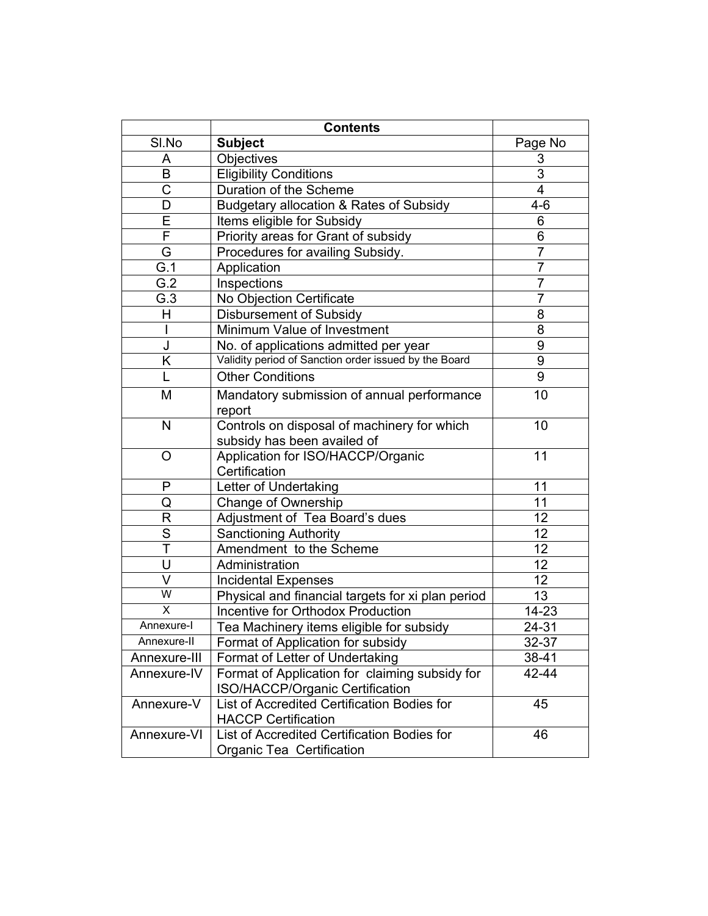| | Contents | |
|---|---|---|
| Sl.No | **Subject** | Page No |
| A | Objectives | 3 |
| B | Eligibility Conditions | 3 |
| C | Duration of the Scheme | 4 |
| D | Budgetary allocation & Rates of Subsidy | 4-6 |
| E | Items eligible for Subsidy | 6 |
| F | Priority areas for Grant of subsidy | 6 |
| G | Procedures for availing Subsidy. | 7 |
| G.1 | Application | 7 |
| G.2 | Inspections | 7 |
| G.3 | No Objection Certificate | 7 |
| H | Disbursement of Subsidy | 8 |
| I | Minimum Value of Investment | 8 |
| J | No. of applications admitted per year | 9 |
| K | Validity period of Sanction order issued by the Board | 9 |
| L | Other Conditions | 9 |
| M | Mandatory submission of annual performance report | 10 |
| N | Controls on disposal of machinery for which subsidy has been availed of | 10 |
| O | Application for ISO/HACCP/Organic Certification | 11 |
| P | Letter of Undertaking | 11 |
| Q | Change of Ownership | 11 |
| R | Adjustment of Tea Board's dues | 12 |
| S | Sanctioning Authority | 12 |
| T | Amendment to the Scheme | 12 |
| U | Administration | 12 |
| V | Incidental Expenses | 12 |
| W | Physical and financial targets for xi plan period | 13 |
| X | Incentive for Orthodox Production | 14-23 |
| Annexure-I | Tea Machinery items eligible for subsidy | 24-31 |
| Annexure-II | Format of Application for subsidy | 32-37 |
| Annexure-III | Format of Letter of Undertaking | 38-41 |
| Annexure-IV | Format of Application for claiming subsidy for ISO/HACCP/Organic Certification | 42-44 |
| Annexure-V | List of Accredited Certification Bodies for HACCP Certification | 45 |
| Annexure-VI | List of Accredited Certification Bodies for Organic Tea Certification | 46 |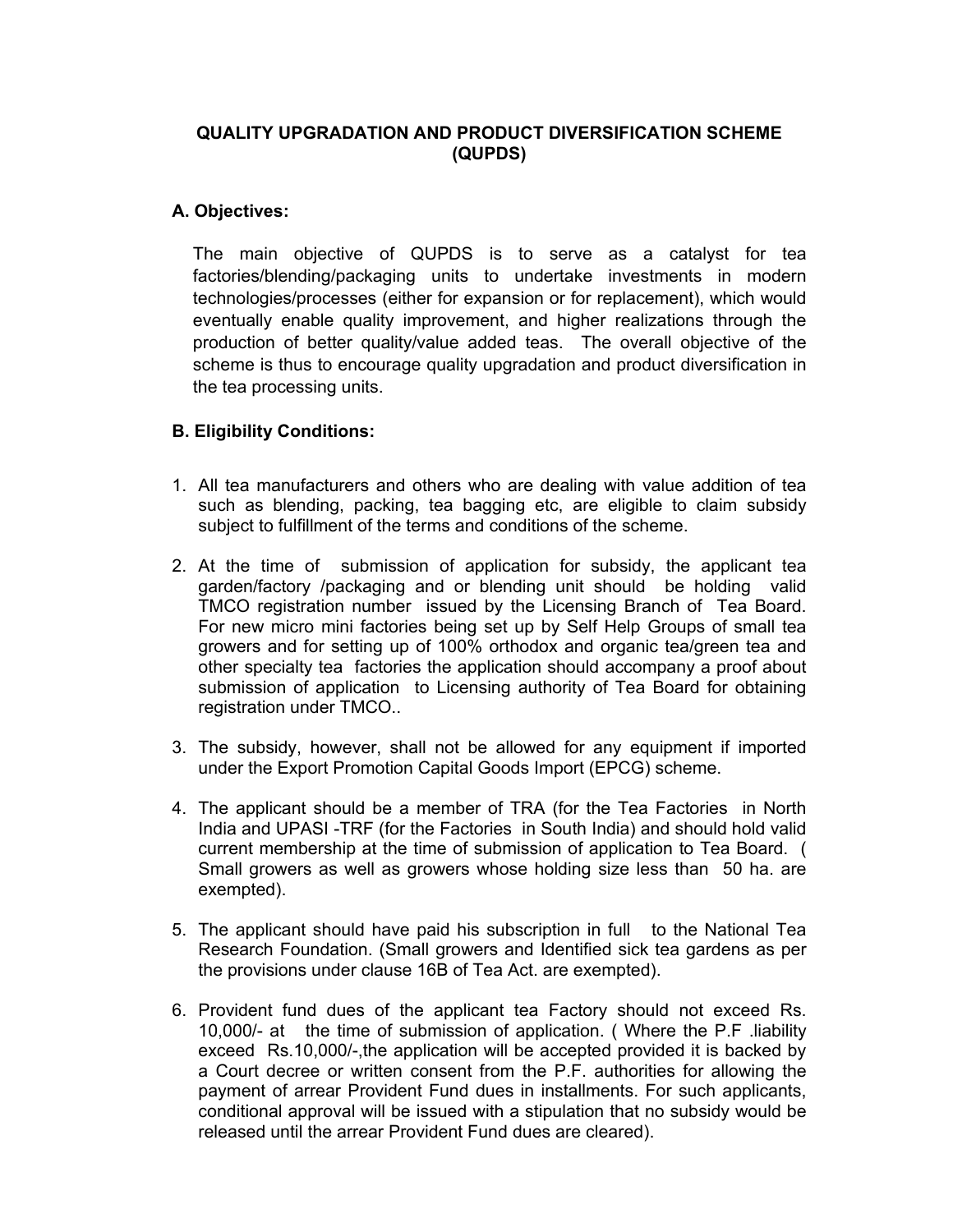## QUALITY UPGRADATION AND PRODUCT DIVERSIFICATION SCHEME (QUPDS)

### A. Objectives:

The main objective of QUPDS is to serve as a catalyst for tea factories/blending/packaging units to undertake investments in modern technologies/processes (either for expansion or for replacement), which would eventually enable quality improvement, and higher realizations through the production of better quality/value added teas. The overall objective of the scheme is thus to encourage quality upgradation and product diversification in the tea processing units.

### B. Eligibility Conditions:

1. All tea manufacturers and others who are dealing with value addition of tea such as blending, packing, tea bagging etc, are eligible to claim subsidy subject to fulfillment of the terms and conditions of the scheme.

2. At the time of submission of application for subsidy, the applicant tea garden/factory /packaging and or blending unit should be holding valid TMCO registration number issued by the Licensing Branch of Tea Board. For new micro mini factories being set up by Self Help Groups of small tea growers and for setting up of 100% orthodox and organic tea/green tea and other specialty tea factories the application should accompany a proof about submission of application to Licensing authority of Tea Board for obtaining registration under TMCO..

3. The subsidy, however, shall not be allowed for any equipment if imported under the Export Promotion Capital Goods Import (EPCG) scheme.

4. The applicant should be a member of TRA (for the Tea Factories in North India and UPASI -TRF (for the Factories in South India) and should hold valid current membership at the time of submission of application to Tea Board. ( Small growers as well as growers whose holding size less than 50 ha. are exempted).

5. The applicant should have paid his subscription in full to the National Tea Research Foundation. (Small growers and Identified sick tea gardens as per the provisions under clause 16B of Tea Act. are exempted).

6. Provident fund dues of the applicant tea Factory should not exceed Rs. 10,000/- at the time of submission of application. ( Where the P.F .liability exceed Rs.10,000/-,the application will be accepted provided it is backed by a Court decree or written consent from the P.F. authorities for allowing the payment of arrear Provident Fund dues in installments. For such applicants, conditional approval will be issued with a stipulation that no subsidy would be released until the arrear Provident Fund dues are cleared).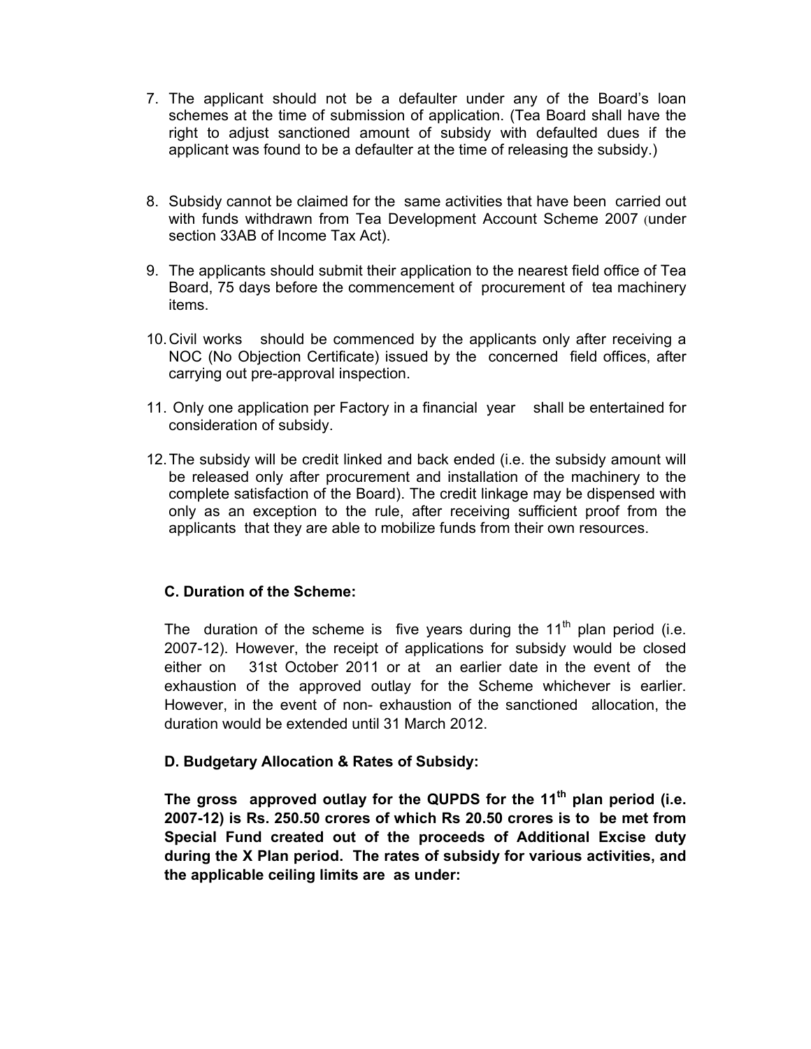7. The applicant should not be a defaulter under any of the Board's loan schemes at the time of submission of application. (Tea Board shall have the right to adjust sanctioned amount of subsidy with defaulted dues if the applicant was found to be a defaulter at the time of releasing the subsidy.)

8. Subsidy cannot be claimed for the same activities that have been carried out with funds withdrawn from Tea Development Account Scheme 2007 (under section 33AB of Income Tax Act).

9. The applicants should submit their application to the nearest field office of Tea Board, 75 days before the commencement of procurement of tea machinery items.

10. Civil works should be commenced by the applicants only after receiving a NOC (No Objection Certificate) issued by the concerned field offices, after carrying out pre-approval inspection.

11. Only one application per Factory in a financial year shall be entertained for consideration of subsidy.

12. The subsidy will be credit linked and back ended (i.e. the subsidy amount will be released only after procurement and installation of the machinery to the complete satisfaction of the Board). The credit linkage may be dispensed with only as an exception to the rule, after receiving sufficient proof from the applicants that they are able to mobilize funds from their own resources.

**C. Duration of the Scheme:**

The duration of the scheme is five years during the 11th plan period (i.e. 2007-12). However, the receipt of applications for subsidy would be closed either on 31st October 2011 or at an earlier date in the event of the exhaustion of the approved outlay for the Scheme whichever is earlier. However, in the event of non- exhaustion of the sanctioned allocation, the duration would be extended until 31 March 2012.

**D. Budgetary Allocation & Rates of Subsidy:**

**The gross approved outlay for the QUPDS for the 11th plan period (i.e. 2007-12) is Rs. 250.50 crores of which Rs 20.50 crores is to be met from Special Fund created out of the proceeds of Additional Excise duty during the X Plan period. The rates of subsidy for various activities, and the applicable ceiling limits are as under:**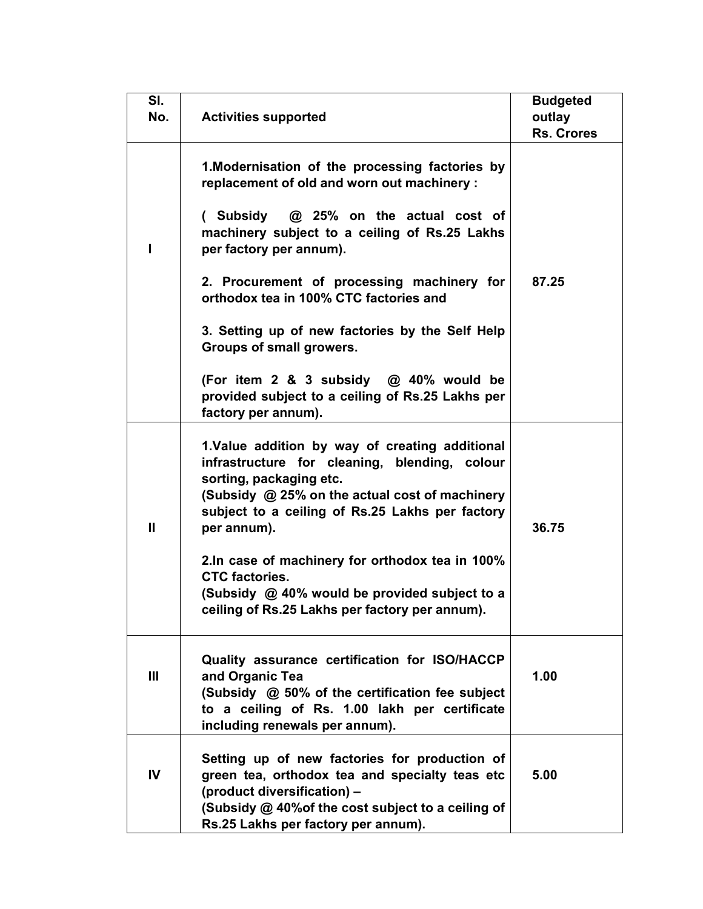| Sl. No. | Activities supported | Budgeted outlay Rs. Crores |
|---|---|---|
| I | **1.Modernisation of the processing factories by replacement of old and worn out machinery :**<br><br>**( Subsidy @ 25% on the actual cost of machinery subject to a ceiling of Rs.25 Lakhs per factory per annum).**<br><br>**2. Procurement of processing machinery for orthodox tea in 100% CTC factories and**<br><br>**3. Setting up of new factories by the Self Help Groups of small growers.**<br><br>**(For item 2 & 3 subsidy @ 40% would be provided subject to a ceiling of Rs.25 Lakhs per factory per annum).** | **87.25** |
| II | **1.Value addition by way of creating additional infrastructure for cleaning, blending, colour sorting, packaging etc.**<br>**(Subsidy @ 25% on the actual cost of machinery subject to a ceiling of Rs.25 Lakhs per factory per annum).**<br><br>**2.In case of machinery for orthodox tea in 100% CTC factories.**<br>**(Subsidy @ 40% would be provided subject to a ceiling of Rs.25 Lakhs per factory per annum).** | **36.75** |
| III | **Quality assurance certification for ISO/HACCP and Organic Tea**<br>**(Subsidy @ 50% of the certification fee subject to a ceiling of Rs. 1.00 lakh per certificate including renewals per annum).** | **1.00** |
| IV | **Setting up of new factories for production of green tea, orthodox tea and specialty teas etc (product diversification) –**<br>**(Subsidy @ 40%of the cost subject to a ceiling of Rs.25 Lakhs per factory per annum).** | **5.00** |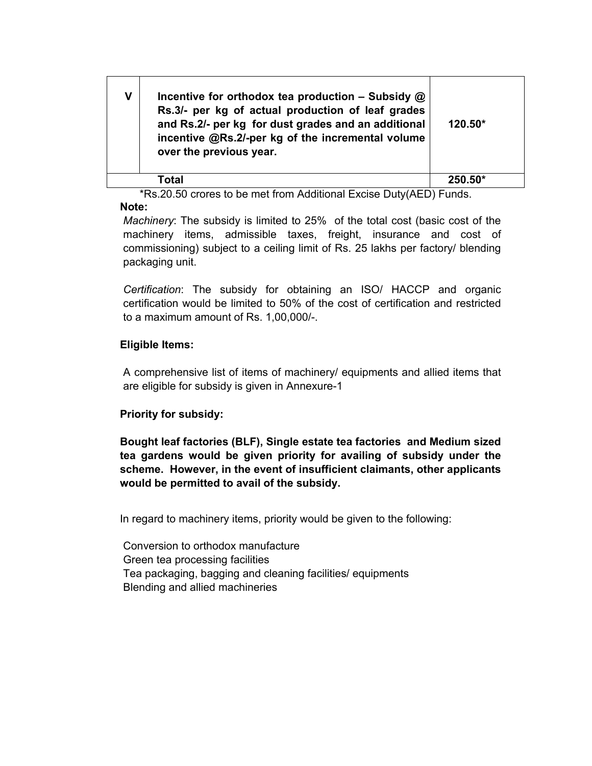| V | **Incentive for orthodox tea production – Subsidy @ Rs.3/- per kg of actual production of leaf grades and Rs.2/- per kg for dust grades and an additional incentive @Rs.2/-per kg of the incremental volume over the previous year.** | **120.50*** |
|---|---|---|
| | **Total** | **250.50*** |

*Rs.20.50 crores to be met from Additional Excise Duty(AED) Funds.

**Note:**

*Machinery*: The subsidy is limited to 25% of the total cost (basic cost of the machinery items, admissible taxes, freight, insurance and cost of commissioning) subject to a ceiling limit of Rs. 25 lakhs per factory/ blending packaging unit.

*Certification*: The subsidy for obtaining an ISO/ HACCP and organic certification would be limited to 50% of the cost of certification and restricted to a maximum amount of Rs. 1,00,000/-.

**Eligible Items:**

A comprehensive list of items of machinery/ equipments and allied items that are eligible for subsidy is given in Annexure-1

**Priority for subsidy:**

**Bought leaf factories (BLF), Single estate tea factories and Medium sized tea gardens would be given priority for availing of subsidy under the scheme. However, in the event of insufficient claimants, other applicants would be permitted to avail of the subsidy.**

In regard to machinery items, priority would be given to the following:

Conversion to orthodox manufacture
Green tea processing facilities
Tea packaging, bagging and cleaning facilities/ equipments
Blending and allied machineries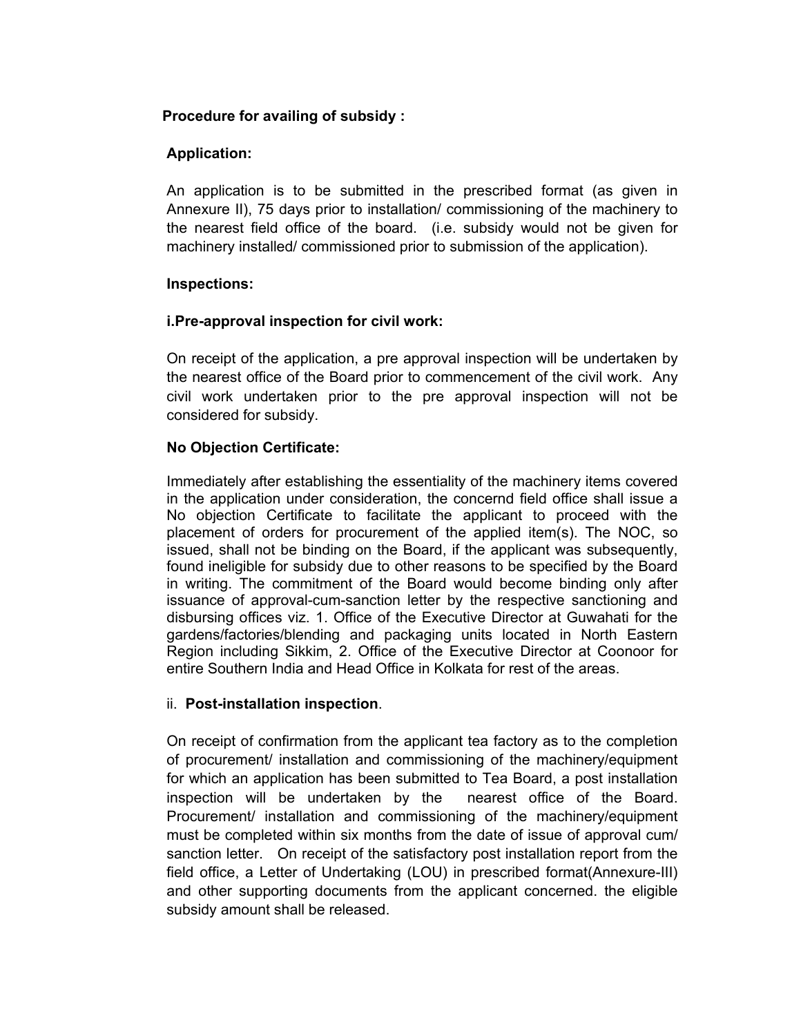**Procedure for availing of subsidy :**

**Application:**

An application is to be submitted in the prescribed format (as given in Annexure II), 75 days prior to installation/ commissioning of the machinery to the nearest field office of the board. (i.e. subsidy would not be given for machinery installed/ commissioned prior to submission of the application).

**Inspections:**

**i.Pre-approval inspection for civil work:**

On receipt of the application, a pre approval inspection will be undertaken by the nearest office of the Board prior to commencement of the civil work. Any civil work undertaken prior to the pre approval inspection will not be considered for subsidy.

**No Objection Certificate:**

Immediately after establishing the essentiality of the machinery items covered in the application under consideration, the concernd field office shall issue a No objection Certificate to facilitate the applicant to proceed with the placement of orders for procurement of the applied item(s). The NOC, so issued, shall not be binding on the Board, if the applicant was subsequently, found ineligible for subsidy due to other reasons to be specified by the Board in writing. The commitment of the Board would become binding only after issuance of approval-cum-sanction letter by the respective sanctioning and disbursing offices viz. 1. Office of the Executive Director at Guwahati for the gardens/factories/blending and packaging units located in North Eastern Region including Sikkim, 2. Office of the Executive Director at Coonoor for entire Southern India and Head Office in Kolkata for rest of the areas.

ii. **Post-installation inspection**.

On receipt of confirmation from the applicant tea factory as to the completion of procurement/ installation and commissioning of the machinery/equipment for which an application has been submitted to Tea Board, a post installation inspection will be undertaken by the nearest office of the Board. Procurement/ installation and commissioning of the machinery/equipment must be completed within six months from the date of issue of approval cum/ sanction letter. On receipt of the satisfactory post installation report from the field office, a Letter of Undertaking (LOU) in prescribed format(Annexure-III) and other supporting documents from the applicant concerned. the eligible subsidy amount shall be released.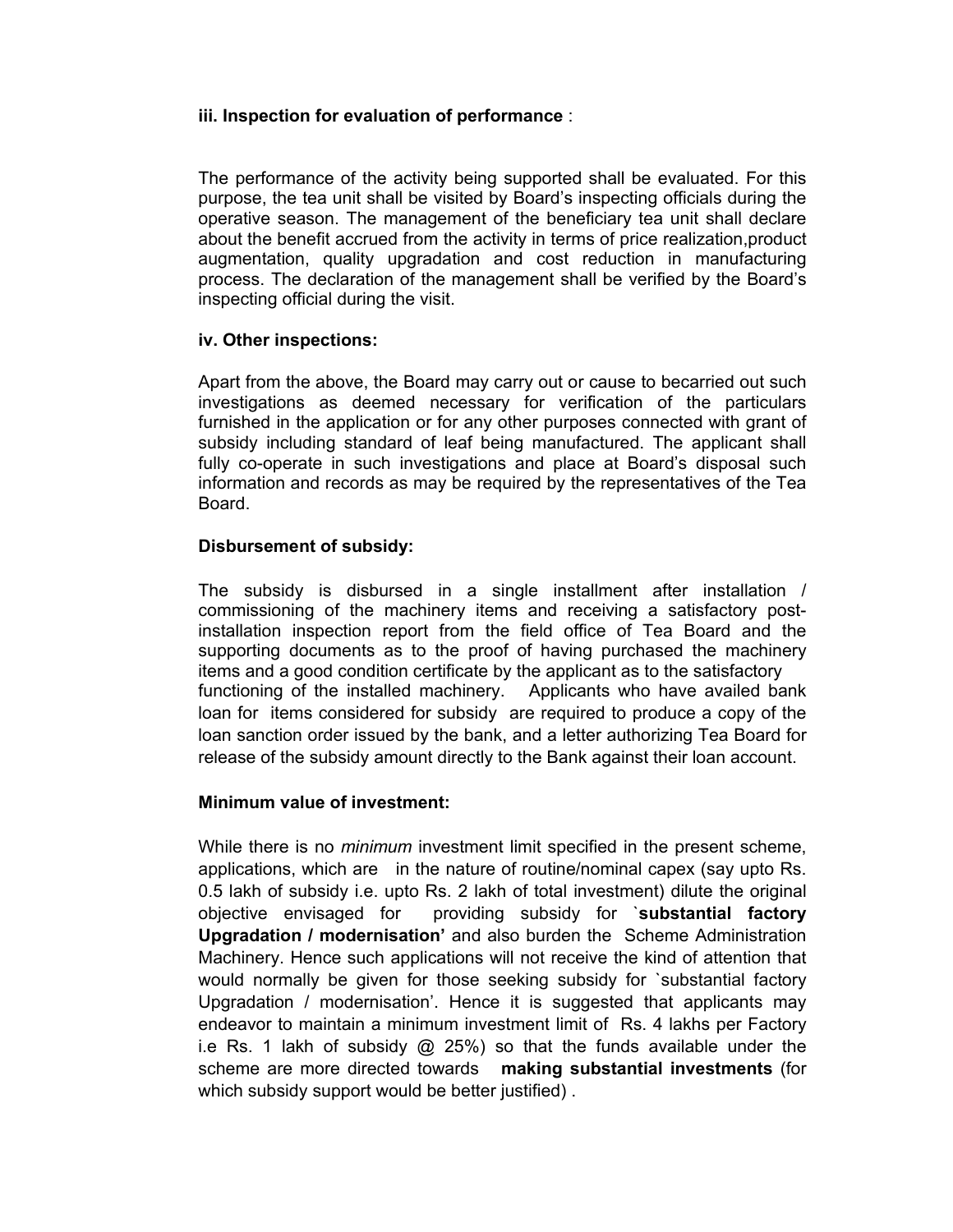**iii. Inspection for evaluation of performance** :

The performance of the activity being supported shall be evaluated. For this purpose, the tea unit shall be visited by Board's inspecting officials during the operative season. The management of the beneficiary tea unit shall declare about the benefit accrued from the activity in terms of price realization,product augmentation, quality upgradation and cost reduction in manufacturing process. The declaration of the management shall be verified by the Board's inspecting official during the visit.

**iv. Other inspections:**

Apart from the above, the Board may carry out or cause to becarried out such investigations as deemed necessary for verification of the particulars furnished in the application or for any other purposes connected with grant of subsidy including standard of leaf being manufactured. The applicant shall fully co-operate in such investigations and place at Board's disposal such information and records as may be required by the representatives of the Tea Board.

**Disbursement of subsidy:**

The subsidy is disbursed in a single installment after installation / commissioning of the machinery items and receiving a satisfactory post-installation inspection report from the field office of Tea Board and the supporting documents as to the proof of having purchased the machinery items and a good condition certificate by the applicant as to the satisfactory functioning of the installed machinery. Applicants who have availed bank loan for items considered for subsidy are required to produce a copy of the loan sanction order issued by the bank, and a letter authorizing Tea Board for release of the subsidy amount directly to the Bank against their loan account.

**Minimum value of investment:**

While there is no *minimum* investment limit specified in the present scheme, applications, which are in the nature of routine/nominal capex (say upto Rs. 0.5 lakh of subsidy i.e. upto Rs. 2 lakh of total investment) dilute the original objective envisaged for providing subsidy for **`substantial factory Upgradation / modernisation'** and also burden the Scheme Administration Machinery. Hence such applications will not receive the kind of attention that would normally be given for those seeking subsidy for `substantial factory Upgradation / modernisation'. Hence it is suggested that applicants may endeavor to maintain a minimum investment limit of Rs. 4 lakhs per Factory i.e Rs. 1 lakh of subsidy @ 25%) so that the funds available under the scheme are more directed towards **making substantial investments** (for which subsidy support would be better justified) .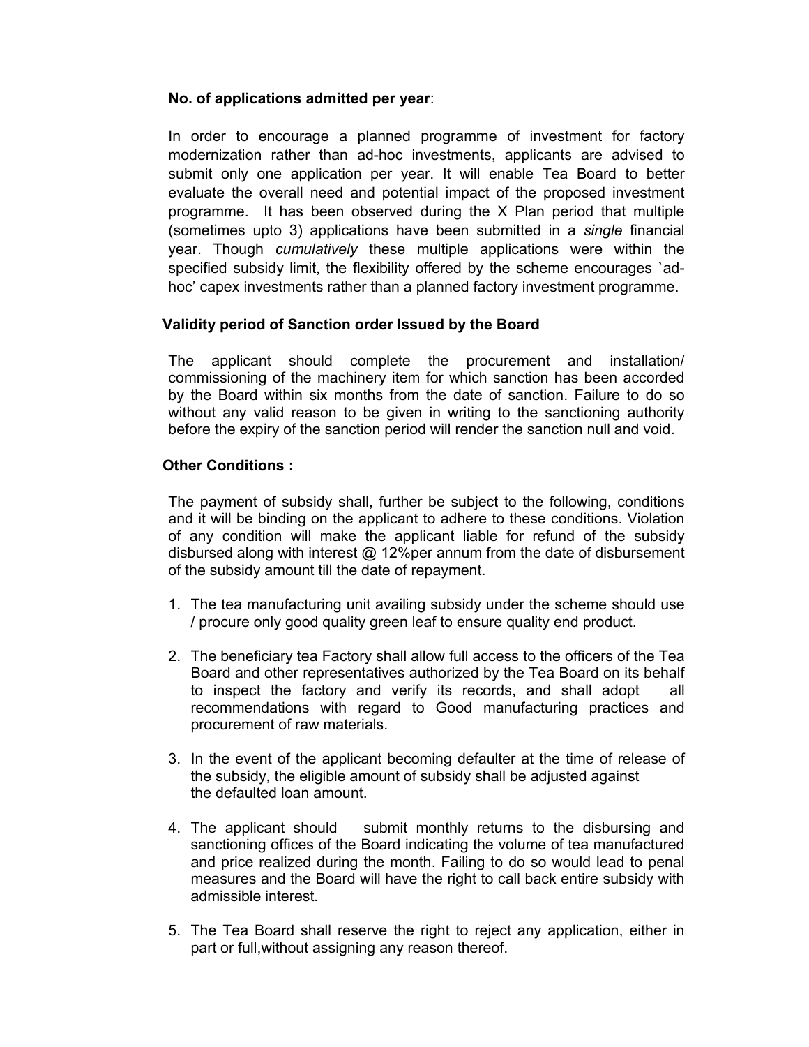**No. of applications admitted per year**:

In order to encourage a planned programme of investment for factory modernization rather than ad-hoc investments, applicants are advised to submit only one application per year. It will enable Tea Board to better evaluate the overall need and potential impact of the proposed investment programme. It has been observed during the X Plan period that multiple (sometimes upto 3) applications have been submitted in a *single* financial year. Though *cumulatively* these multiple applications were within the specified subsidy limit, the flexibility offered by the scheme encourages `ad-hoc' capex investments rather than a planned factory investment programme.

**Validity period of Sanction order Issued by the Board**

The applicant should complete the procurement and installation/ commissioning of the machinery item for which sanction has been accorded by the Board within six months from the date of sanction. Failure to do so without any valid reason to be given in writing to the sanctioning authority before the expiry of the sanction period will render the sanction null and void.

**Other Conditions :**

The payment of subsidy shall, further be subject to the following, conditions and it will be binding on the applicant to adhere to these conditions. Violation of any condition will make the applicant liable for refund of the subsidy disbursed along with interest @ 12%per annum from the date of disbursement of the subsidy amount till the date of repayment.

1. The tea manufacturing unit availing subsidy under the scheme should use / procure only good quality green leaf to ensure quality end product.

2. The beneficiary tea Factory shall allow full access to the officers of the Tea Board and other representatives authorized by the Tea Board on its behalf to inspect the factory and verify its records, and shall adopt all recommendations with regard to Good manufacturing practices and procurement of raw materials.

3. In the event of the applicant becoming defaulter at the time of release of the subsidy, the eligible amount of subsidy shall be adjusted against the defaulted loan amount.

4. The applicant should submit monthly returns to the disbursing and sanctioning offices of the Board indicating the volume of tea manufactured and price realized during the month. Failing to do so would lead to penal measures and the Board will have the right to call back entire subsidy with admissible interest.

5. The Tea Board shall reserve the right to reject any application, either in part or full,without assigning any reason thereof.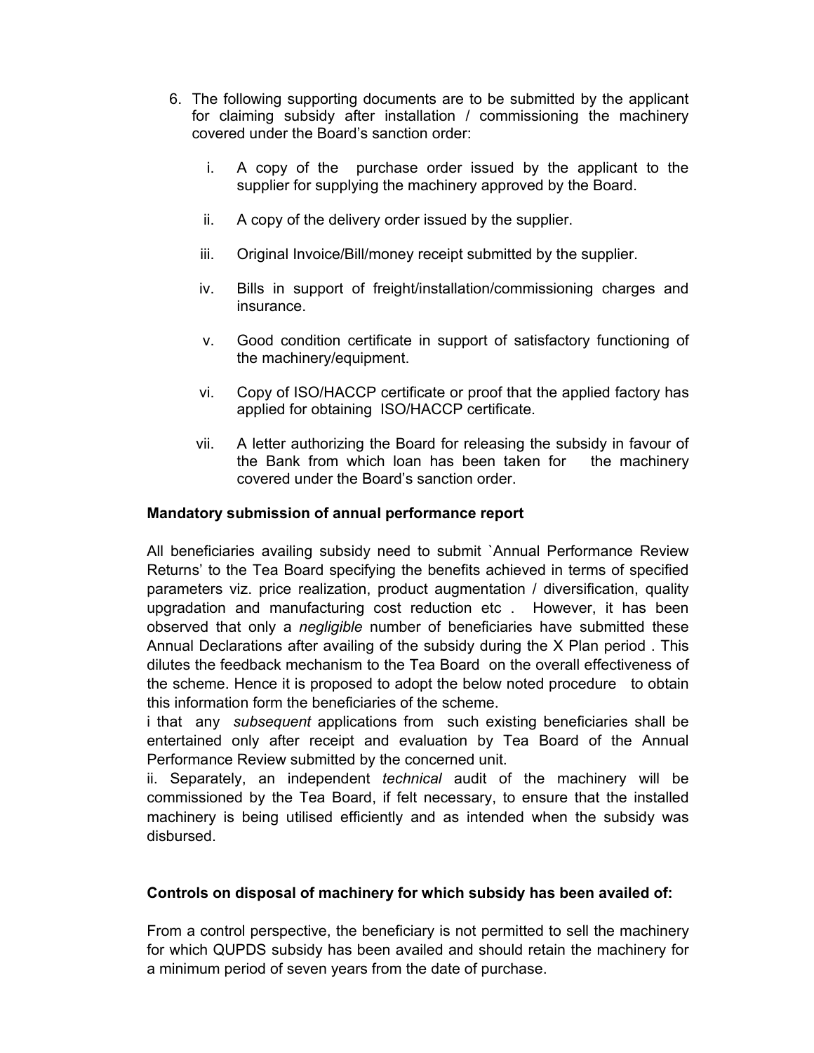6. The following supporting documents are to be submitted by the applicant for claiming subsidy after installation / commissioning the machinery covered under the Board's sanction order:

   i. A copy of the purchase order issued by the applicant to the supplier for supplying the machinery approved by the Board.

   ii. A copy of the delivery order issued by the supplier.

   iii. Original Invoice/Bill/money receipt submitted by the supplier.

   iv. Bills in support of freight/installation/commissioning charges and insurance.

   v. Good condition certificate in support of satisfactory functioning of the machinery/equipment.

   vi. Copy of ISO/HACCP certificate or proof that the applied factory has applied for obtaining ISO/HACCP certificate.

   vii. A letter authorizing the Board for releasing the subsidy in favour of the Bank from which loan has been taken for the machinery covered under the Board's sanction order.

**Mandatory submission of annual performance report**

All beneficiaries availing subsidy need to submit `Annual Performance Review Returns' to the Tea Board specifying the benefits achieved in terms of specified parameters viz. price realization, product augmentation / diversification, quality upgradation and manufacturing cost reduction etc . However, it has been observed that only a *negligible* number of beneficiaries have submitted these Annual Declarations after availing of the subsidy during the X Plan period . This dilutes the feedback mechanism to the Tea Board on the overall effectiveness of the scheme. Hence it is proposed to adopt the below noted procedure to obtain this information form the beneficiaries of the scheme.

i that any *subsequent* applications from such existing beneficiaries shall be entertained only after receipt and evaluation by Tea Board of the Annual Performance Review submitted by the concerned unit.

ii. Separately, an independent *technical* audit of the machinery will be commissioned by the Tea Board, if felt necessary, to ensure that the installed machinery is being utilised efficiently and as intended when the subsidy was disbursed.

**Controls on disposal of machinery for which subsidy has been availed of:**

From a control perspective, the beneficiary is not permitted to sell the machinery for which QUPDS subsidy has been availed and should retain the machinery for a minimum period of seven years from the date of purchase.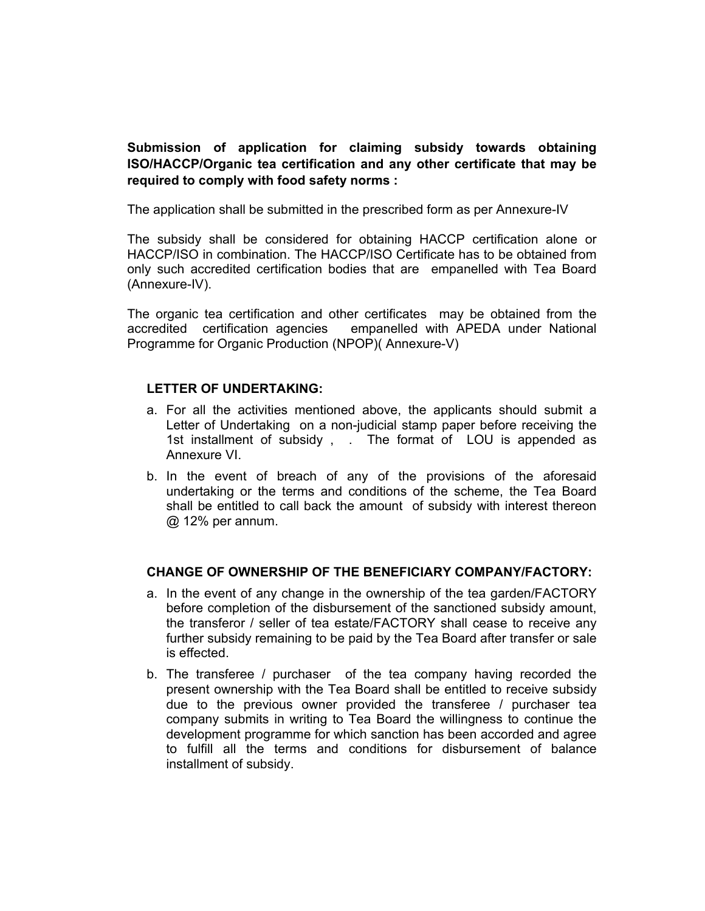**Submission of application for claiming subsidy towards obtaining ISO/HACCP/Organic tea certification and any other certificate that may be required to comply with food safety norms :**

The application shall be submitted in the prescribed form as per Annexure-IV

The subsidy shall be considered for obtaining HACCP certification alone or HACCP/ISO in combination. The HACCP/ISO Certificate has to be obtained from only such accredited certification bodies that are empanelled with Tea Board (Annexure-IV).

The organic tea certification and other certificates may be obtained from the accredited certification agencies empanelled with APEDA under National Programme for Organic Production (NPOP)( Annexure-V)

**LETTER OF UNDERTAKING:**

a. For all the activities mentioned above, the applicants should submit a Letter of Undertaking on a non-judicial stamp paper before receiving the 1st installment of subsidy , . The format of LOU is appended as Annexure VI.

b. In the event of breach of any of the provisions of the aforesaid undertaking or the terms and conditions of the scheme, the Tea Board shall be entitled to call back the amount of subsidy with interest thereon @ 12% per annum.

**CHANGE OF OWNERSHIP OF THE BENEFICIARY COMPANY/FACTORY:**

a. In the event of any change in the ownership of the tea garden/FACTORY before completion of the disbursement of the sanctioned subsidy amount, the transferor / seller of tea estate/FACTORY shall cease to receive any further subsidy remaining to be paid by the Tea Board after transfer or sale is effected.

b. The transferee / purchaser of the tea company having recorded the present ownership with the Tea Board shall be entitled to receive subsidy due to the previous owner provided the transferee / purchaser tea company submits in writing to Tea Board the willingness to continue the development programme for which sanction has been accorded and agree to fulfill all the terms and conditions for disbursement of balance installment of subsidy.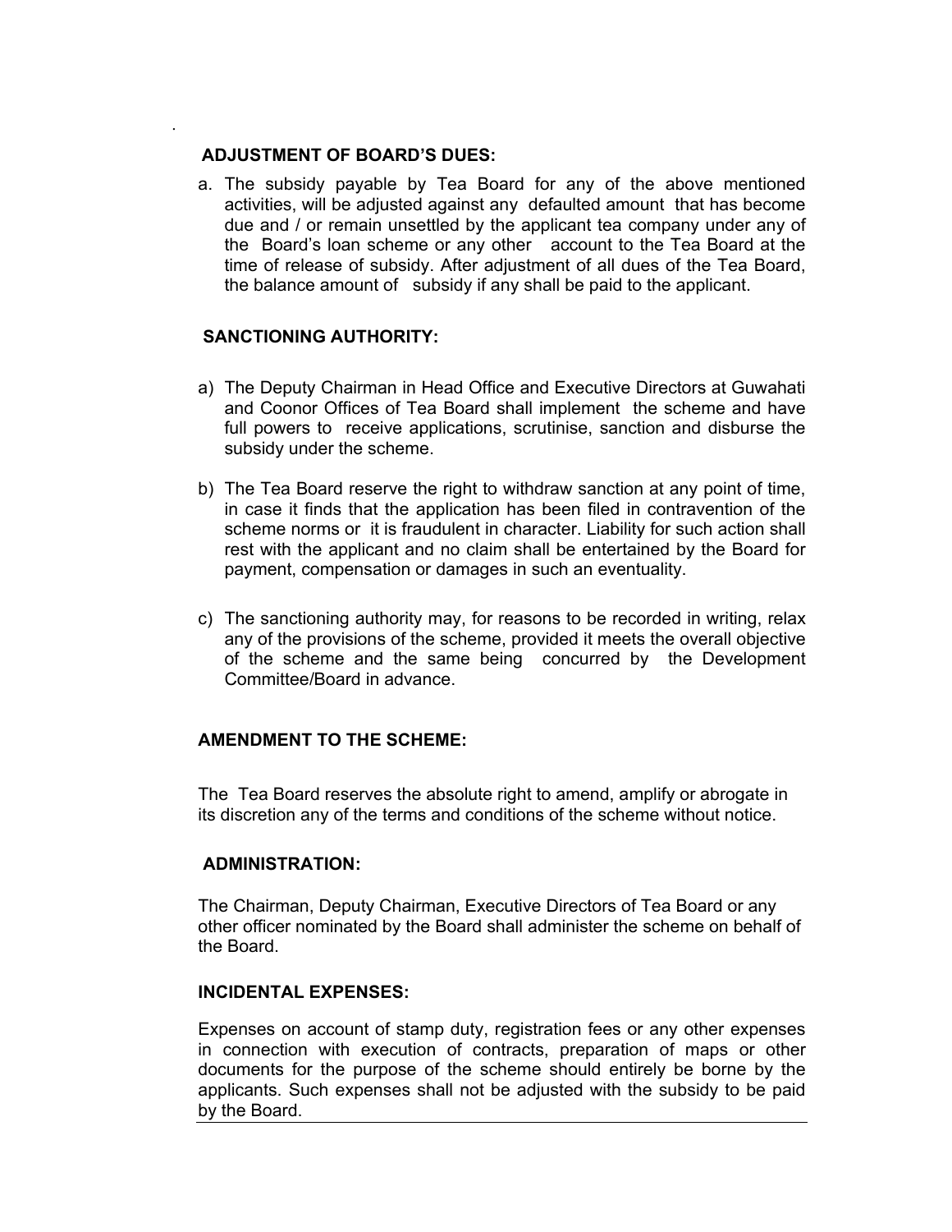## ADJUSTMENT OF BOARD'S DUES:

a. The subsidy payable by Tea Board for any of the above mentioned activities, will be adjusted against any defaulted amount that has become due and / or remain unsettled by the applicant tea company under any of the Board's loan scheme or any other account to the Tea Board at the time of release of subsidy. After adjustment of all dues of the Tea Board, the balance amount of subsidy if any shall be paid to the applicant.

## SANCTIONING AUTHORITY:

a) The Deputy Chairman in Head Office and Executive Directors at Guwahati and Coonor Offices of Tea Board shall implement the scheme and have full powers to receive applications, scrutinise, sanction and disburse the subsidy under the scheme.

b) The Tea Board reserve the right to withdraw sanction at any point of time, in case it finds that the application has been filed in contravention of the scheme norms or it is fraudulent in character. Liability for such action shall rest with the applicant and no claim shall be entertained by the Board for payment, compensation or damages in such an eventuality.

c) The sanctioning authority may, for reasons to be recorded in writing, relax any of the provisions of the scheme, provided it meets the overall objective of the scheme and the same being concurred by the Development Committee/Board in advance.

## AMENDMENT TO THE SCHEME:

The Tea Board reserves the absolute right to amend, amplify or abrogate in its discretion any of the terms and conditions of the scheme without notice.

## ADMINISTRATION:

The Chairman, Deputy Chairman, Executive Directors of Tea Board or any other officer nominated by the Board shall administer the scheme on behalf of the Board.

## INCIDENTAL EXPENSES:

Expenses on account of stamp duty, registration fees or any other expenses in connection with execution of contracts, preparation of maps or other documents for the purpose of the scheme should entirely be borne by the applicants. Such expenses shall not be adjusted with the subsidy to be paid by the Board.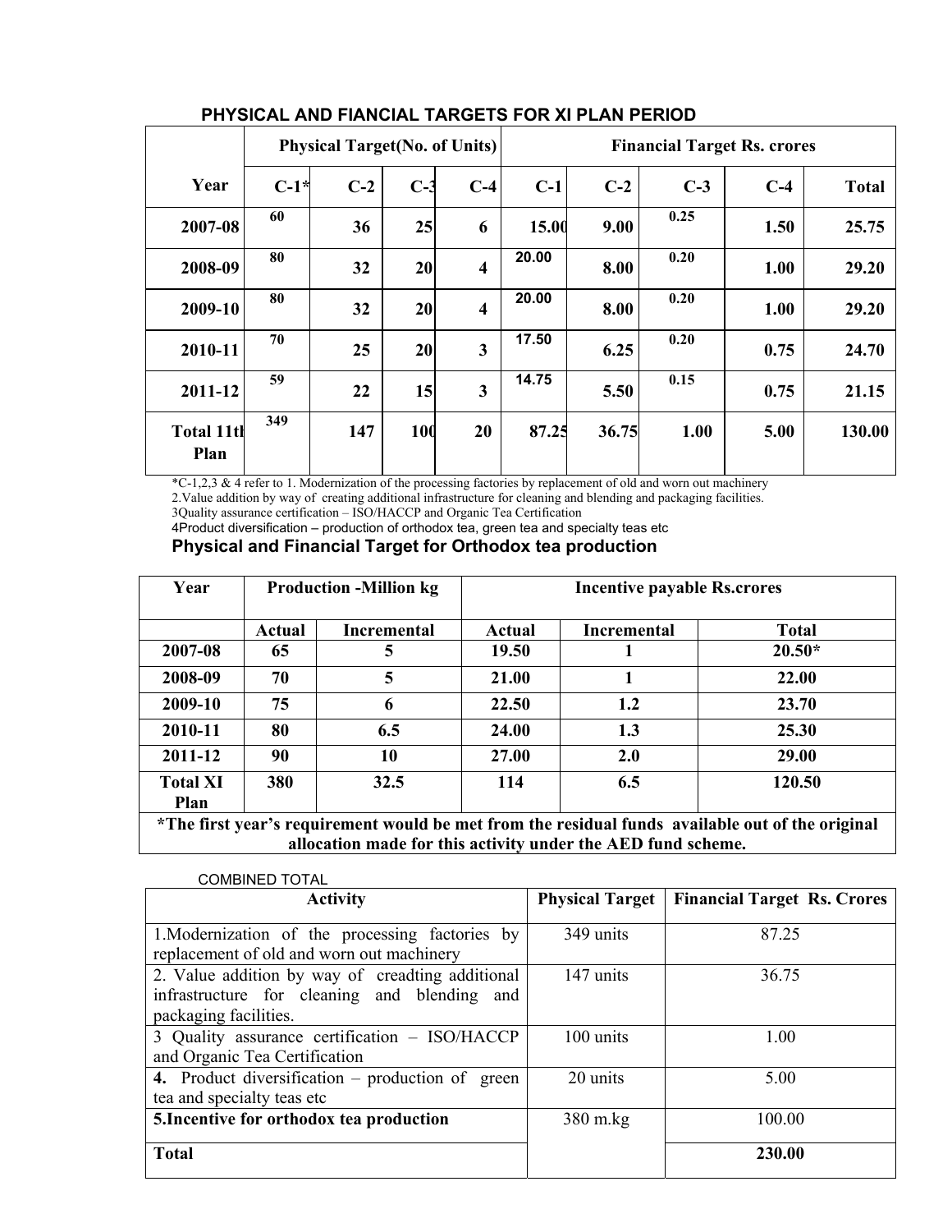## PHYSICAL AND FIANCIAL TARGETS FOR XI PLAN PERIOD

| Year | Physical Target(No. of Units) | | | | Financial Target Rs. crores | | | | |
|---|---|---|---|---|---|---|---|---|---|
| | C-1* | C-2 | C-3 | C-4 | C-1 | C-2 | C-3 | C-4 | Total |
| 2007-08 | 60 | 36 | 25 | 6 | 15.00 | 9.00 | 0.25 | 1.50 | 25.75 |
| 2008-09 | 80 | 32 | 20 | 4 | 20.00 | 8.00 | 0.20 | 1.00 | 29.20 |
| 2009-10 | 80 | 32 | 20 | 4 | 20.00 | 8.00 | 0.20 | 1.00 | 29.20 |
| 2010-11 | 70 | 25 | 20 | 3 | 17.50 | 6.25 | 0.20 | 0.75 | 24.70 |
| 2011-12 | 59 | 22 | 15 | 3 | 14.75 | 5.50 | 0.15 | 0.75 | 21.15 |
| Total 11th Plan | 349 | 147 | 100 | 20 | 87.25 | 36.75 | 1.00 | 5.00 | 130.00 |

*C-1,2,3 & 4 refer to 1. Modernization of the processing factories by replacement of old and worn out machinery

2.Value addition by way of creating additional infrastructure for cleaning and blending and packaging facilities.

3Quality assurance certification – ISO/HACCP and Organic Tea Certification

4Product diversification – production of orthodox tea, green tea and specialty teas etc

## Physical and Financial Target for Orthodox tea production

| Year | Production -Million kg | | Incentive payable Rs.crores | | |
|---|---|---|---|---|---|
| | Actual | Incremental | Actual | Incremental | Total |
| 2007-08 | 65 | 5 | 19.50 | 1 | 20.50* |
| 2008-09 | 70 | 5 | 21.00 | 1 | 22.00 |
| 2009-10 | 75 | 6 | 22.50 | 1.2 | 23.70 |
| 2010-11 | 80 | 6.5 | 24.00 | 1.3 | 25.30 |
| 2011-12 | 90 | 10 | 27.00 | 2.0 | 29.00 |
| Total XI Plan | 380 | 32.5 | 114 | 6.5 | 120.50 |

**\*The first year's requirement would be met from the residual funds available out of the original allocation made for this activity under the AED fund scheme.**

COMBINED TOTAL

| Activity | Physical Target | Financial Target Rs. Crores |
|---|---|---|
| 1.Modernization of the processing factories by replacement of old and worn out machinery | 349 units | 87.25 |
| 2. Value addition by way of creadting additional infrastructure for cleaning and blending and packaging facilities. | 147 units | 36.75 |
| 3 Quality assurance certification – ISO/HACCP and Organic Tea Certification | 100 units | 1.00 |
| **4.** Product diversification – production of green tea and specialty teas etc | 20 units | 5.00 |
| **5.Incentive for orthodox tea production** | 380 m.kg | 100.00 |
| **Total** | | **230.00** |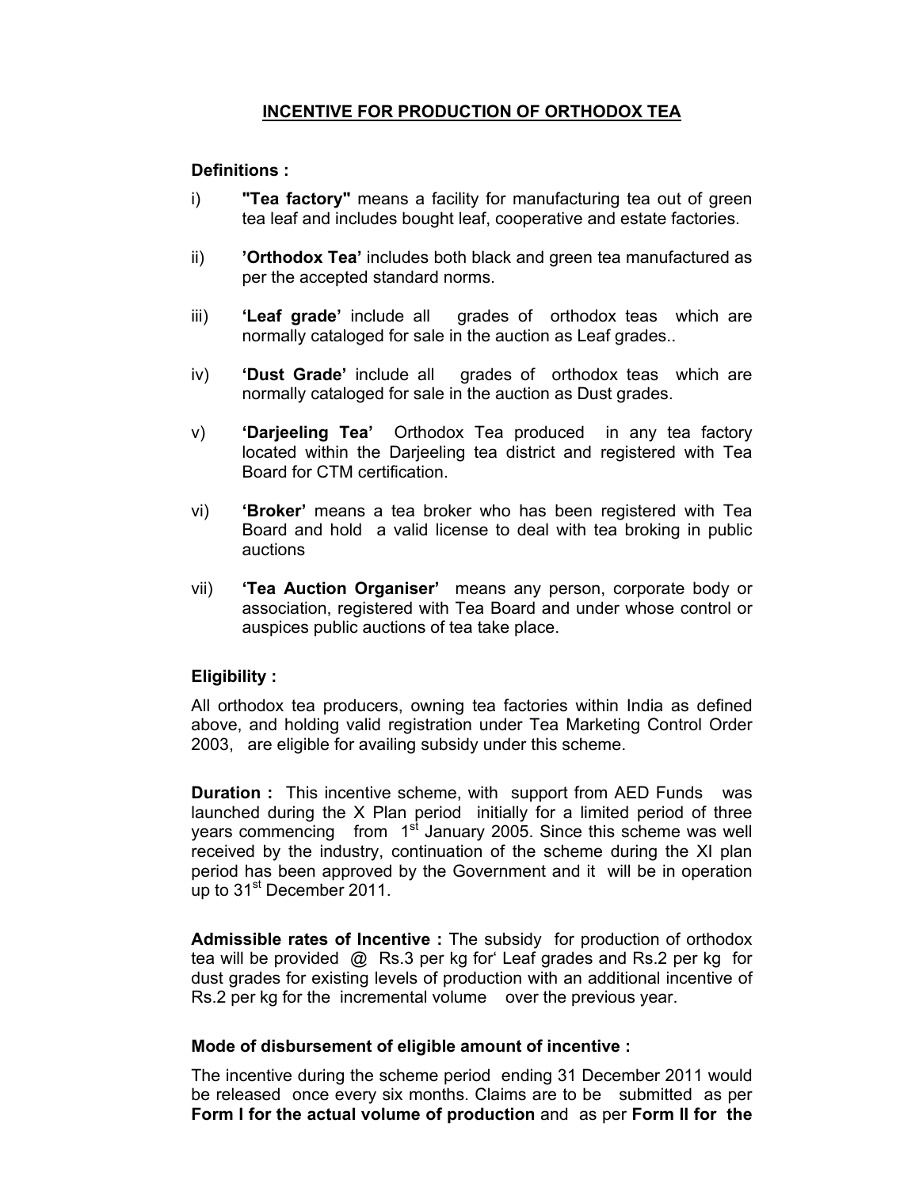## INCENTIVE FOR PRODUCTION OF ORTHODOX TEA

**Definitions :**

i) **"Tea factory"** means a facility for manufacturing tea out of green tea leaf and includes bought leaf, cooperative and estate factories.

ii) **'Orthodox Tea'** includes both black and green tea manufactured as per the accepted standard norms.

iii) **'Leaf grade'** include all grades of orthodox teas which are normally cataloged for sale in the auction as Leaf grades..

iv) **'Dust Grade'** include all grades of orthodox teas which are normally cataloged for sale in the auction as Dust grades.

v) **'Darjeeling Tea'** Orthodox Tea produced in any tea factory located within the Darjeeling tea district and registered with Tea Board for CTM certification.

vi) **'Broker'** means a tea broker who has been registered with Tea Board and hold a valid license to deal with tea broking in public auctions

vii) **'Tea Auction Organiser'** means any person, corporate body or association, registered with Tea Board and under whose control or auspices public auctions of tea take place.

**Eligibility :**

All orthodox tea producers, owning tea factories within India as defined above, and holding valid registration under Tea Marketing Control Order 2003, are eligible for availing subsidy under this scheme.

**Duration :** This incentive scheme, with support from AED Funds was launched during the X Plan period initially for a limited period of three years commencing from 1st January 2005. Since this scheme was well received by the industry, continuation of the scheme during the XI plan period has been approved by the Government and it will be in operation up to 31st December 2011.

**Admissible rates of Incentive :** The subsidy for production of orthodox tea will be provided @ Rs.3 per kg for' Leaf grades and Rs.2 per kg for dust grades for existing levels of production with an additional incentive of Rs.2 per kg for the incremental volume over the previous year.

**Mode of disbursement of eligible amount of incentive :**

The incentive during the scheme period ending 31 December 2011 would be released once every six months. Claims are to be submitted as per **Form I for the actual volume of production** and as per **Form II for the**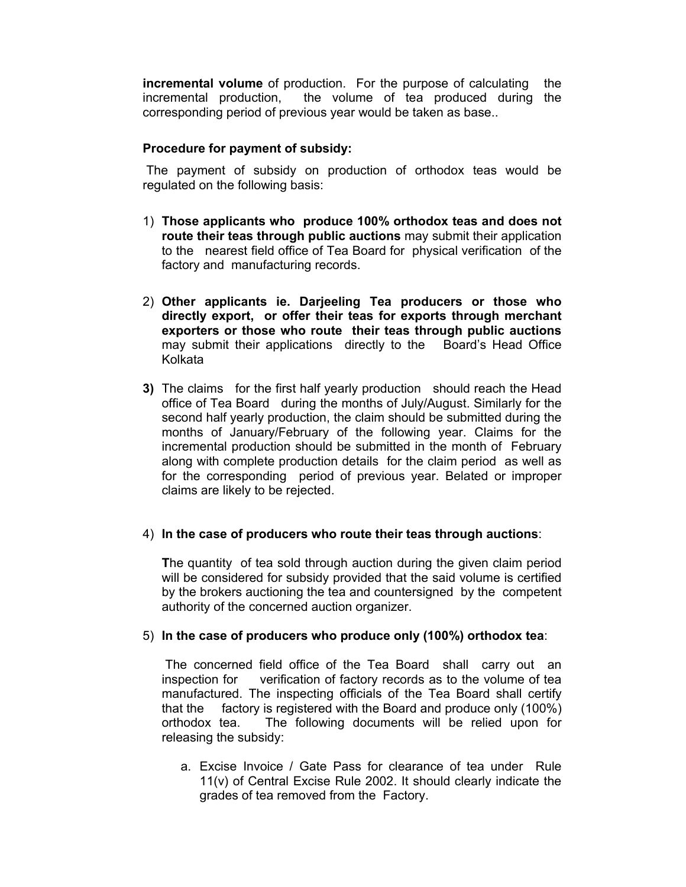**incremental volume** of production. For the purpose of calculating the incremental production, the volume of tea produced during the corresponding period of previous year would be taken as base..

**Procedure for payment of subsidy:**

The payment of subsidy on production of orthodox teas would be regulated on the following basis:

1) **Those applicants who produce 100% orthodox teas and does not route their teas through public auctions** may submit their application to the nearest field office of Tea Board for physical verification of the factory and manufacturing records.

2) **Other applicants ie. Darjeeling Tea producers or those who directly export, or offer their teas for exports through merchant exporters or those who route their teas through public auctions** may submit their applications directly to the Board's Head Office Kolkata

3) The claims for the first half yearly production should reach the Head office of Tea Board during the months of July/August. Similarly for the second half yearly production, the claim should be submitted during the months of January/February of the following year. Claims for the incremental production should be submitted in the month of February along with complete production details for the claim period as well as for the corresponding period of previous year. Belated or improper claims are likely to be rejected.

4) **In the case of producers who route their teas through auctions**:

   **T**he quantity of tea sold through auction during the given claim period will be considered for subsidy provided that the said volume is certified by the brokers auctioning the tea and countersigned by the competent authority of the concerned auction organizer.

5) **In the case of producers who produce only (100%) orthodox tea**:

   The concerned field office of the Tea Board shall carry out an inspection for verification of factory records as to the volume of tea manufactured. The inspecting officials of the Tea Board shall certify that the factory is registered with the Board and produce only (100%) orthodox tea. The following documents will be relied upon for releasing the subsidy:

   a. Excise Invoice / Gate Pass for clearance of tea under Rule 11(v) of Central Excise Rule 2002. It should clearly indicate the grades of tea removed from the Factory.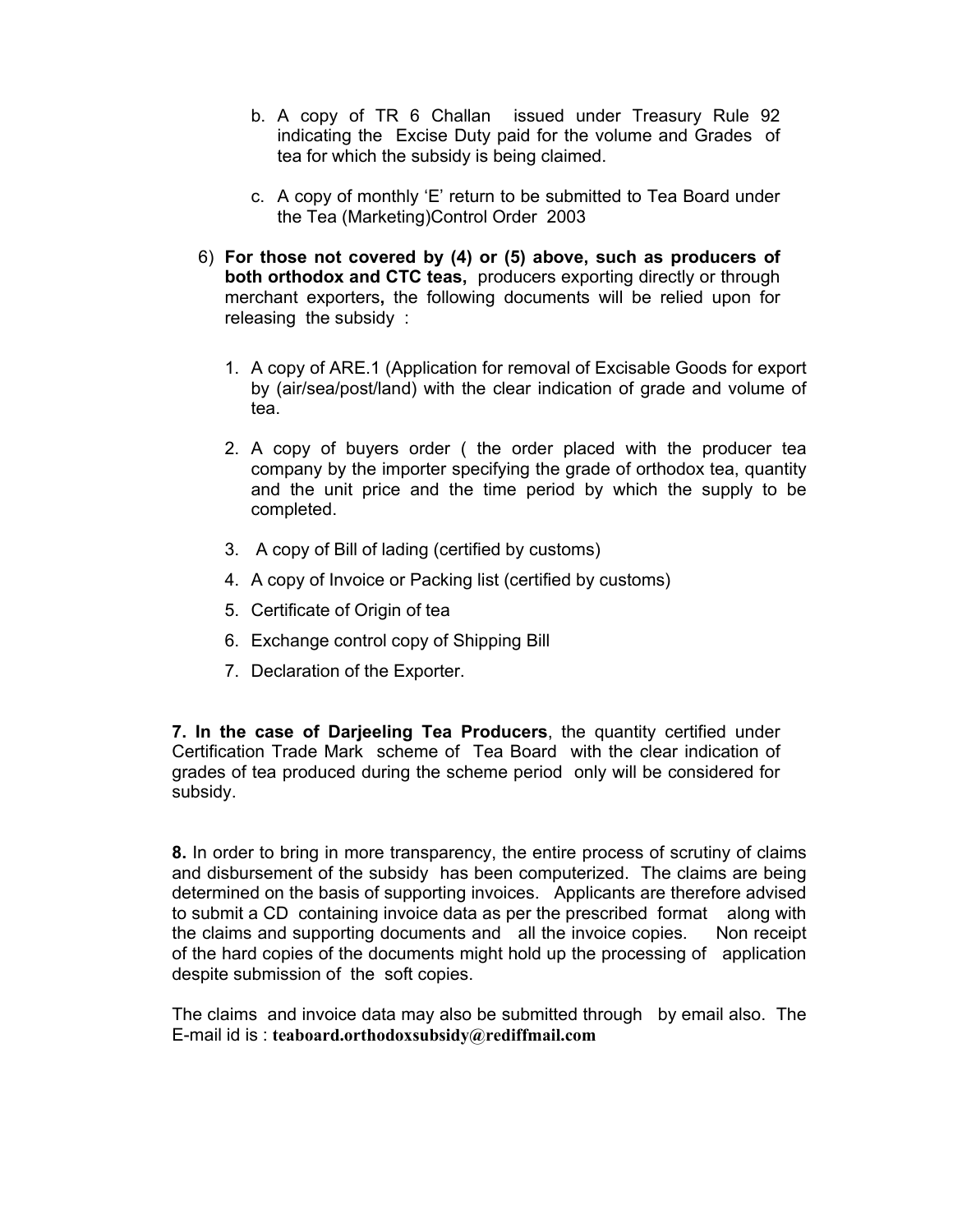b. A copy of TR 6 Challan issued under Treasury Rule 92 indicating the Excise Duty paid for the volume and Grades of tea for which the subsidy is being claimed.

c. A copy of monthly 'E' return to be submitted to Tea Board under the Tea (Marketing)Control Order 2003

6) **For those not covered by (4) or (5) above, such as producers of both orthodox and CTC teas,** producers exporting directly or through merchant exporters**,** the following documents will be relied upon for releasing the subsidy :

1. A copy of ARE.1 (Application for removal of Excisable Goods for export by (air/sea/post/land) with the clear indication of grade and volume of tea.
2. A copy of buyers order ( the order placed with the producer tea company by the importer specifying the grade of orthodox tea, quantity and the unit price and the time period by which the supply to be completed.
3. A copy of Bill of lading (certified by customs)
4. A copy of Invoice or Packing list (certified by customs)
5. Certificate of Origin of tea
6. Exchange control copy of Shipping Bill
7. Declaration of the Exporter.

**7. In the case of Darjeeling Tea Producers**, the quantity certified under Certification Trade Mark scheme of Tea Board with the clear indication of grades of tea produced during the scheme period only will be considered for subsidy.

**8.** In order to bring in more transparency, the entire process of scrutiny of claims and disbursement of the subsidy has been computerized. The claims are being determined on the basis of supporting invoices. Applicants are therefore advised to submit a CD containing invoice data as per the prescribed format along with the claims and supporting documents and all the invoice copies. Non receipt of the hard copies of the documents might hold up the processing of application despite submission of the soft copies.

The claims and invoice data may also be submitted through by email also. The E-mail id is : **teaboard.orthodoxsubsidy@rediffmail.com**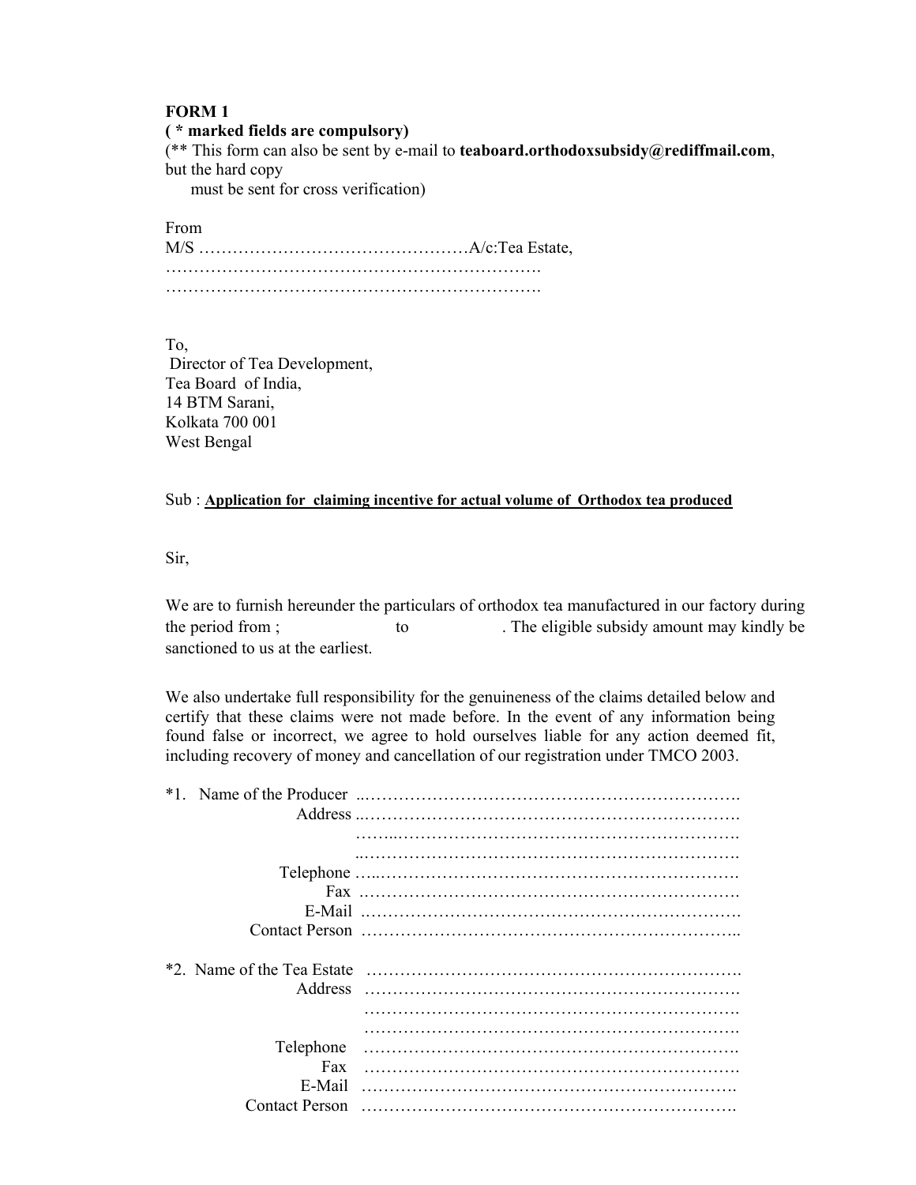**FORM 1**

**( * marked fields are compulsory)**

(** This form can also be sent by e-mail to **teaboard.orthodoxsubsidy@rediffmail.com**, but the hard copy must be sent for cross verification)

From

M/S …………………………………………A/c:Tea Estate,

…………………………………………………………….

…………………………………………………………….

To,

Director of Tea Development,
Tea Board of India,
14 BTM Sarani,
Kolkata 700 001
West Bengal

Sub : **Application for claiming incentive for actual volume of Orthodox tea produced**

Sir,

We are to furnish hereunder the particulars of orthodox tea manufactured in our factory during the period from ; to . The eligible subsidy amount may kindly be sanctioned to us at the earliest.

We also undertake full responsibility for the genuineness of the claims detailed below and certify that these claims were not made before. In the event of any information being found false or incorrect, we agree to hold ourselves liable for any action deemed fit, including recovery of money and cancellation of our registration under TMCO 2003.

*1. Name of the Producer ..………………………………………………………….

Address ..………………………………………………………….

……..……………………………………………………….

..………………………………………………………….

Telephone …..……………………………………………………….

Fax ……………………………………………………………

E-Mail ……………………………………………………………

Contact Person …………………………………………………………..

*2. Name of the Tea Estate ………………………………………………………….

Address ………………………………………………………….

………………………………………………………….

………………………………………………………….

Telephone ………………………………………………………….

Fax ………………………………………………………….

E-Mail ………………………………………………………….

Contact Person ………………………………………………………….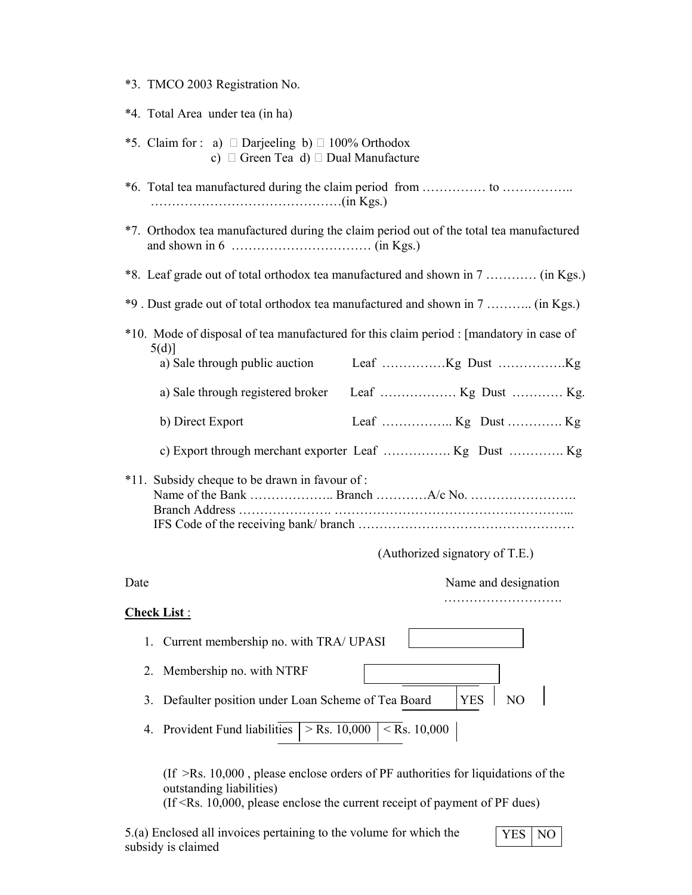*3. TMCO 2003 Registration No.

*4. Total Area under tea (in ha)

*5. Claim for : a)  Darjeeling b)  100% Orthodox
c)  Green Tea d)  Dual Manufacture

*6. Total tea manufactured during the claim period from …………… to ……………..
………………………………………(in Kgs.)

*7. Orthodox tea manufactured during the claim period out of the total tea manufactured and shown in 6 …………………………… (in Kgs.)

*8. Leaf grade out of total orthodox tea manufactured and shown in 7 ………… (in Kgs.)

*9 . Dust grade out of total orthodox tea manufactured and shown in 7 ……….. (in Kgs.)

*10. Mode of disposal of tea manufactured for this claim period : [mandatory in case of 5(d)]

a) Sale through public auction    Leaf ……………Kg Dust …………….Kg

a) Sale through registered broker    Leaf ……………… Kg Dust ………… Kg.

b) Direct Export    Leaf …………….. Kg Dust …………. Kg

c) Export through merchant exporter Leaf ……………. Kg Dust …………. Kg

*11. Subsidy cheque to be drawn in favour of :
Name of the Bank ……………….. Branch …………A/c No. …………………….
Branch Address …………………. ………………………………………………...
IFS Code of the receiving bank/ branch ……………………………………………

(Authorized signatory of T.E.)

Date    Name and designation
……………………….

**Check List** :

1. Current membership no. with TRA/ UPASI [ ]
2. Membership no. with NTRF [ ]
3. Defaulter position under Loan Scheme of Tea Board | YES | NO |
4. Provident Fund liabilities | > Rs. 10,000 | < Rs. 10,000 |

(If >Rs. 10,000 , please enclose orders of PF authorities for liquidations of the outstanding liabilities)
(If <Rs. 10,000, please enclose the current receipt of payment of PF dues)

5.(a) Enclosed all invoices pertaining to the volume for which the subsidy is claimed | YES | NO |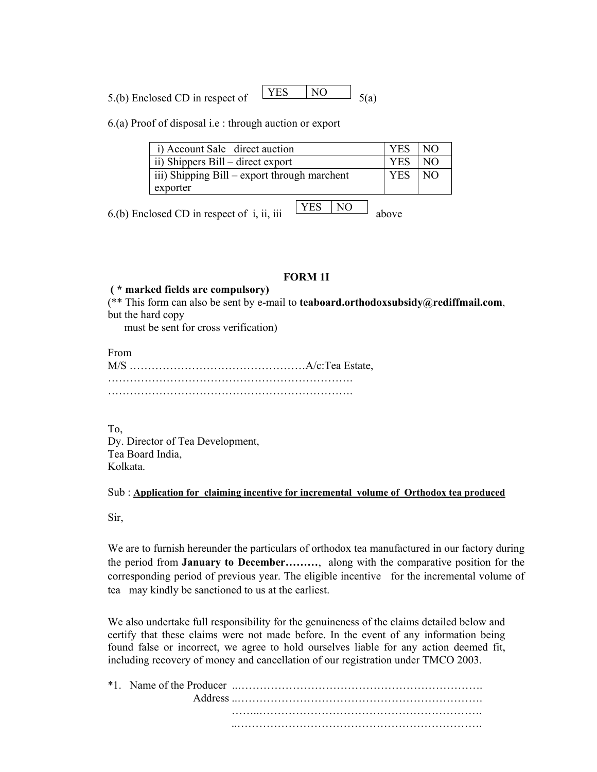5.(b) Enclosed CD in respect of | YES | NO | 5(a)

6.(a) Proof of disposal i.e : through auction or export

| | | |
|---|---|---|
| i) Account Sale direct auction | YES | NO |
| ii) Shippers Bill – direct export | YES | NO |
| iii) Shipping Bill – export through marchent exporter | YES | NO |

6.(b) Enclosed CD in respect of i, ii, iii | YES | NO | above

**FORM 1I**

**( * marked fields are compulsory)**

(** This form can also be sent by e-mail to **teaboard.orthodoxsubsidy@rediffmail.com**, but the hard copy must be sent for cross verification)

From

M/S …………………………………………A/c:Tea Estate,

………………………………………………………….

………………………………………………………….

To,

Dy. Director of Tea Development,

Tea Board India,

Kolkata.

Sub : **Application for claiming incentive for incremental volume of Orthodox tea produced**

Sir,

We are to furnish hereunder the particulars of orthodox tea manufactured in our factory during the period from **January to December………**, along with the comparative position for the corresponding period of previous year. The eligible incentive for the incremental volume of tea may kindly be sanctioned to us at the earliest.

We also undertake full responsibility for the genuineness of the claims detailed below and certify that these claims were not made before. In the event of any information being found false or incorrect, we agree to hold ourselves liable for any action deemed fit, including recovery of money and cancellation of our registration under TMCO 2003.

*1. Name of the Producer ..………………………………………………………….

Address ..………………………………………………………….

……..……………………………………………………….

..………………………………………………………….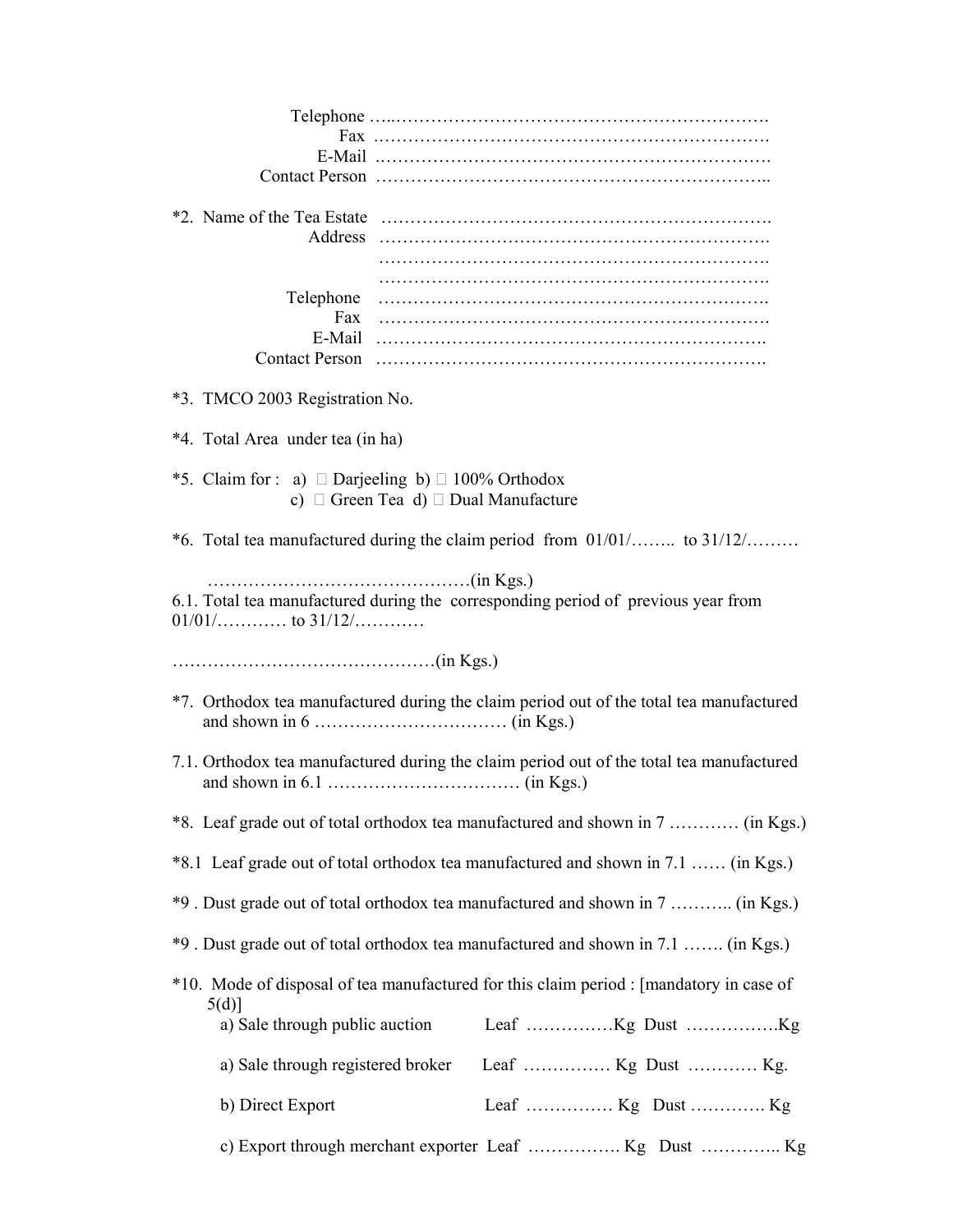Telephone …..……………………………………………………….
Fax ………………………………………………………….
E-Mail ………………………………………………………….
Contact Person …………………………………………………………..

*2. Name of the Tea Estate ………………………………………………………….
Address ………………………………………………………….
………………………………………………………….
………………………………………………………….
Telephone ………………………………………………………….
Fax ………………………………………………………….
E-Mail ………………………………………………………….
Contact Person ………………………………………………………….

*3. TMCO 2003 Registration No.

*4. Total Area under tea (in ha)

*5. Claim for : a) □ Darjeeling b) □ 100% Orthodox
c) □ Green Tea d) □ Dual Manufacture

*6. Total tea manufactured during the claim period from 01/01/…….. to 31/12/………

………………………………………(in Kgs.)

6.1. Total tea manufactured during the corresponding period of previous year from 01/01/………… to 31/12/…………

………………………………………(in Kgs.)

*7. Orthodox tea manufactured during the claim period out of the total tea manufactured and shown in 6 …………………………… (in Kgs.)

7.1. Orthodox tea manufactured during the claim period out of the total tea manufactured and shown in 6.1 …………………………… (in Kgs.)

*8. Leaf grade out of total orthodox tea manufactured and shown in 7 ………… (in Kgs.)

*8.1 Leaf grade out of total orthodox tea manufactured and shown in 7.1 …… (in Kgs.)

*9 . Dust grade out of total orthodox tea manufactured and shown in 7 ……….. (in Kgs.)

*9 . Dust grade out of total orthodox tea manufactured and shown in 7.1 ……. (in Kgs.)

*10. Mode of disposal of tea manufactured for this claim period : [mandatory in case of 5(d)]

a) Sale through public auction Leaf ……………Kg Dust …………….Kg

a) Sale through registered broker Leaf …………… Kg Dust ………… Kg.

b) Direct Export Leaf …………… Kg Dust …………. Kg

c) Export through merchant exporter Leaf ……………. Kg Dust ………….. Kg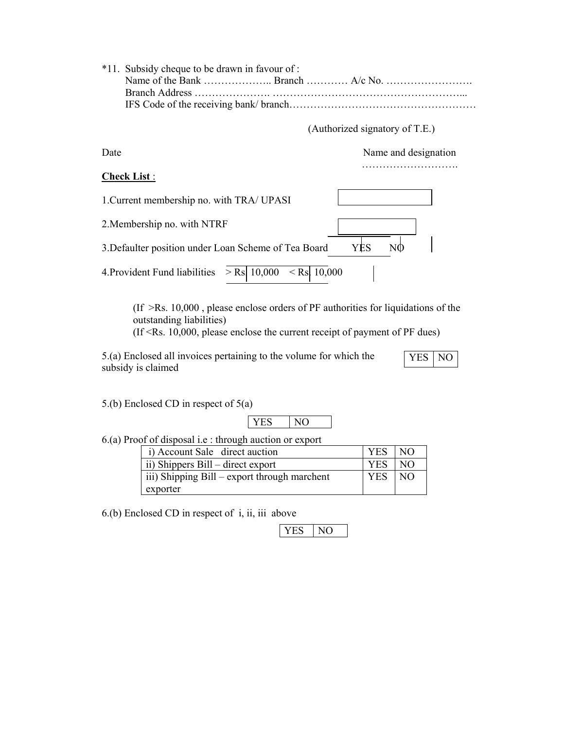*11. Subsidy cheque to be drawn in favour of :
Name of the Bank ……………….. Branch ………… A/c No. …………………….
Branch Address …………………. ……………………………………………...
IFS Code of the receiving bank/ branch………………………………………………

(Authorized signatory of T.E.)

Date

Name and designation
……………………….

**Check List** :

1.Current membership no. with TRA/ UPASI

2.Membership no. with NTRF

3.Defaulter position under Loan Scheme of Tea Board YES NO

4.Provident Fund liabilities > Rs. 10,000 < Rs. 10,000

(If >Rs. 10,000 , please enclose orders of PF authorities for liquidations of the outstanding liabilities)
(If <Rs. 10,000, please enclose the current receipt of payment of PF dues)

5.(a) Enclosed all invoices pertaining to the volume for which the subsidy is claimed

| YES | NO |
|---|---|

5.(b) Enclosed CD in respect of 5(a)

| YES | NO |
|---|---|

6.(a) Proof of disposal i.e : through auction or export

| | | |
|---|---|---|
| i) Account Sale direct auction | YES | NO |
| ii) Shippers Bill – direct export | YES | NO |
| iii) Shipping Bill – export through marchent exporter | YES | NO |

6.(b) Enclosed CD in respect of i, ii, iii above

| YES | NO |
|---|---|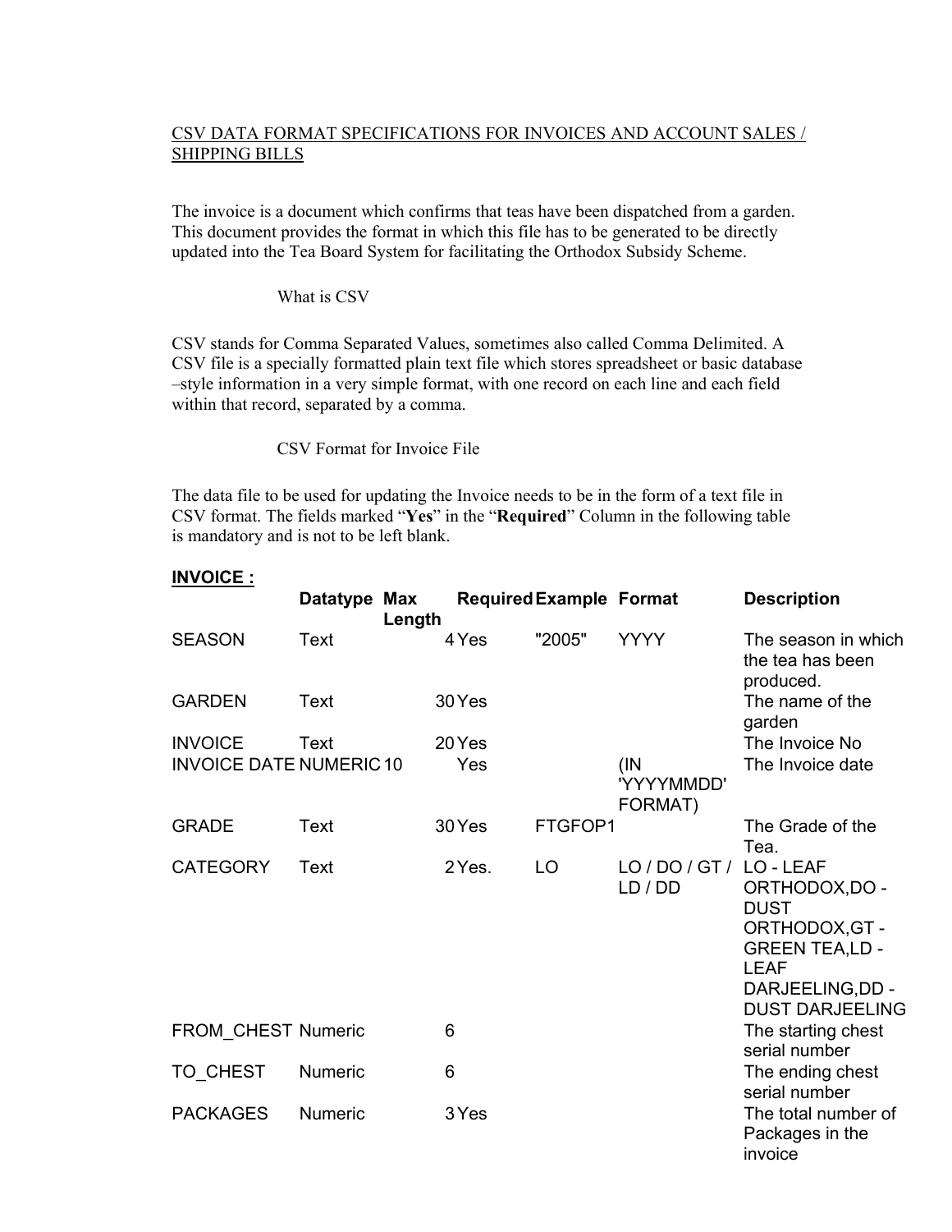## CSV DATA FORMAT SPECIFICATIONS FOR INVOICES AND ACCOUNT SALES / SHIPPING BILLS

The invoice is a document which confirms that teas have been dispatched from a garden. This document provides the format in which this file has to be generated to be directly updated into the Tea Board System for facilitating the Orthodox Subsidy Scheme.

### What is CSV

CSV stands for Comma Separated Values, sometimes also called Comma Delimited. A CSV file is a specially formatted plain text file which stores spreadsheet or basic database –style information in a very simple format, with one record on each line and each field within that record, separated by a comma.

### CSV Format for Invoice File

The data file to be used for updating the Invoice needs to be in the form of a text file in CSV format. The fields marked "**Yes**" in the "**Required**" Column in the following table is mandatory and is not to be left blank.

**INVOICE :**

| | Datatype | Max Length | Required | Example | Format | Description |
|---|---|---|---|---|---|---|
| SEASON | Text | 4 | Yes | "2005" | YYYY | The season in which the tea has been produced. |
| GARDEN | Text | 30 | Yes | | | The name of the garden |
| INVOICE | Text | 20 | Yes | | | The Invoice No |
| INVOICE DATE | NUMERIC | 10 | Yes | | (IN 'YYYYMMDD' FORMAT) | The Invoice date |
| GRADE | Text | 30 | Yes | FTGFOP1 | | The Grade of the Tea. |
| CATEGORY | Text | 2 | Yes. | LO | LO / DO / GT / LD / DD | LO - LEAF ORTHODOX,DO - DUST ORTHODOX,GT - GREEN TEA,LD - LEAF DARJEELING,DD - DUST DARJEELING |
| FROM_CHEST | Numeric | 6 | | | | The starting chest serial number |
| TO_CHEST | Numeric | 6 | | | | The ending chest serial number |
| PACKAGES | Numeric | 3 | Yes | | | The total number of Packages in the invoice |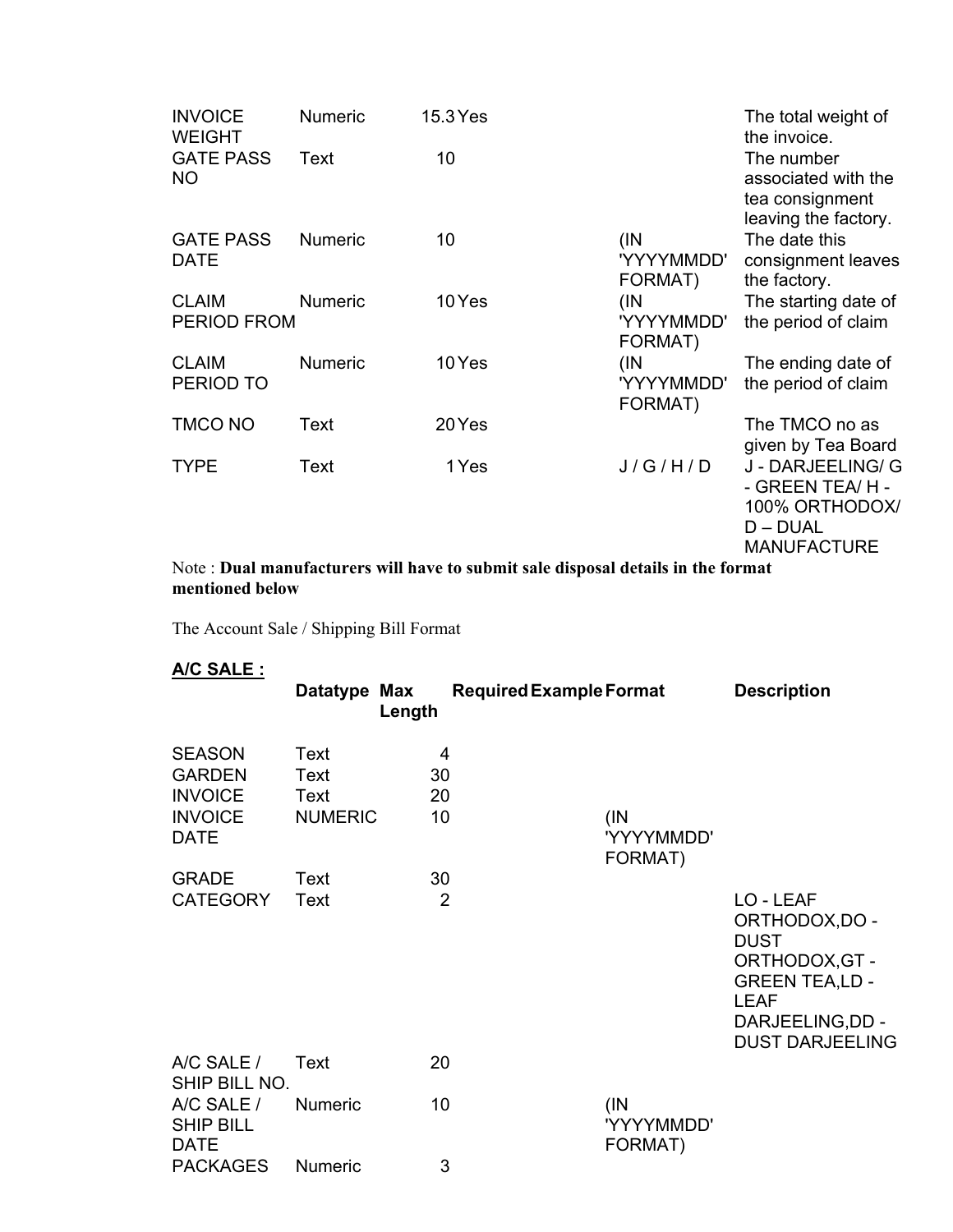| | | | | | | |
|---|---|---|---|---|---|---|
| INVOICE WEIGHT | Numeric | 15.3 | Yes | | | The total weight of the invoice. |
| GATE PASS NO | Text | 10 | | | | The number associated with the tea consignment leaving the factory. |
| GATE PASS DATE | Numeric | 10 | | | (IN 'YYYYMMDD' FORMAT) | The date this consignment leaves the factory. |
| CLAIM PERIOD FROM | Numeric | 10 | Yes | | (IN 'YYYYMMDD' FORMAT) | The starting date of the period of claim |
| CLAIM PERIOD TO | Numeric | 10 | Yes | | (IN 'YYYYMMDD' FORMAT) | The ending date of the period of claim |
| TMCO NO | Text | 20 | Yes | | | The TMCO no as given by Tea Board |
| TYPE | Text | 1 | Yes | | J / G / H / D | J - DARJEELING/ G - GREEN TEA/ H - 100% ORTHODOX/ D – DUAL MANUFACTURE |

Note : **Dual manufacturers will have to submit sale disposal details in the format mentioned below**

The Account Sale / Shipping Bill Format

**A/C SALE :**

| | Datatype | Max Length | Required | Example | Format | Description |
|---|---|---|---|---|---|---|
| SEASON | Text | 4 | | | | |
| GARDEN | Text | 30 | | | | |
| INVOICE | Text | 20 | | | | |
| INVOICE DATE | NUMERIC | 10 | | | (IN 'YYYYMMDD' FORMAT) | |
| GRADE | Text | 30 | | | | |
| CATEGORY | Text | 2 | | | | LO - LEAF ORTHODOX,DO - DUST ORTHODOX,GT - GREEN TEA,LD - LEAF DARJEELING,DD - DUST DARJEELING |
| A/C SALE / SHIP BILL NO. | Text | 20 | | | | |
| A/C SALE / SHIP BILL DATE | Numeric | 10 | | | (IN 'YYYYMMDD' FORMAT) | |
| PACKAGES | Numeric | 3 | | | | |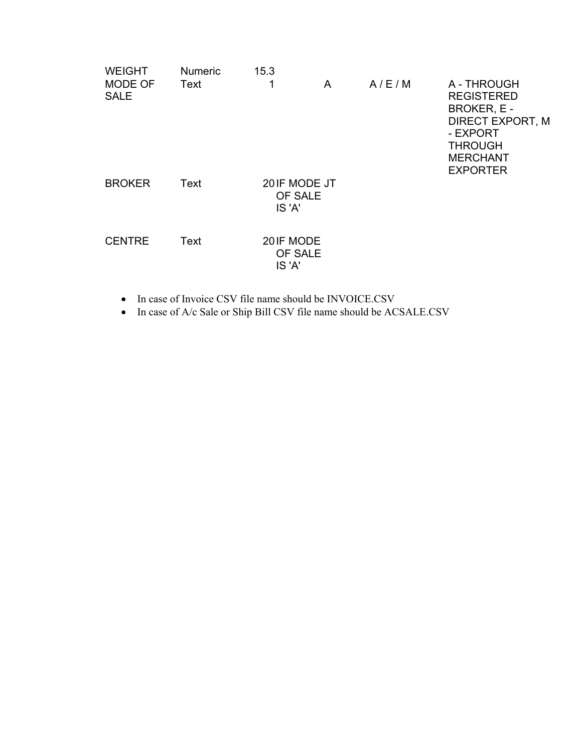| | | | | | |
|---|---|---|---|---|---|
| WEIGHT | Numeric | 15.3 | | | |
| MODE OF SALE | Text | 1 | A | A / E / M | A - THROUGH REGISTERED BROKER, E - DIRECT EXPORT, M - EXPORT THROUGH MERCHANT EXPORTER |
| BROKER | Text | 20 | IF MODE JT OF SALE IS 'A' | | |
| CENTRE | Text | 20 | IF MODE OF SALE IS 'A' | | |

- In case of Invoice CSV file name should be INVOICE.CSV
- In case of A/c Sale or Ship Bill CSV file name should be ACSALE.CSV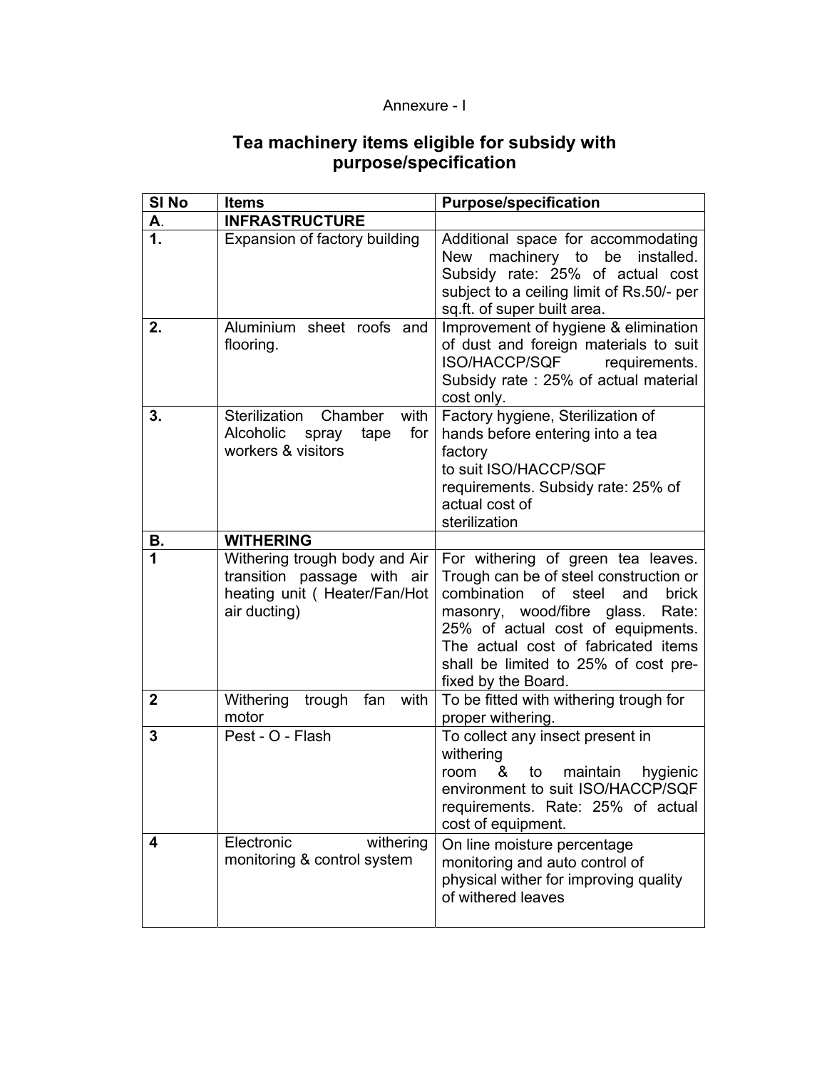Annexure - I

## Tea machinery items eligible for subsidy with purpose/specification

| Sl No | Items | Purpose/specification |
|---|---|---|
| **A.** | **INFRASTRUCTURE** | |
| **1.** | Expansion of factory building | Additional space for accommodating New machinery to be installed. Subsidy rate: 25% of actual cost subject to a ceiling limit of Rs.50/- per sq.ft. of super built area. |
| **2.** | Aluminium sheet roofs and flooring. | Improvement of hygiene & elimination of dust and foreign materials to suit ISO/HACCP/SQF requirements. Subsidy rate : 25% of actual material cost only. |
| **3.** | Sterilization Chamber with Alcoholic spray tape for workers & visitors | Factory hygiene, Sterilization of hands before entering into a tea factory to suit ISO/HACCP/SQF requirements. Subsidy rate: 25% of actual cost of sterilization |
| **B.** | **WITHERING** | |
| **1** | Withering trough body and Air transition passage with air heating unit ( Heater/Fan/Hot air ducting) | For withering of green tea leaves. Trough can be of steel construction or combination of steel and brick masonry, wood/fibre glass. Rate: 25% of actual cost of equipments. The actual cost of fabricated items shall be limited to 25% of cost pre-fixed by the Board. |
| **2** | Withering trough fan with motor | To be fitted with withering trough for proper withering. |
| **3** | Pest - O - Flash | To collect any insect present in withering room & to maintain hygienic environment to suit ISO/HACCP/SQF requirements. Rate: 25% of actual cost of equipment. |
| **4** | Electronic withering monitoring & control system | On line moisture percentage monitoring and auto control of physical wither for improving quality of withered leaves |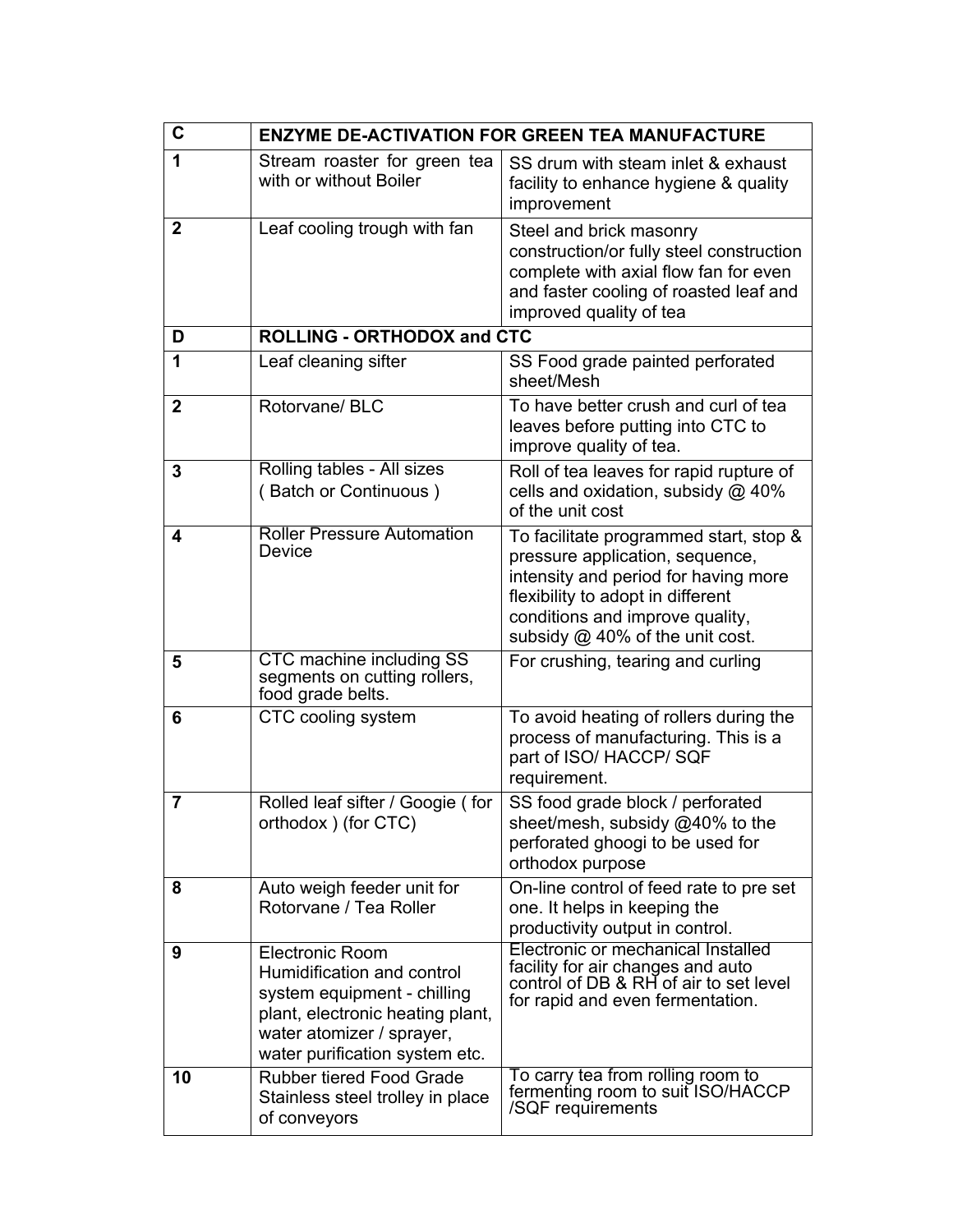| C | ENZYME DE-ACTIVATION FOR GREEN TEA MANUFACTURE | |
|---|---|---|
| 1 | Stream roaster for green tea with or without Boiler | SS drum with steam inlet & exhaust facility to enhance hygiene & quality improvement |
| 2 | Leaf cooling trough with fan | Steel and brick masonry construction/or fully steel construction complete with axial flow fan for even and faster cooling of roasted leaf and improved quality of tea |
| **D** | **ROLLING - ORTHODOX and CTC** | |
| 1 | Leaf cleaning sifter | SS Food grade painted perforated sheet/Mesh |
| 2 | Rotorvane/ BLC | To have better crush and curl of tea leaves before putting into CTC to improve quality of tea. |
| 3 | Rolling tables - All sizes ( Batch or Continuous ) | Roll of tea leaves for rapid rupture of cells and oxidation, subsidy @ 40% of the unit cost |
| 4 | Roller Pressure Automation Device | To facilitate programmed start, stop & pressure application, sequence, intensity and period for having more flexibility to adopt in different conditions and improve quality, subsidy @ 40% of the unit cost. |
| 5 | CTC machine including SS segments on cutting rollers, food grade belts. | For crushing, tearing and curling |
| 6 | CTC cooling system | To avoid heating of rollers during the process of manufacturing. This is a part of ISO/ HACCP/ SQF requirement. |
| 7 | Rolled leaf sifter / Googie ( for orthodox ) (for CTC) | SS food grade block / perforated sheet/mesh, subsidy @40% to the perforated ghoogi to be used for orthodox purpose |
| 8 | Auto weigh feeder unit for Rotorvane / Tea Roller | On-line control of feed rate to pre set one. It helps in keeping the productivity output in control. |
| 9 | Electronic Room Humidification and control system equipment - chilling plant, electronic heating plant, water atomizer / sprayer, water purification system etc. | Electronic or mechanical Installed facility for air changes and auto control of DB & RH of air to set level for rapid and even fermentation. |
| 10 | Rubber tiered Food Grade Stainless steel trolley in place of conveyors | To carry tea from rolling room to fermenting room to suit ISO/HACCP /SQF requirements |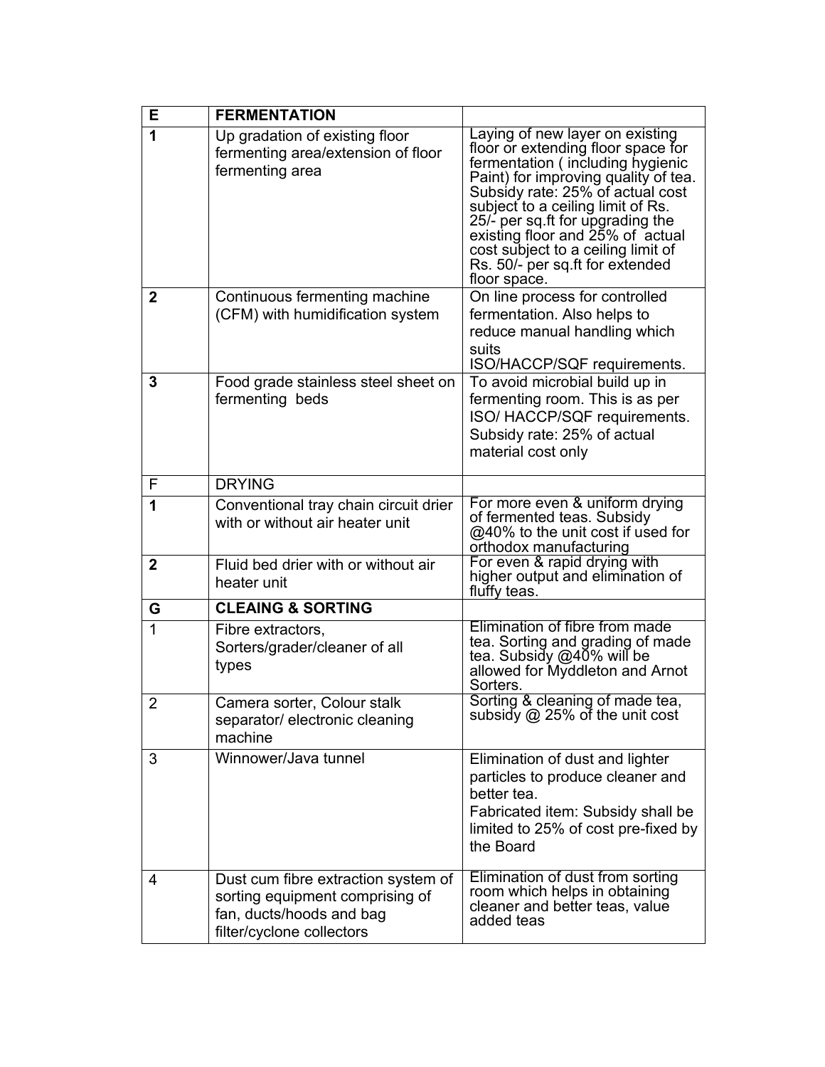| E | **FERMENTATION** | |
|---|---|---|
| **1** | Up gradation of existing floor fermenting area/extension of floor fermenting area | Laying of new layer on existing floor or extending floor space for fermentation ( including hygienic Paint) for improving quality of tea. Subsidy rate: 25% of actual cost subject to a ceiling limit of Rs. 25/- per sq.ft for upgrading the existing floor and 25% of actual cost subject to a ceiling limit of Rs. 50/- per sq.ft for extended floor space. |
| **2** | Continuous fermenting machine (CFM) with humidification system | On line process for controlled fermentation. Also helps to reduce manual handling which suits ISO/HACCP/SQF requirements. |
| **3** | Food grade stainless steel sheet on fermenting beds | To avoid microbial build up in fermenting room. This is as per ISO/ HACCP/SQF requirements. Subsidy rate: 25% of actual material cost only |
| F | DRYING | |
| **1** | Conventional tray chain circuit drier with or without air heater unit | For more even & uniform drying of fermented teas. Subsidy @40% to the unit cost if used for orthodox manufacturing |
| **2** | Fluid bed drier with or without air heater unit | For even & rapid drying with higher output and elimination of fluffy teas. |
| **G** | **CLEAING & SORTING** | |
| 1 | Fibre extractors, Sorters/grader/cleaner of all types | Elimination of fibre from made tea. Sorting and grading of made tea. Subsidy @40% will be allowed for Myddleton and Arnot Sorters. |
| 2 | Camera sorter, Colour stalk separator/ electronic cleaning machine | Sorting & cleaning of made tea, subsidy @ 25% of the unit cost |
| 3 | Winnower/Java tunnel | Elimination of dust and lighter particles to produce cleaner and better tea. Fabricated item: Subsidy shall be limited to 25% of cost pre-fixed by the Board |
| 4 | Dust cum fibre extraction system of sorting equipment comprising of fan, ducts/hoods and bag filter/cyclone collectors | Elimination of dust from sorting room which helps in obtaining cleaner and better teas, value added teas |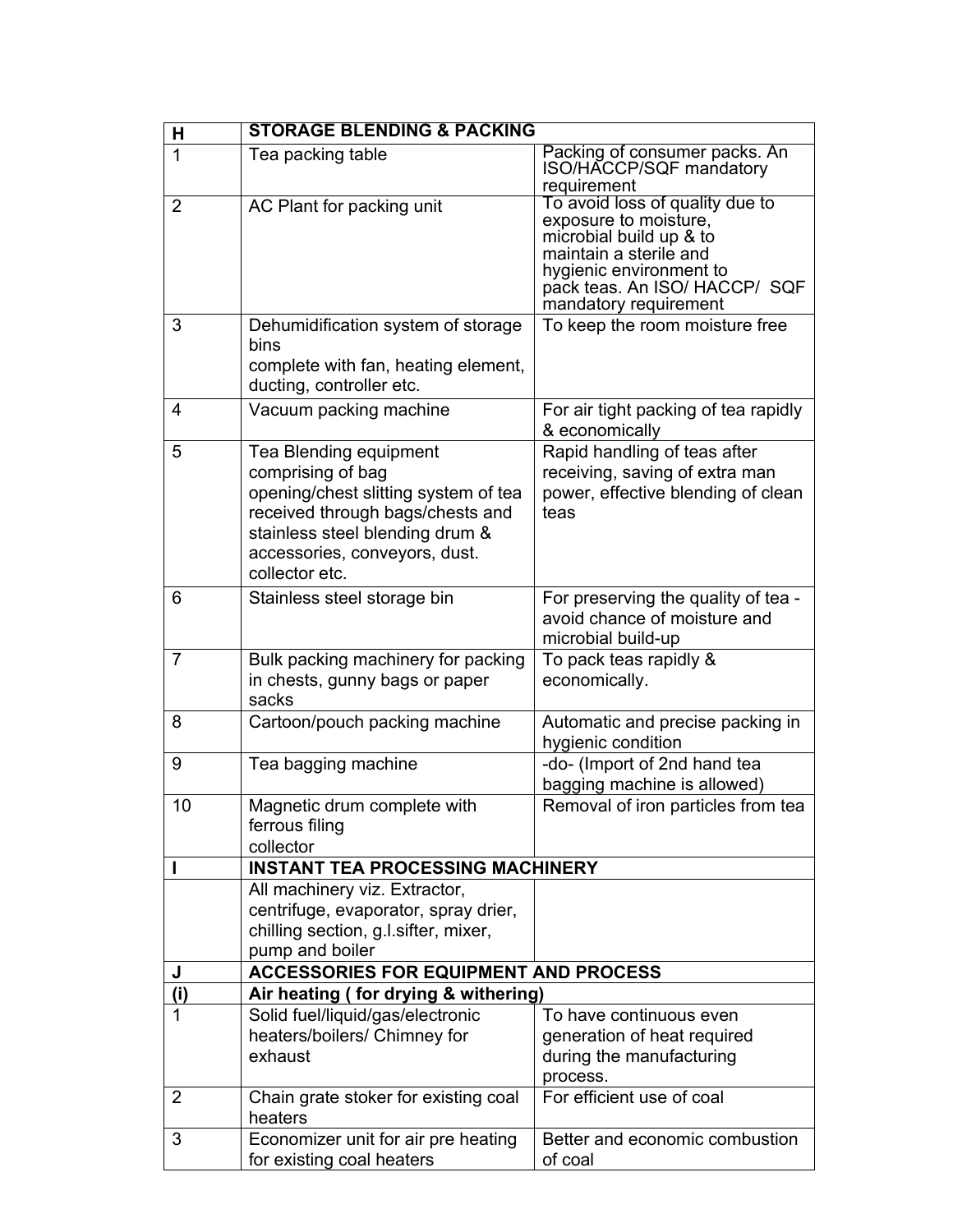| H | STORAGE BLENDING & PACKING | |
|---|---|---|
| 1 | Tea packing table | Packing of consumer packs. An ISO/HACCP/SQF mandatory requirement |
| 2 | AC Plant for packing unit | To avoid loss of quality due to exposure to moisture, microbial build up & to maintain a sterile and hygienic environment to pack teas. An ISO/ HACCP/ SQF mandatory requirement |
| 3 | Dehumidification system of storage bins complete with fan, heating element, ducting, controller etc. | To keep the room moisture free |
| 4 | Vacuum packing machine | For air tight packing of tea rapidly & economically |
| 5 | Tea Blending equipment comprising of bag opening/chest slitting system of tea received through bags/chests and stainless steel blending drum & accessories, conveyors, dust. collector etc. | Rapid handling of teas after receiving, saving of extra man power, effective blending of clean teas |
| 6 | Stainless steel storage bin | For preserving the quality of tea - avoid chance of moisture and microbial build-up |
| 7 | Bulk packing machinery for packing in chests, gunny bags or paper sacks | To pack teas rapidly & economically. |
| 8 | Cartoon/pouch packing machine | Automatic and precise packing in hygienic condition |
| 9 | Tea bagging machine | -do- (Import of 2nd hand tea bagging machine is allowed) |
| 10 | Magnetic drum complete with ferrous filing collector | Removal of iron particles from tea |
| **I** | **INSTANT TEA PROCESSING MACHINERY** | |
| | All machinery viz. Extractor, centrifuge, evaporator, spray drier, chilling section, g.l.sifter, mixer, pump and boiler | |
| **J** | **ACCESSORIES FOR EQUIPMENT AND PROCESS** | |
| **(i)** | **Air heating ( for drying & withering)** | |
| 1 | Solid fuel/liquid/gas/electronic heaters/boilers/ Chimney for exhaust | To have continuous even generation of heat required during the manufacturing process. |
| 2 | Chain grate stoker for existing coal heaters | For efficient use of coal |
| 3 | Economizer unit for air pre heating for existing coal heaters | Better and economic combustion of coal |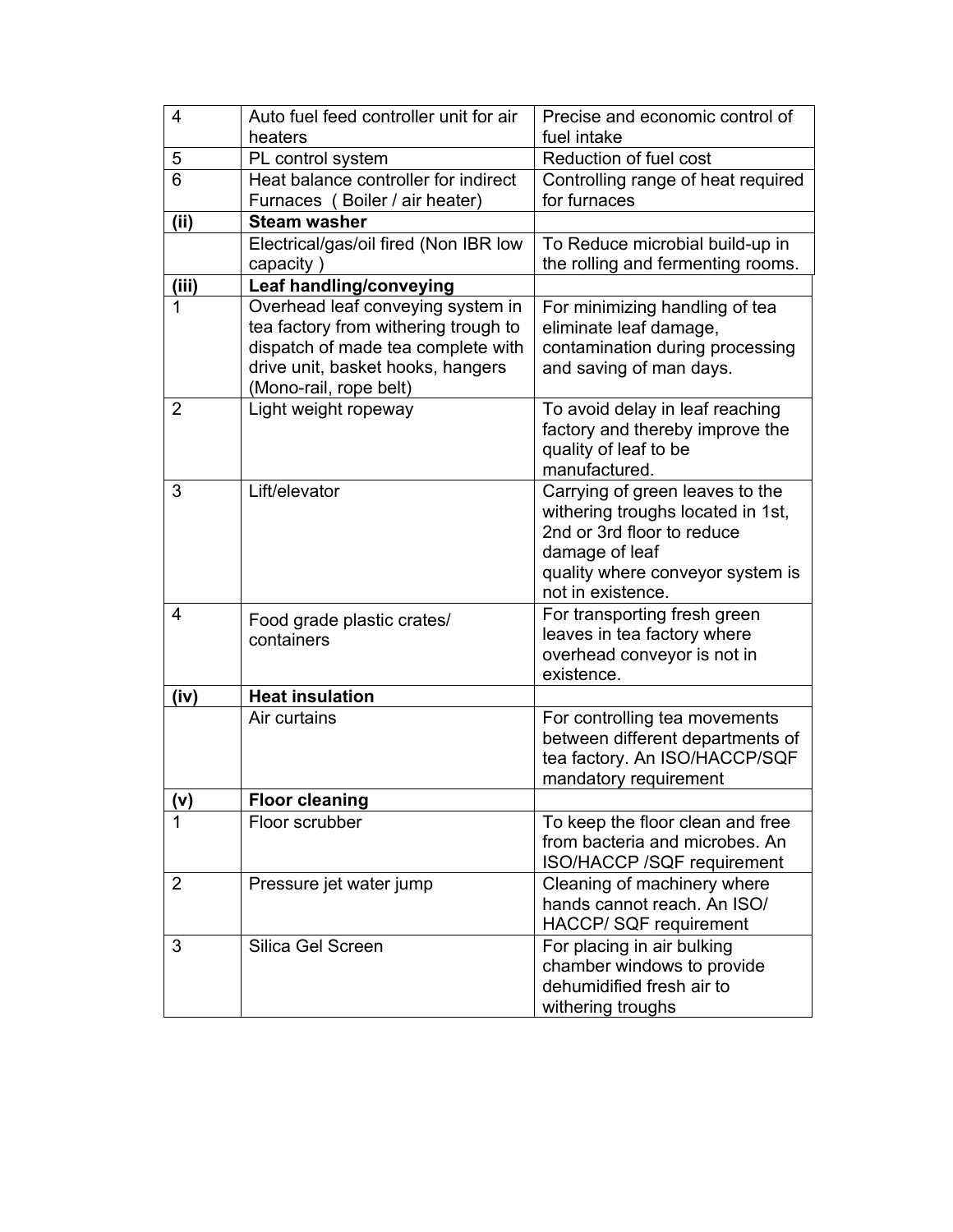| 4 | Auto fuel feed controller unit for air heaters | Precise and economic control of fuel intake |
|---|---|---|
| 5 | PL control system | Reduction of fuel cost |
| 6 | Heat balance controller for indirect Furnaces ( Boiler / air heater) | Controlling range of heat required for furnaces |
| **(ii)** | **Steam washer** | |
| | Electrical/gas/oil fired (Non IBR low capacity ) | To Reduce microbial build-up in the rolling and fermenting rooms. |
| **(iii)** | **Leaf handling/conveying** | |
| 1 | Overhead leaf conveying system in tea factory from withering trough to dispatch of made tea complete with drive unit, basket hooks, hangers (Mono-rail, rope belt) | For minimizing handling of tea eliminate leaf damage, contamination during processing and saving of man days. |
| 2 | Light weight ropeway | To avoid delay in leaf reaching factory and thereby improve the quality of leaf to be manufactured. |
| 3 | Lift/elevator | Carrying of green leaves to the withering troughs located in 1st, 2nd or 3rd floor to reduce damage of leaf quality where conveyor system is not in existence. |
| 4 | Food grade plastic crates/ containers | For transporting fresh green leaves in tea factory where overhead conveyor is not in existence. |
| **(iv)** | **Heat insulation** | |
| | Air curtains | For controlling tea movements between different departments of tea factory. An ISO/HACCP/SQF mandatory requirement |
| **(v)** | **Floor cleaning** | |
| 1 | Floor scrubber | To keep the floor clean and free from bacteria and microbes. An ISO/HACCP /SQF requirement |
| 2 | Pressure jet water jump | Cleaning of machinery where hands cannot reach. An ISO/ HACCP/ SQF requirement |
| 3 | Silica Gel Screen | For placing in air bulking chamber windows to provide dehumidified fresh air to withering troughs |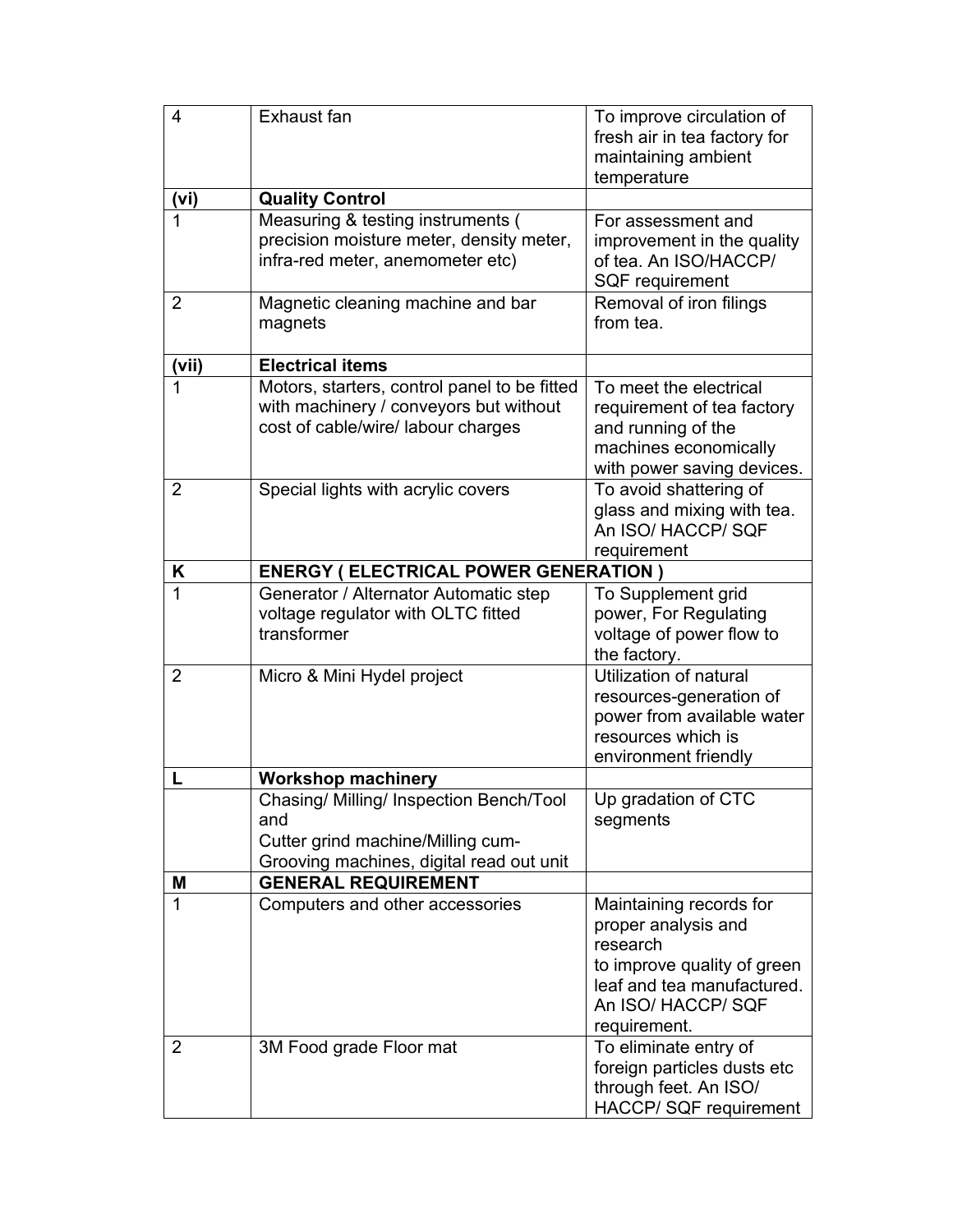| 4 | Exhaust fan | To improve circulation of fresh air in tea factory for maintaining ambient temperature |
|---|---|---|
| **(vi)** | **Quality Control** | |
| 1 | Measuring & testing instruments ( precision moisture meter, density meter, infra-red meter, anemometer etc) | For assessment and improvement in the quality of tea. An ISO/HACCP/ SQF requirement |
| 2 | Magnetic cleaning machine and bar magnets | Removal of iron filings from tea. |
| **(vii)** | **Electrical items** | |
| 1 | Motors, starters, control panel to be fitted with machinery / conveyors but without cost of cable/wire/ labour charges | To meet the electrical requirement of tea factory and running of the machines economically with power saving devices. |
| 2 | Special lights with acrylic covers | To avoid shattering of glass and mixing with tea. An ISO/ HACCP/ SQF requirement |
| **K** | **ENERGY ( ELECTRICAL POWER GENERATION )** | |
| 1 | Generator / Alternator Automatic step voltage regulator with OLTC fitted transformer | To Supplement grid power, For Regulating voltage of power flow to the factory. |
| 2 | Micro & Mini Hydel project | Utilization of natural resources-generation of power from available water resources which is environment friendly |
| **L** | **Workshop machinery** | |
| | Chasing/ Milling/ Inspection Bench/Tool and Cutter grind machine/Milling cum-Grooving machines, digital read out unit | Up gradation of CTC segments |
| **M** | **GENERAL REQUIREMENT** | |
| 1 | Computers and other accessories | Maintaining records for proper analysis and research to improve quality of green leaf and tea manufactured. An ISO/ HACCP/ SQF requirement. |
| 2 | 3M Food grade Floor mat | To eliminate entry of foreign particles dusts etc through feet. An ISO/ HACCP/ SQF requirement |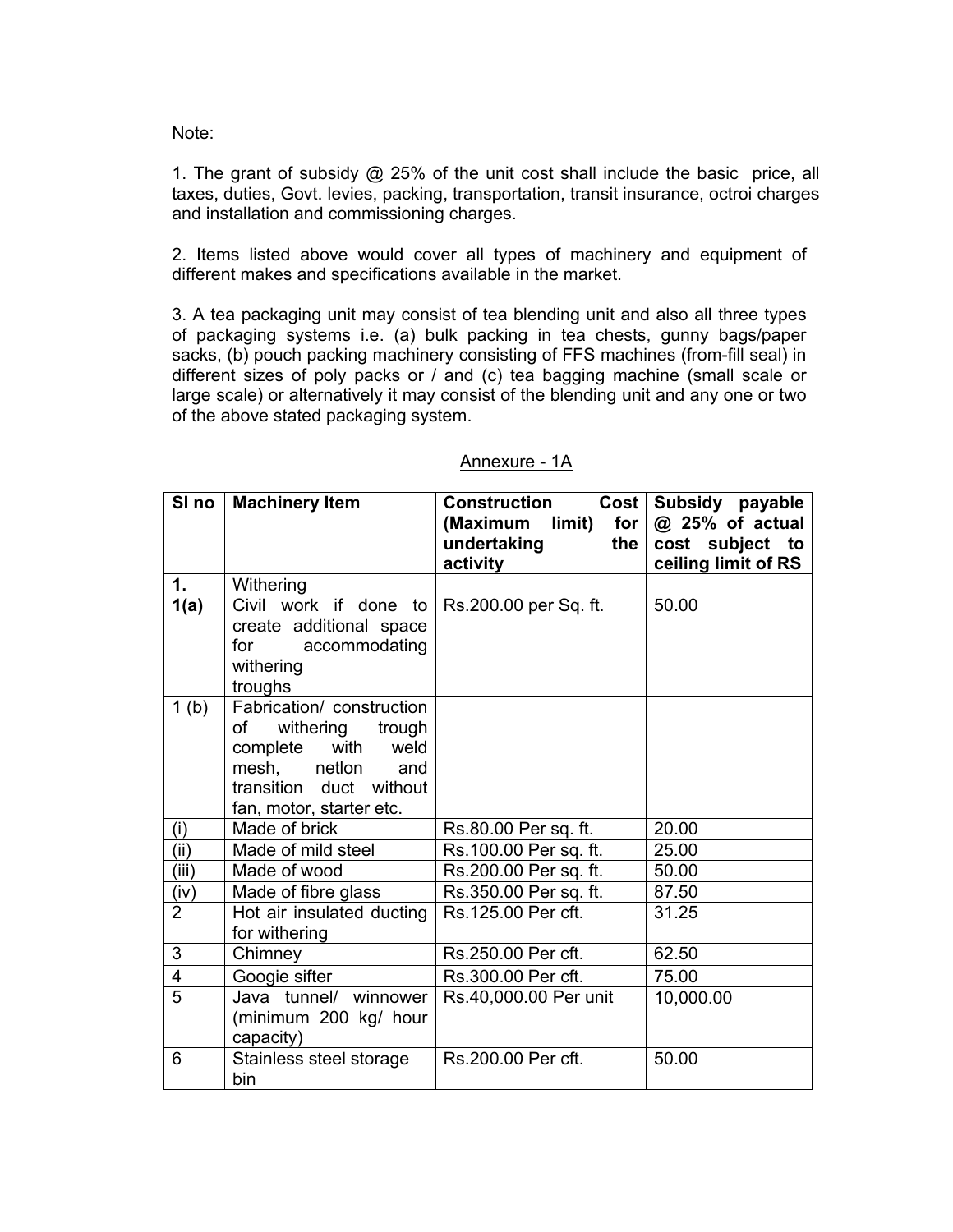Note:

1. The grant of subsidy @ 25% of the unit cost shall include the basic price, all taxes, duties, Govt. levies, packing, transportation, transit insurance, octroi charges and installation and commissioning charges.

2. Items listed above would cover all types of machinery and equipment of different makes and specifications available in the market.

3. A tea packaging unit may consist of tea blending unit and also all three types of packaging systems i.e. (a) bulk packing in tea chests, gunny bags/paper sacks, (b) pouch packing machinery consisting of FFS machines (from-fill seal) in different sizes of poly packs or / and (c) tea bagging machine (small scale or large scale) or alternatively it may consist of the blending unit and any one or two of the above stated packaging system.

## Annexure - 1A

| Sl no | Machinery Item | Construction Cost (Maximum limit) for undertaking the activity | Subsidy payable @ 25% of actual cost subject to ceiling limit of RS |
|---|---|---|---|
| **1.** | Withering | | |
| **1(a)** | Civil work if done to create additional space for accommodating withering troughs | Rs.200.00 per Sq. ft. | 50.00 |
| 1 (b) | Fabrication/ construction of withering trough complete with weld mesh, netlon and transition duct without fan, motor, starter etc. | | |
| (i) | Made of brick | Rs.80.00 Per sq. ft. | 20.00 |
| (ii) | Made of mild steel | Rs.100.00 Per sq. ft. | 25.00 |
| (iii) | Made of wood | Rs.200.00 Per sq. ft. | 50.00 |
| (iv) | Made of fibre glass | Rs.350.00 Per sq. ft. | 87.50 |
| 2 | Hot air insulated ducting for withering | Rs.125.00 Per cft. | 31.25 |
| 3 | Chimney | Rs.250.00 Per cft. | 62.50 |
| 4 | Googie sifter | Rs.300.00 Per cft. | 75.00 |
| 5 | Java tunnel/ winnower (minimum 200 kg/ hour capacity) | Rs.40,000.00 Per unit | 10,000.00 |
| 6 | Stainless steel storage bin | Rs.200.00 Per cft. | 50.00 |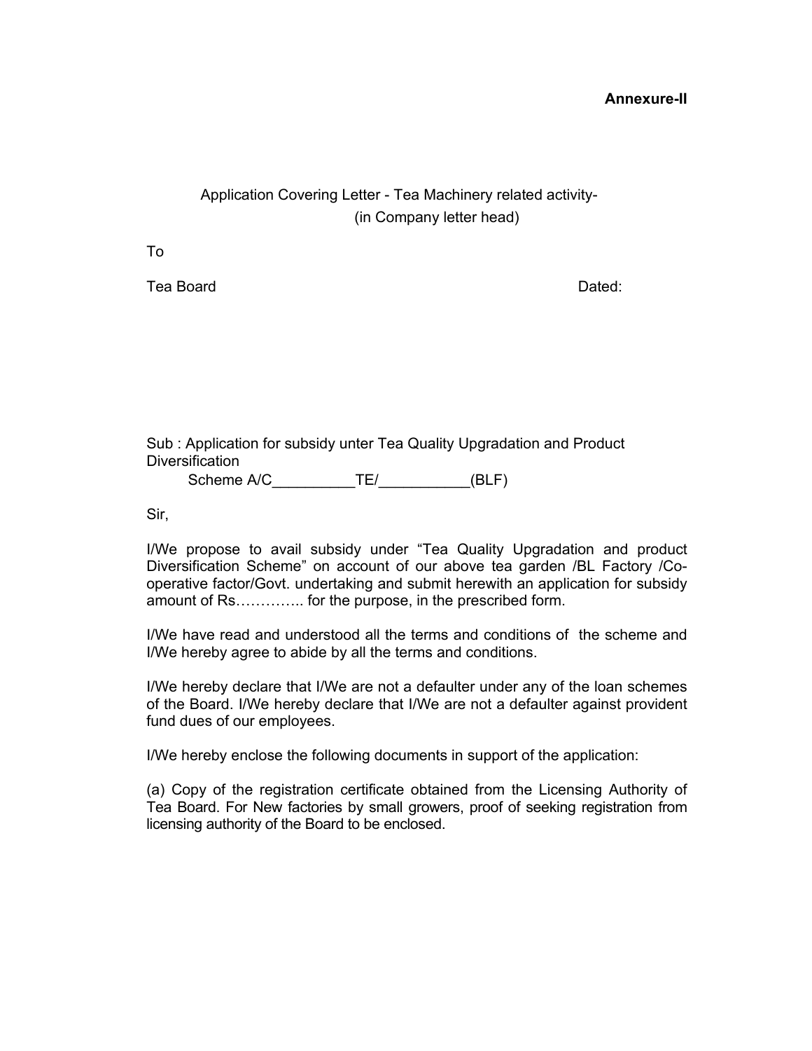**Annexure-II**

Application Covering Letter - Tea Machinery related activity-
(in Company letter head)

To

Tea Board                                                                                    Dated:

Sub : Application for subsidy unter Tea Quality Upgradation and Product Diversification
Scheme A/C__________TE/___________(BLF)

Sir,

I/We propose to avail subsidy under "Tea Quality Upgradation and product Diversification Scheme" on account of our above tea garden /BL Factory /Co-operative factor/Govt. undertaking and submit herewith an application for subsidy amount of Rs………….. for the purpose, in the prescribed form.

I/We have read and understood all the terms and conditions of the scheme and I/We hereby agree to abide by all the terms and conditions.

I/We hereby declare that I/We are not a defaulter under any of the loan schemes of the Board. I/We hereby declare that I/We are not a defaulter against provident fund dues of our employees.

I/We hereby enclose the following documents in support of the application:

(a) Copy of the registration certificate obtained from the Licensing Authority of Tea Board. For New factories by small growers, proof of seeking registration from licensing authority of the Board to be enclosed.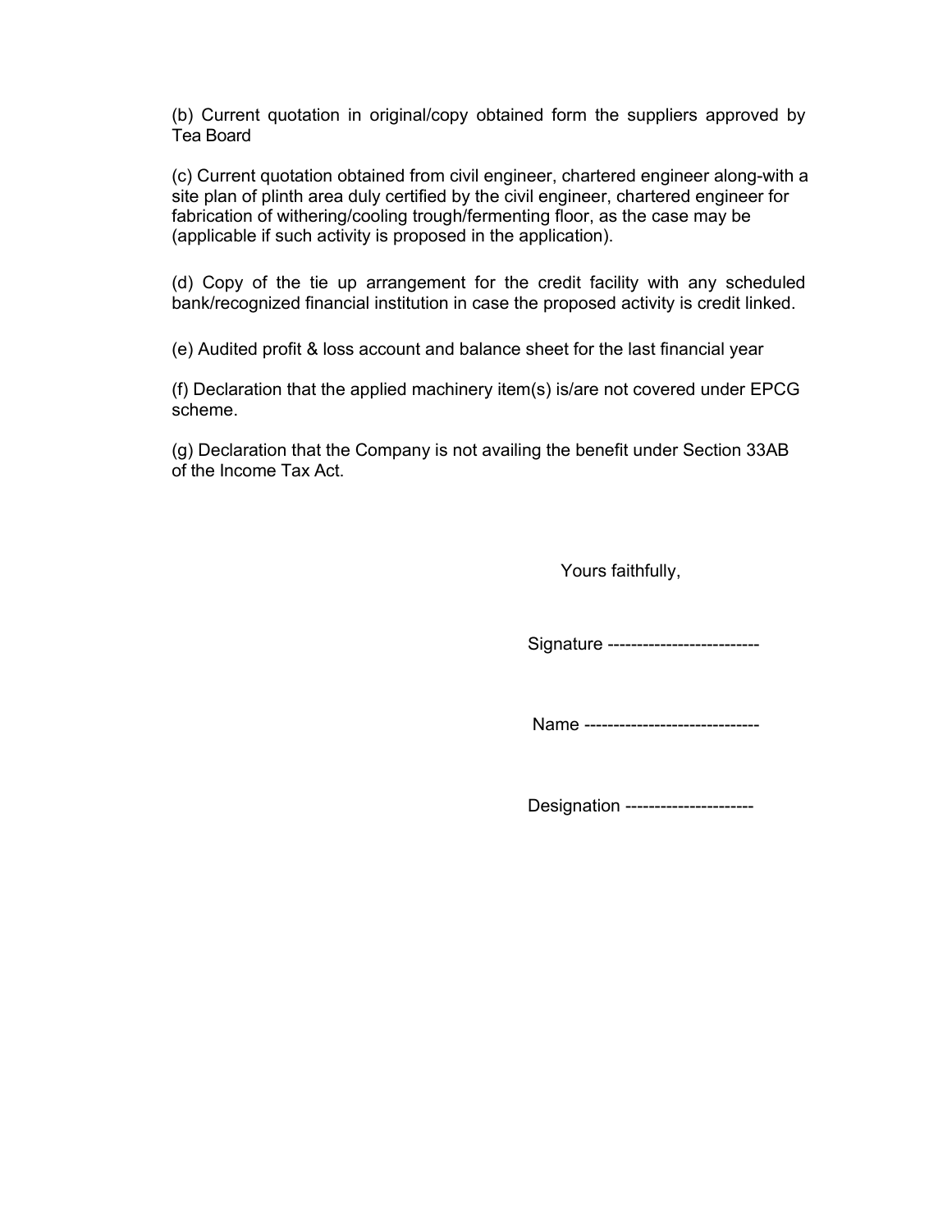(b) Current quotation in original/copy obtained form the suppliers approved by Tea Board

(c) Current quotation obtained from civil engineer, chartered engineer along-with a site plan of plinth area duly certified by the civil engineer, chartered engineer for fabrication of withering/cooling trough/fermenting floor, as the case may be (applicable if such activity is proposed in the application).

(d) Copy of the tie up arrangement for the credit facility with any scheduled bank/recognized financial institution in case the proposed activity is credit linked.

(e) Audited profit & loss account and balance sheet for the last financial year

(f) Declaration that the applied machinery item(s) is/are not covered under EPCG scheme.

(g) Declaration that the Company is not availing the benefit under Section 33AB of the Income Tax Act.

Yours faithfully,

Signature -------------------------

Name -----------------------------

Designation ---------------------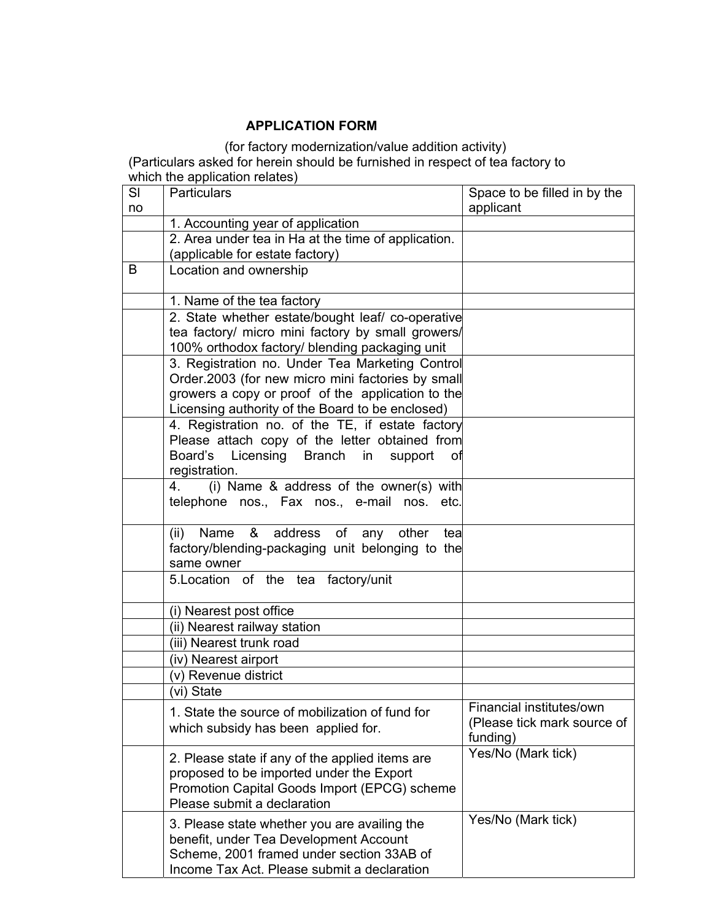**APPLICATION FORM**

(for factory modernization/value addition activity)

(Particulars asked for herein should be furnished in respect of tea factory to which the application relates)

| Sl no | Particulars | Space to be filled in by the applicant |
|---|---|---|
| | 1. Accounting year of application | |
| | 2. Area under tea in Ha at the time of application. (applicable for estate factory) | |
| B | Location and ownership | |
| | 1. Name of the tea factory | |
| | 2. State whether estate/bought leaf/ co-operative tea factory/ micro mini factory by small growers/ 100% orthodox factory/ blending packaging unit | |
| | 3. Registration no. Under Tea Marketing Control Order.2003 (for new micro mini factories by small growers a copy or proof of the application to the Licensing authority of the Board to be enclosed) | |
| | 4. Registration no. of the TE, if estate factory Please attach copy of the letter obtained from Board's Licensing Branch in support of registration. | |
| | 4. (i) Name & address of the owner(s) with telephone nos., Fax nos., e-mail nos. etc. | |
| | (ii) Name & address of any other tea factory/blending-packaging unit belonging to the same owner | |
| | 5.Location of the tea factory/unit | |
| | (i) Nearest post office | |
| | (ii) Nearest railway station | |
| | (iii) Nearest trunk road | |
| | (iv) Nearest airport | |
| | (v) Revenue district | |
| | (vi) State | |
| | 1. State the source of mobilization of fund for which subsidy has been applied for. | Financial institutes/own (Please tick mark source of funding) |
| | 2. Please state if any of the applied items are proposed to be imported under the Export Promotion Capital Goods Import (EPCG) scheme Please submit a declaration | Yes/No (Mark tick) |
| | 3. Please state whether you are availing the benefit, under Tea Development Account Scheme, 2001 framed under section 33AB of Income Tax Act. Please submit a declaration | Yes/No (Mark tick) |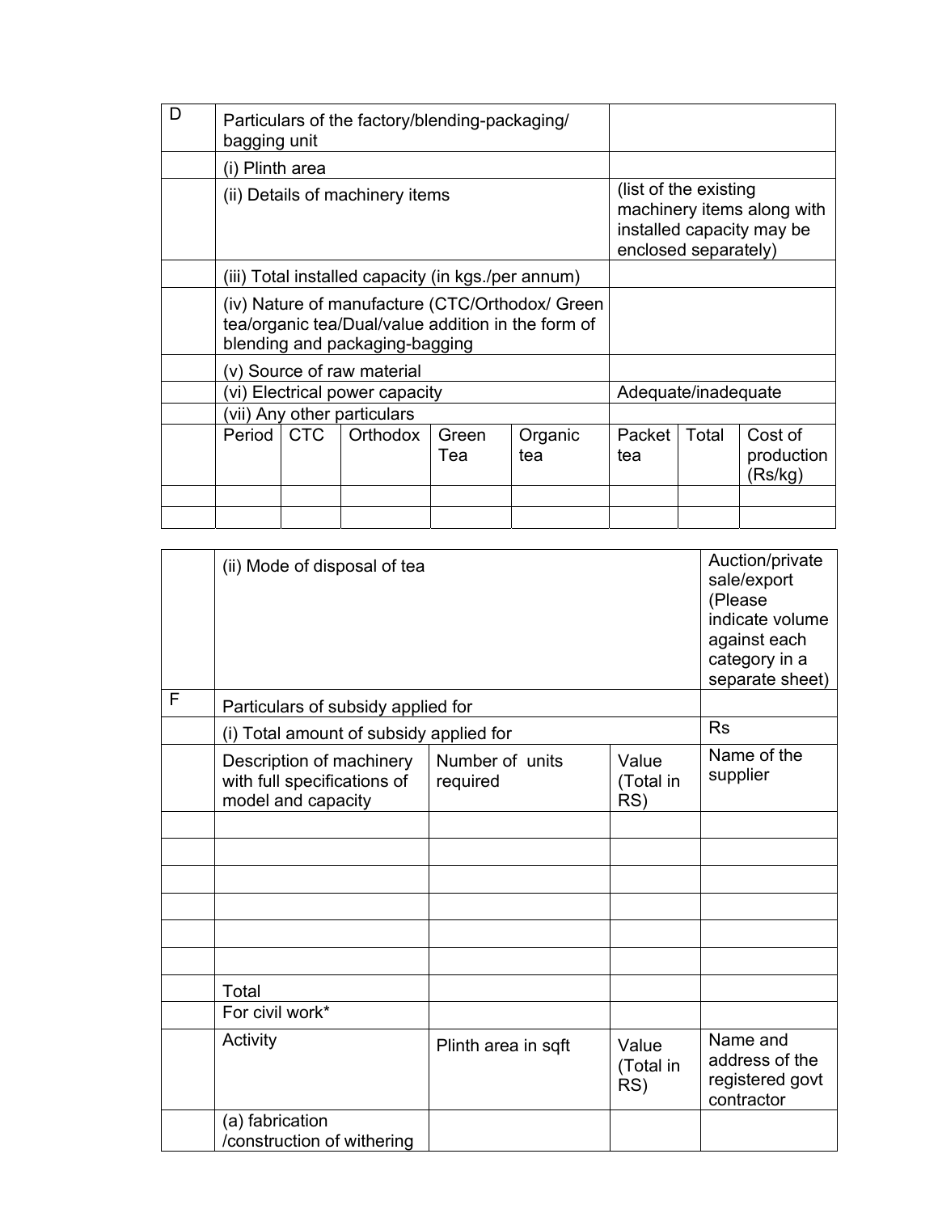| D | Particulars of the factory/blending-packaging/ bagging unit | | | | | | | |
|---|---|---|---|---|---|---|---|---|
| | (i) Plinth area | | | | | | | |
| | (ii) Details of machinery items | | | | (list of the existing machinery items along with installed capacity may be enclosed separately) | | | |
| | (iii) Total installed capacity (in kgs./per annum) | | | | | | | |
| | (iv) Nature of manufacture (CTC/Orthodox/ Green tea/organic tea/Dual/value addition in the form of blending and packaging-bagging | | | | | | | |
| | (v) Source of raw material | | | | | | | |
| | (vi) Electrical power capacity | | | | Adequate/inadequate | | | |
| | (vii) Any other particulars | | | | | | | |
| | Period | CTC | Orthodox | Green Tea | Organic tea | Packet tea | Total | Cost of production (Rs/kg) |
| | | | | | | | | |
| | | | | | | | | |

| | (ii) Mode of disposal of tea | | | Auction/private sale/export (Please indicate volume against each category in a separate sheet) |
|---|---|---|---|---|
| F | Particulars of subsidy applied for | | | |
| | (i) Total amount of subsidy applied for | | | Rs |
| | Description of machinery with full specifications of model and capacity | Number of units required | Value (Total in RS) | Name of the supplier |
| | | | | |
| | | | | |
| | | | | |
| | | | | |
| | | | | |
| | | | | |
| | Total | | | |
| | For civil work* | | | |
| | Activity | Plinth area in sqft | Value (Total in RS) | Name and address of the registered govt contractor |
| | (a) fabrication /construction of withering | | | |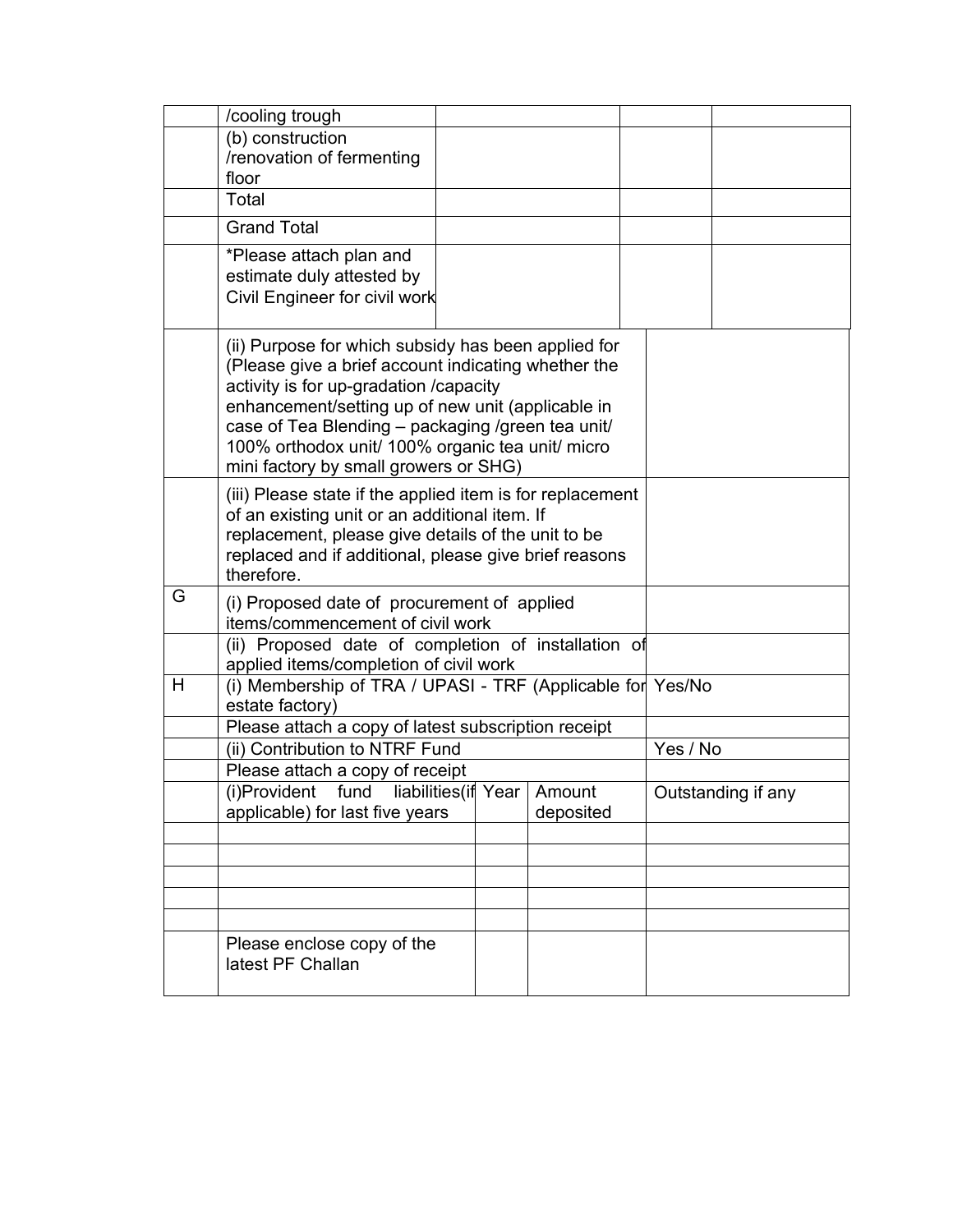| | | | | |
|---|---|---|---|---|
| | /cooling trough | | | |
| | (b) construction /renovation of fermenting floor | | | |
| | Total | | | |
| | Grand Total | | | |
| | *Please attach plan and estimate duly attested by Civil Engineer for civil work | | | |

| | | |
|---|---|---|
| | (ii) Purpose for which subsidy has been applied for (Please give a brief account indicating whether the activity is for up-gradation /capacity enhancement/setting up of new unit (applicable in case of Tea Blending – packaging /green tea unit/ 100% orthodox unit/ 100% organic tea unit/ micro mini factory by small growers or SHG) | |
| | (iii) Please state if the applied item is for replacement of an existing unit or an additional item. If replacement, please give details of the unit to be replaced and if additional, please give brief reasons therefore. | |
| G | (i) Proposed date of procurement of applied items/commencement of civil work | |
| | (ii) Proposed date of completion of installation of applied items/completion of civil work | |
| H | (i) Membership of TRA / UPASI - TRF (Applicable for estate factory) | Yes/No |
| | Please attach a copy of latest subscription receipt | |
| | (ii) Contribution to NTRF Fund | Yes / No |
| | Please attach a copy of receipt | |

| | | | | |
|---|---|---|---|---|
| | (i)Provident fund liabilities(if applicable) for last five years | Year | Amount deposited | Outstanding if any |
| | | | | |
| | | | | |
| | | | | |
| | | | | |
| | | | | |
| | Please enclose copy of the latest PF Challan | | | |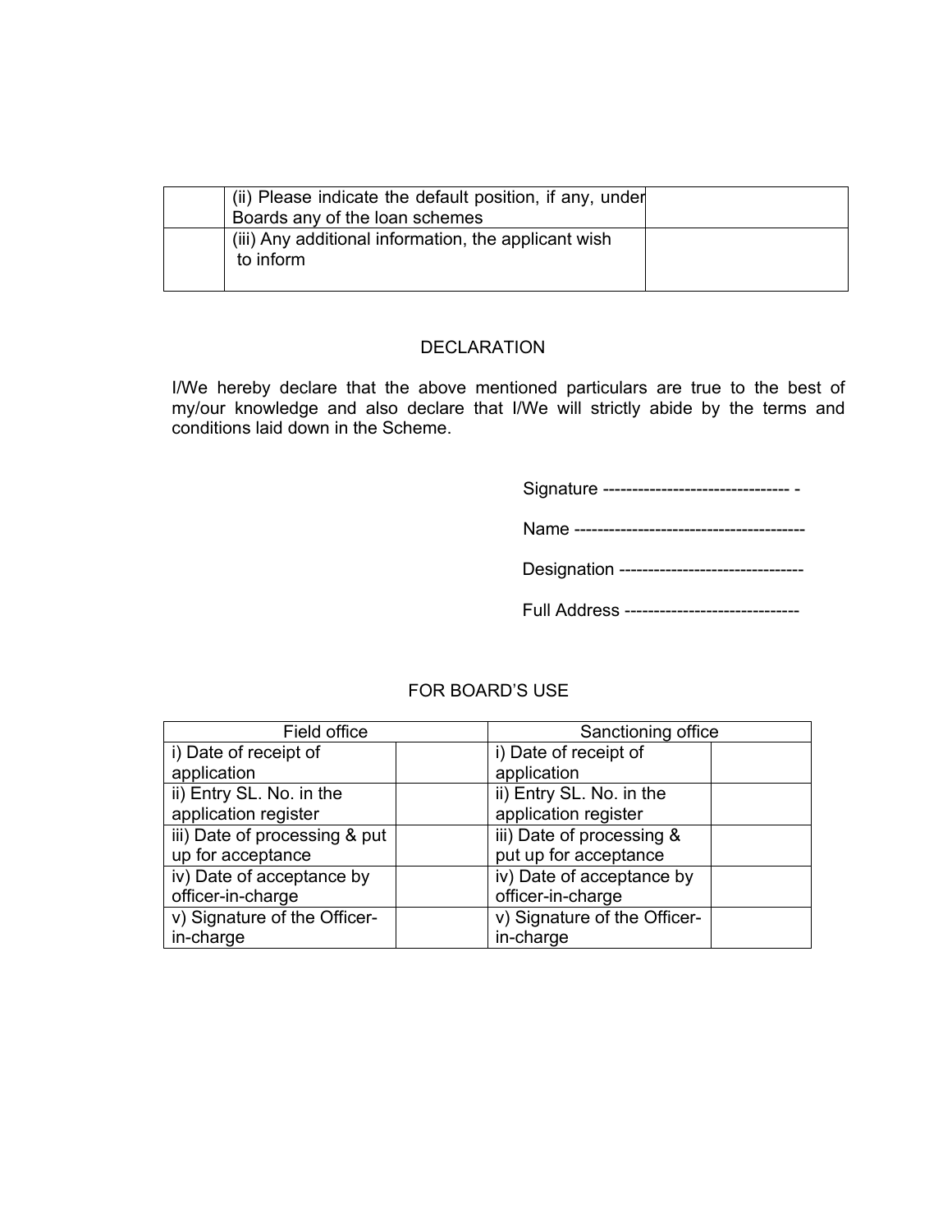| | | |
|---|---|---|
| | (ii) Please indicate the default position, if any, under Boards any of the loan schemes | |
| | (iii) Any additional information, the applicant wish to inform | |

## DECLARATION

I/We hereby declare that the above mentioned particulars are true to the best of my/our knowledge and also declare that I/We will strictly abide by the terms and conditions laid down in the Scheme.

Signature -------------------------------- -

Name ---------------------------------------

Designation -------------------------------

Full Address -----------------------------

## FOR BOARD'S USE

| Field office | | Sanctioning office | |
|---|---|---|---|
| i) Date of receipt of application | | i) Date of receipt of application | |
| ii) Entry SL. No. in the application register | | ii) Entry SL. No. in the application register | |
| iii) Date of processing & put up for acceptance | | iii) Date of processing & put up for acceptance | |
| iv) Date of acceptance by officer-in-charge | | iv) Date of acceptance by officer-in-charge | |
| v) Signature of the Officer-in-charge | | v) Signature of the Officer-in-charge | |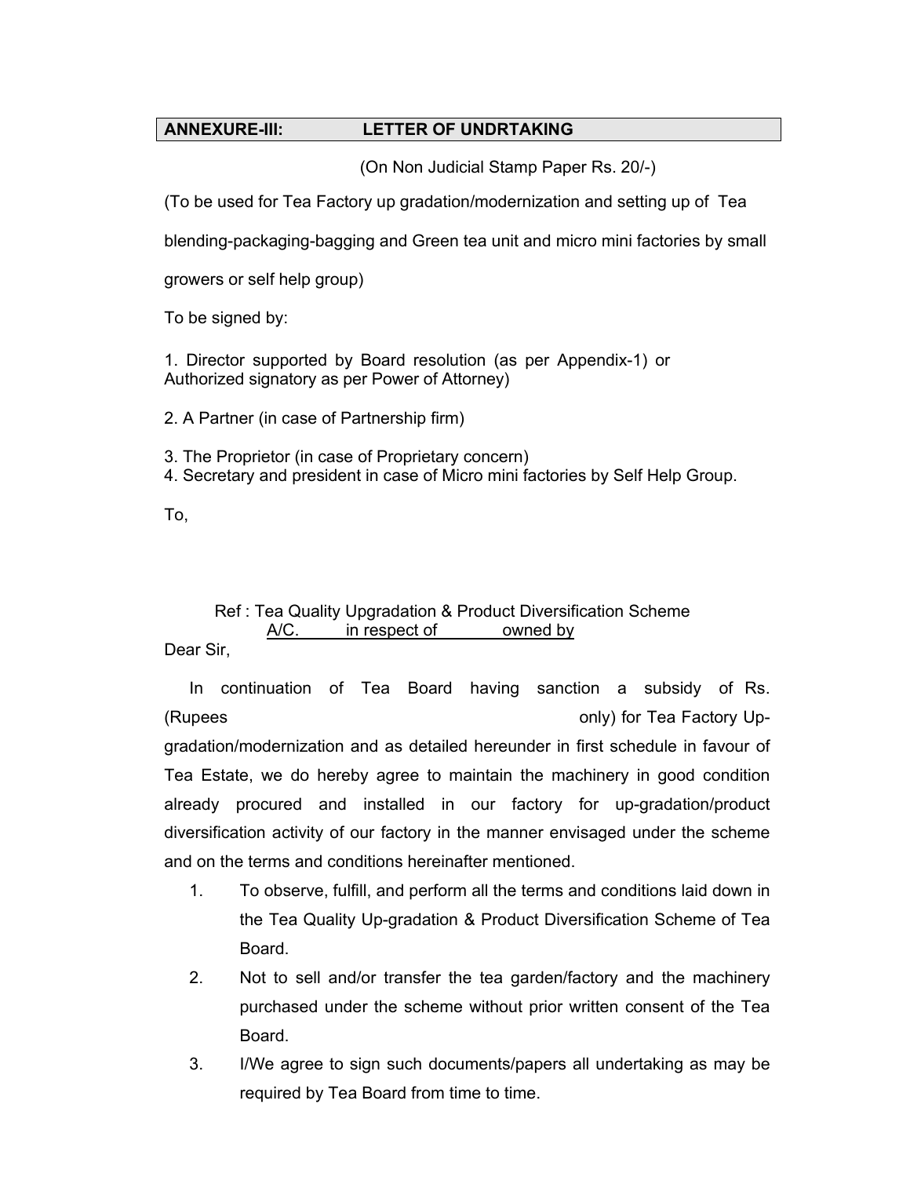**ANNEXURE-III: LETTER OF UNDRTAKING**

(On Non Judicial Stamp Paper Rs. 20/-)

(To be used for Tea Factory up gradation/modernization and setting up of Tea blending-packaging-bagging and Green tea unit and micro mini factories by small growers or self help group)

To be signed by:

1. Director supported by Board resolution (as per Appendix-1) or Authorized signatory as per Power of Attorney)

2. A Partner (in case of Partnership firm)

3. The Proprietor (in case of Proprietary concern)
4. Secretary and president in case of Micro mini factories by Self Help Group.

To,

Ref : Tea Quality Upgradation & Product Diversification Scheme
A/C. in respect of owned by

Dear Sir,

In continuation of Tea Board having sanction a subsidy of Rs. (Rupees only) for Tea Factory Up-gradation/modernization and as detailed hereunder in first schedule in favour of Tea Estate, we do hereby agree to maintain the machinery in good condition already procured and installed in our factory for up-gradation/product diversification activity of our factory in the manner envisaged under the scheme and on the terms and conditions hereinafter mentioned.

1. To observe, fulfill, and perform all the terms and conditions laid down in the Tea Quality Up-gradation & Product Diversification Scheme of Tea Board.
2. Not to sell and/or transfer the tea garden/factory and the machinery purchased under the scheme without prior written consent of the Tea Board.
3. I/We agree to sign such documents/papers all undertaking as may be required by Tea Board from time to time.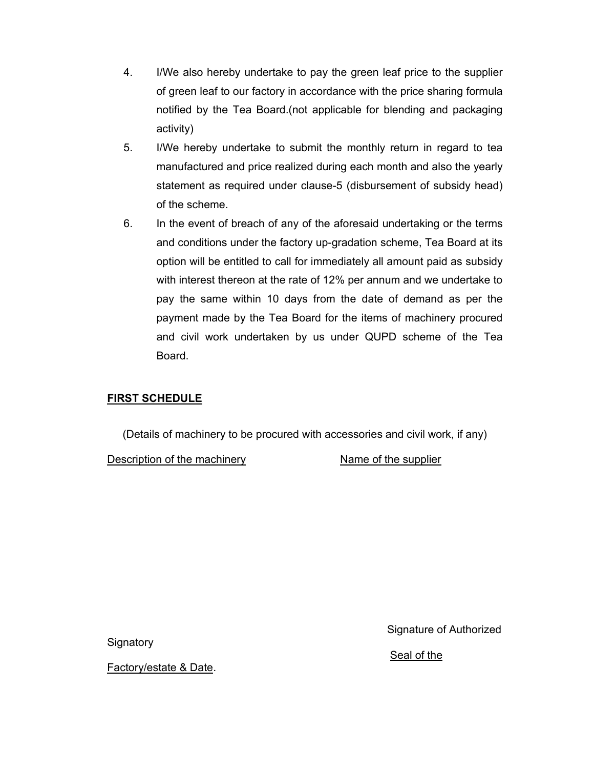4. I/We also hereby undertake to pay the green leaf price to the supplier of green leaf to our factory in accordance with the price sharing formula notified by the Tea Board.(not applicable for blending and packaging activity)
5. I/We hereby undertake to submit the monthly return in regard to tea manufactured and price realized during each month and also the yearly statement as required under clause-5 (disbursement of subsidy head) of the scheme.
6. In the event of breach of any of the aforesaid undertaking or the terms and conditions under the factory up-gradation scheme, Tea Board at its option will be entitled to call for immediately all amount paid as subsidy with interest thereon at the rate of 12% per annum and we undertake to pay the same within 10 days from the date of demand as per the payment made by the Tea Board for the items of machinery procured and civil work undertaken by us under QUPD scheme of the Tea Board.

**FIRST SCHEDULE**

(Details of machinery to be procured with accessories and civil work, if any)

Description of the machinery Name of the supplier

Signature of Authorized Signatory

Seal of the Factory/estate & Date.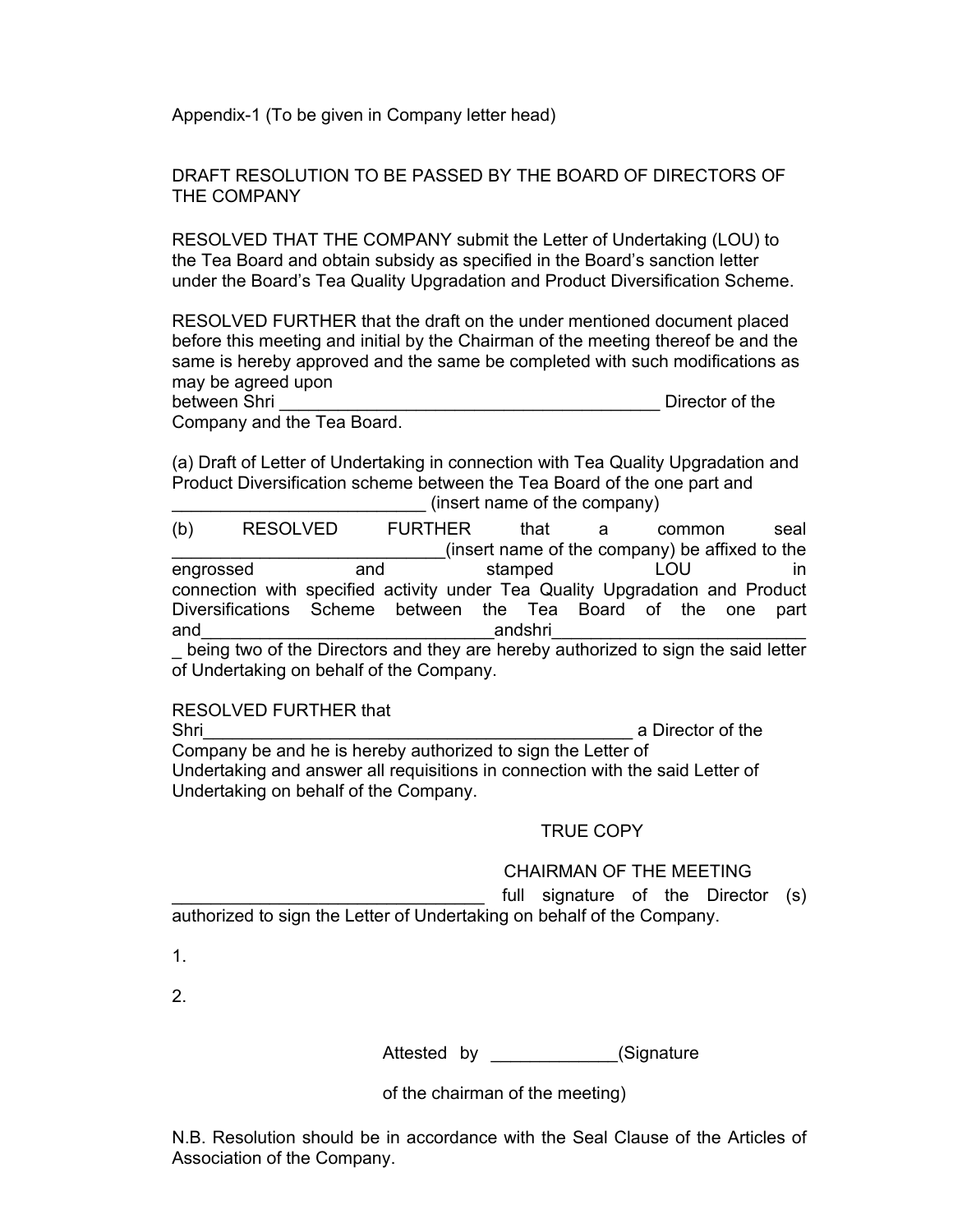Appendix-1 (To be given in Company letter head)

DRAFT RESOLUTION TO BE PASSED BY THE BOARD OF DIRECTORS OF THE COMPANY

RESOLVED THAT THE COMPANY submit the Letter of Undertaking (LOU) to the Tea Board and obtain subsidy as specified in the Board's sanction letter under the Board's Tea Quality Upgradation and Product Diversification Scheme.

RESOLVED FURTHER that the draft on the under mentioned document placed before this meeting and initial by the Chairman of the meeting thereof be and the same is hereby approved and the same be completed with such modifications as may be agreed upon between Shri ________________________________________ Director of the Company and the Tea Board.

(a) Draft of Letter of Undertaking in connection with Tea Quality Upgradation and Product Diversification scheme between the Tea Board of the one part and __________________________ (insert name of the company)

(b) RESOLVED FURTHER that a common seal ____________________________(insert name of the company) be affixed to the engrossed and stamped LOU in connection with specified activity under Tea Quality Upgradation and Product Diversifications Scheme between the Tea Board of the one part and_______________________________andshri__________________________ _ being two of the Directors and they are hereby authorized to sign the said letter of Undertaking on behalf of the Company.

RESOLVED FURTHER that Shri_______________________________________________ a Director of the Company be and he is hereby authorized to sign the Letter of Undertaking and answer all requisitions in connection with the said Letter of Undertaking on behalf of the Company.

TRUE COPY

CHAIRMAN OF THE MEETING

________________________________ full signature of the Director (s) authorized to sign the Letter of Undertaking on behalf of the Company.

1.

2.

Attested by _____________(Signature of the chairman of the meeting)

N.B. Resolution should be in accordance with the Seal Clause of the Articles of Association of the Company.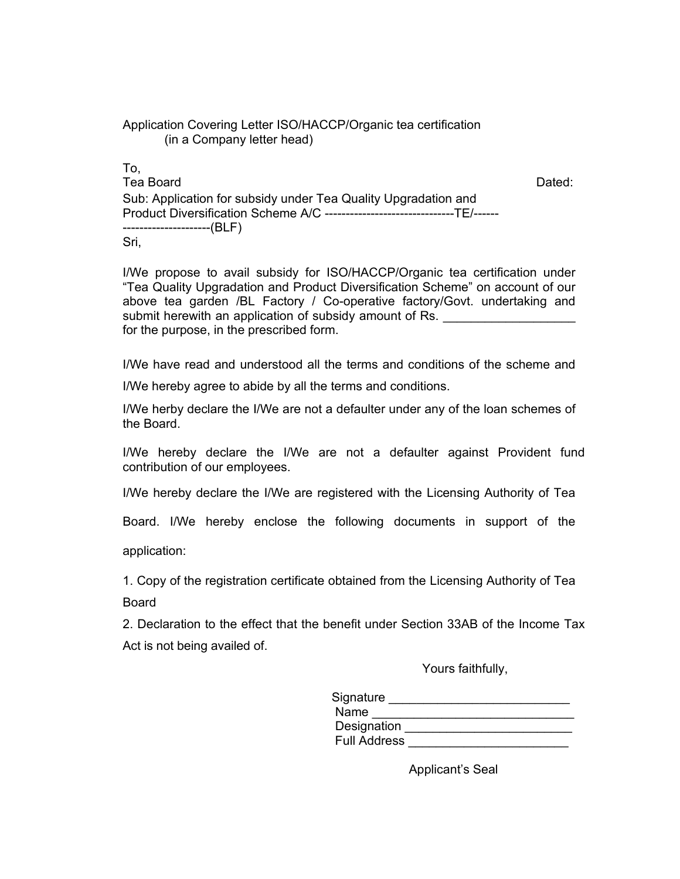Application Covering Letter ISO/HACCP/Organic tea certification
(in a Company letter head)

To,
Tea Board                                                                                         Dated:

Sub: Application for subsidy under Tea Quality Upgradation and Product Diversification Scheme A/C -------------------------------TE/------ ---------------------(BLF)

Sri,

I/We propose to avail subsidy for ISO/HACCP/Organic tea certification under "Tea Quality Upgradation and Product Diversification Scheme" on account of our above tea garden /BL Factory / Co-operative factory/Govt. undertaking and submit herewith an application of subsidy amount of Rs. ___________________ for the purpose, in the prescribed form.

I/We have read and understood all the terms and conditions of the scheme and I/We hereby agree to abide by all the terms and conditions.

I/We herby declare the I/We are not a defaulter under any of the loan schemes of the Board.

I/We hereby declare the I/We are not a defaulter against Provident fund contribution of our employees.

I/We hereby declare the I/We are registered with the Licensing Authority of Tea Board. I/We hereby enclose the following documents in support of the application:

1. Copy of the registration certificate obtained from the Licensing Authority of Tea Board
2. Declaration to the effect that the benefit under Section 33AB of the Income Tax Act is not being availed of.

Yours faithfully,

Signature ___________________________
Name ______________________________
Designation _________________________
Full Address ________________________

Applicant's Seal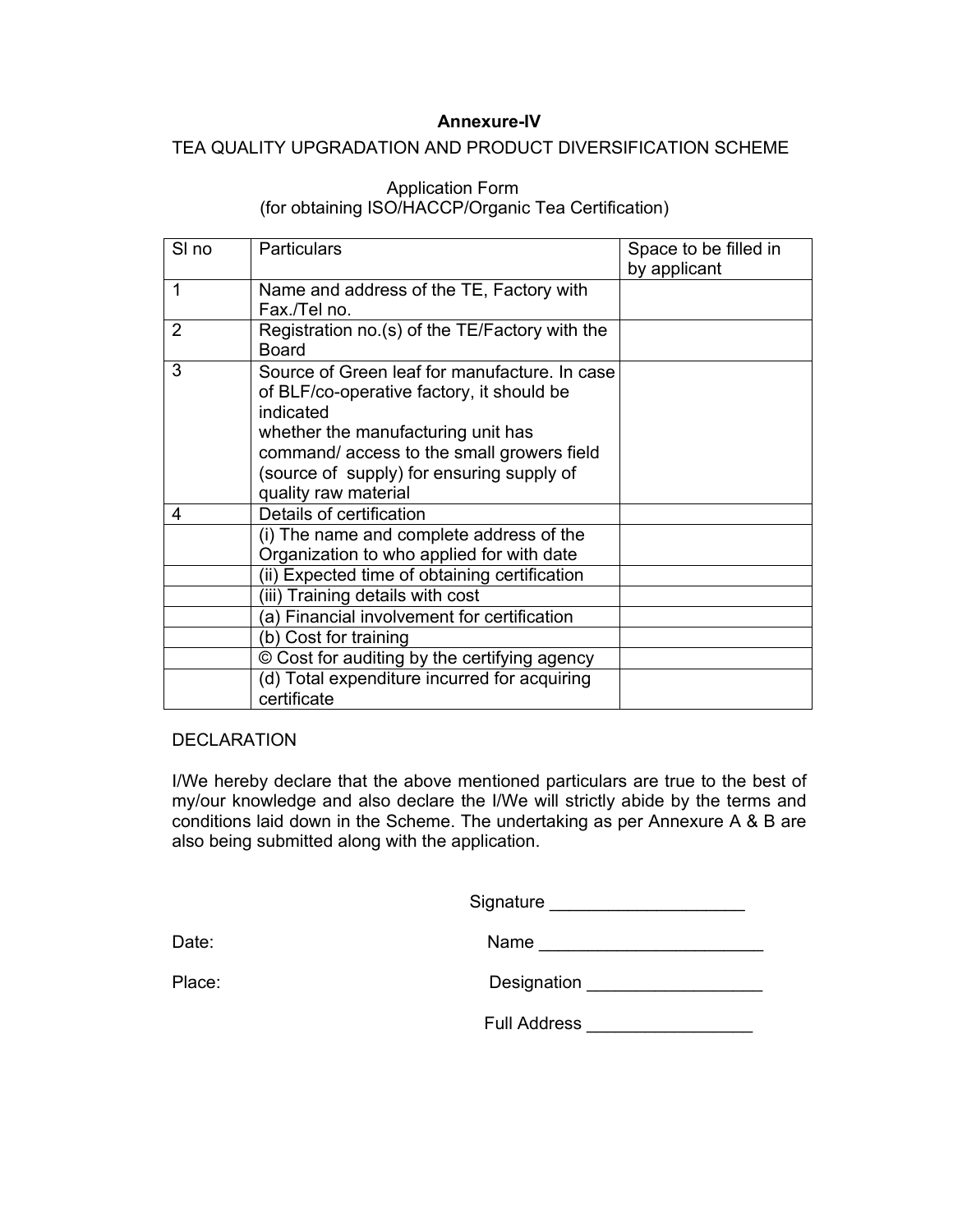**Annexure-IV**

TEA QUALITY UPGRADATION AND PRODUCT DIVERSIFICATION SCHEME

Application Form
(for obtaining ISO/HACCP/Organic Tea Certification)

| Sl no | Particulars | Space to be filled in by applicant |
|---|---|---|
| 1 | Name and address of the TE, Factory with Fax./Tel no. | |
| 2 | Registration no.(s) of the TE/Factory with the Board | |
| 3 | Source of Green leaf for manufacture. In case of BLF/co-operative factory, it should be indicated whether the manufacturing unit has command/ access to the small growers field (source of supply) for ensuring supply of quality raw material | |
| 4 | Details of certification | |
| | (i) The name and complete address of the Organization to who applied for with date | |
| | (ii) Expected time of obtaining certification | |
| | (iii) Training details with cost | |
| | (a) Financial involvement for certification | |
| | (b) Cost for training | |
| | © Cost for auditing by the certifying agency | |
| | (d) Total expenditure incurred for acquiring certificate | |

DECLARATION

I/We hereby declare that the above mentioned particulars are true to the best of my/our knowledge and also declare the I/We will strictly abide by the terms and conditions laid down in the Scheme. The undertaking as per Annexure A & B are also being submitted along with the application.

Signature ____________________

Date:

Name _______________________

Place:

Designation __________________

Full Address _________________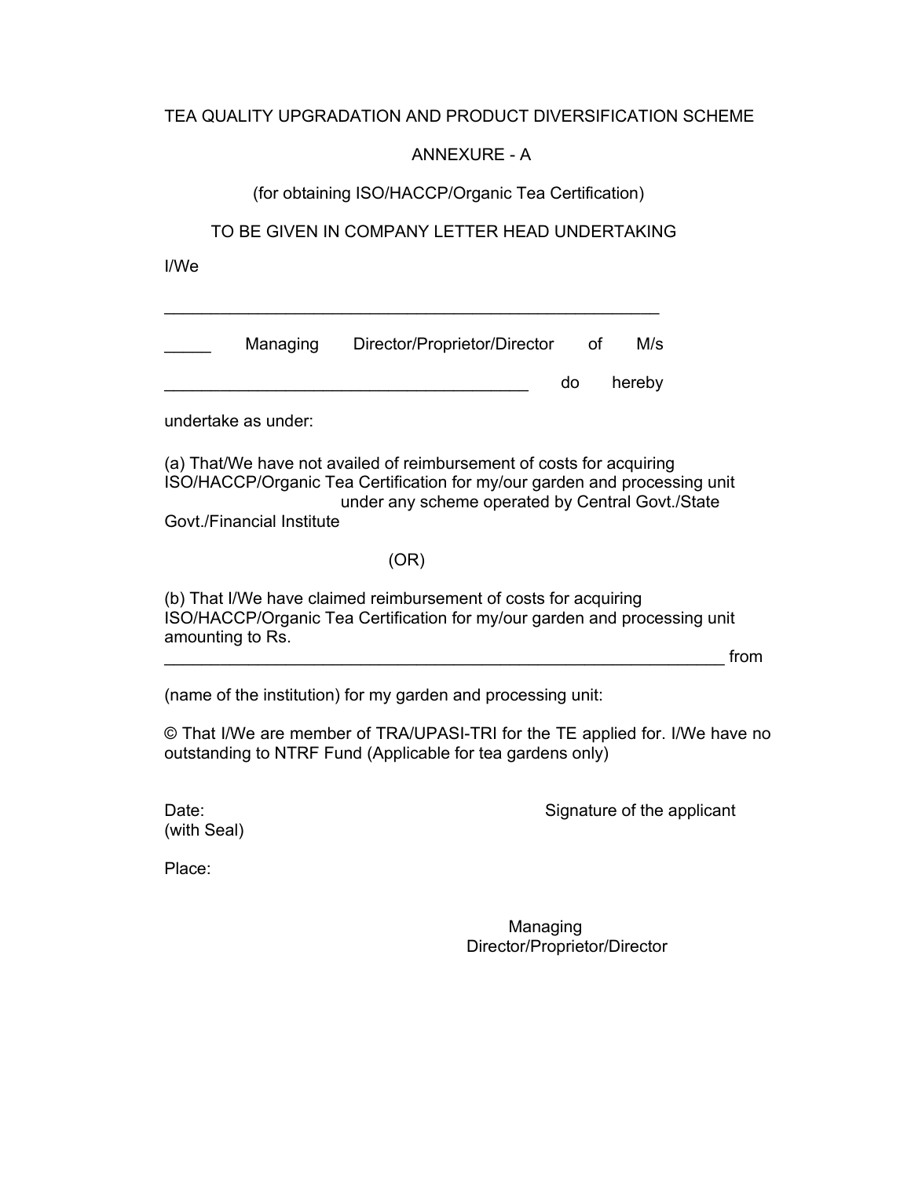TEA QUALITY UPGRADATION AND PRODUCT DIVERSIFICATION SCHEME

ANNEXURE - A

(for obtaining ISO/HACCP/Organic Tea Certification)

TO BE GIVEN IN COMPANY LETTER HEAD UNDERTAKING

I/We

_______________________________________________________

_____ Managing Director/Proprietor/Director of M/s ________________________________________ do hereby undertake as under:

(a) That/We have not availed of reimbursement of costs for acquiring ISO/HACCP/Organic Tea Certification for my/our garden and processing unit under any scheme operated by Central Govt./State Govt./Financial Institute

(OR)

(b) That I/We have claimed reimbursement of costs for acquiring ISO/HACCP/Organic Tea Certification for my/our garden and processing unit amounting to Rs. ______________________________________________________________ from (name of the institution) for my garden and processing unit:

© That I/We are member of TRA/UPASI-TRI for the TE applied for. I/We have no outstanding to NTRF Fund (Applicable for tea gardens only)

Date: Signature of the applicant
(with Seal)

Place:

Managing
Director/Proprietor/Director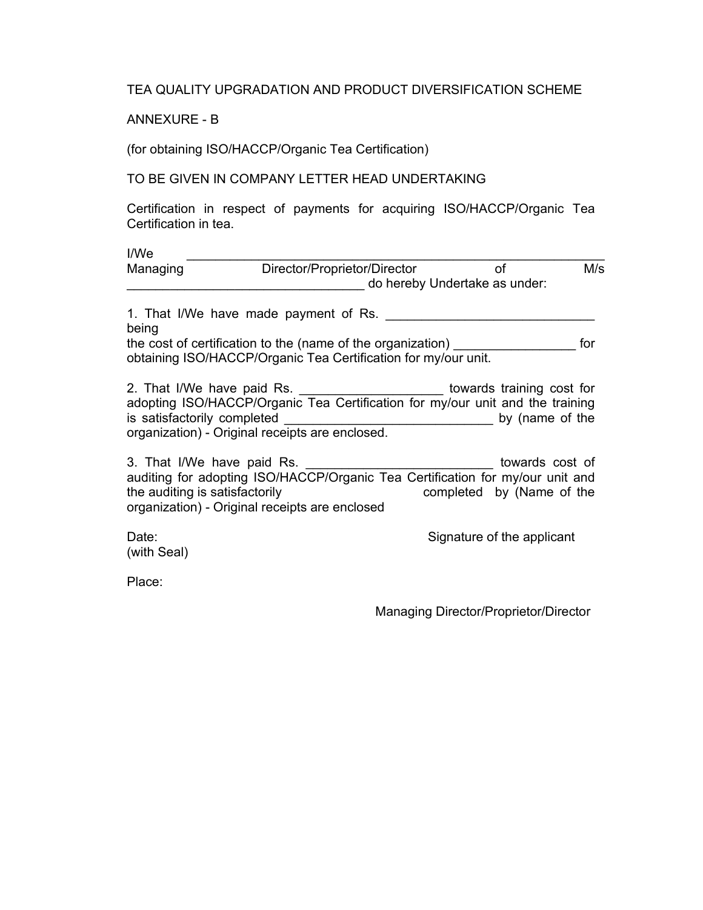TEA QUALITY UPGRADATION AND PRODUCT DIVERSIFICATION SCHEME

ANNEXURE - B

(for obtaining ISO/HACCP/Organic Tea Certification)

TO BE GIVEN IN COMPANY LETTER HEAD UNDERTAKING

Certification in respect of payments for acquiring ISO/HACCP/Organic Tea Certification in tea.

I/We ______________________________________________________________ Managing Director/Proprietor/Director of M/s __________________________________ do hereby Undertake as under:

1. That I/We have made payment of Rs. _____________________________ being the cost of certification to the (name of the organization) _________________ for obtaining ISO/HACCP/Organic Tea Certification for my/our unit.

2. That I/We have paid Rs. ____________________ towards training cost for adopting ISO/HACCP/Organic Tea Certification for my/our unit and the training is satisfactorily completed _____________________________ by (name of the organization) - Original receipts are enclosed.

3. That I/We have paid Rs. __________________________ towards cost of auditing for adopting ISO/HACCP/Organic Tea Certification for my/our unit and the auditing is satisfactorily completed by (Name of the organization) - Original receipts are enclosed

Date: Signature of the applicant
(with Seal)

Place:

Managing Director/Proprietor/Director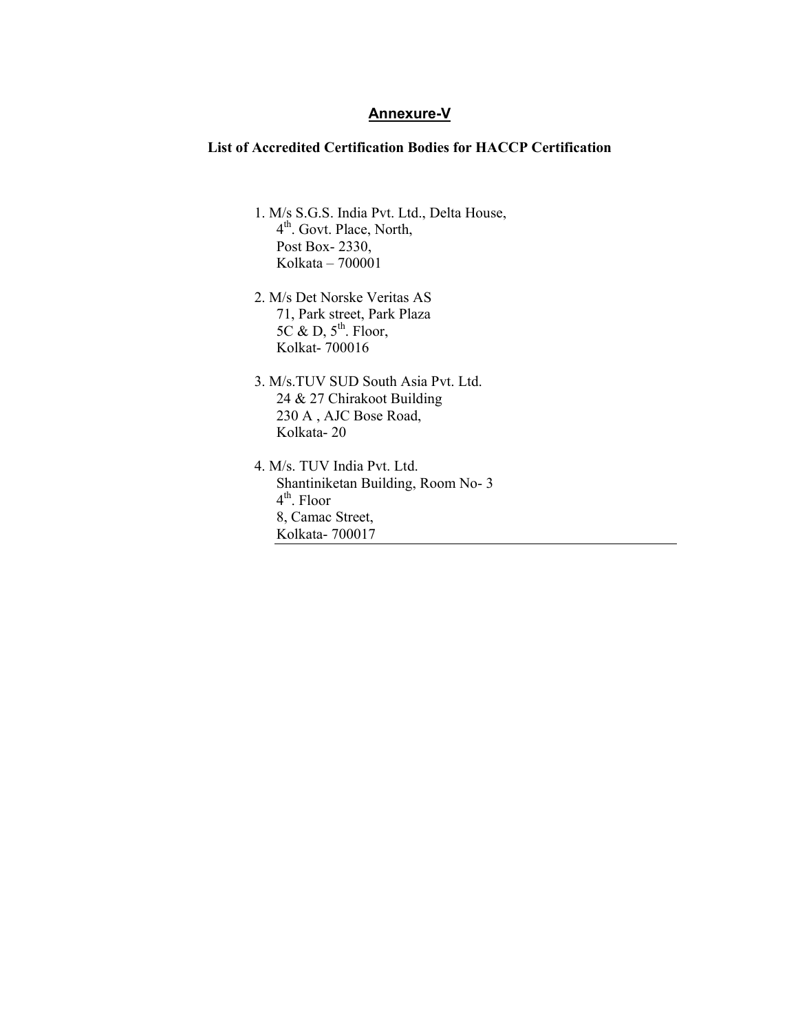# Annexure-V

## List of Accredited Certification Bodies for HACCP Certification

1. M/s S.G.S. India Pvt. Ltd., Delta House,
   4th. Govt. Place, North,
   Post Box- 2330,
   Kolkata – 700001

2. M/s Det Norske Veritas AS
   71, Park street, Park Plaza
   5C & D, 5th. Floor,
   Kolkat- 700016

3. M/s.TUV SUD South Asia Pvt. Ltd.
   24 & 27 Chirakoot Building
   230 A , AJC Bose Road,
   Kolkata- 20

4. M/s. TUV India Pvt. Ltd.
   Shantiniketan Building, Room No- 3
   4th. Floor
   8, Camac Street,
   Kolkata- 700017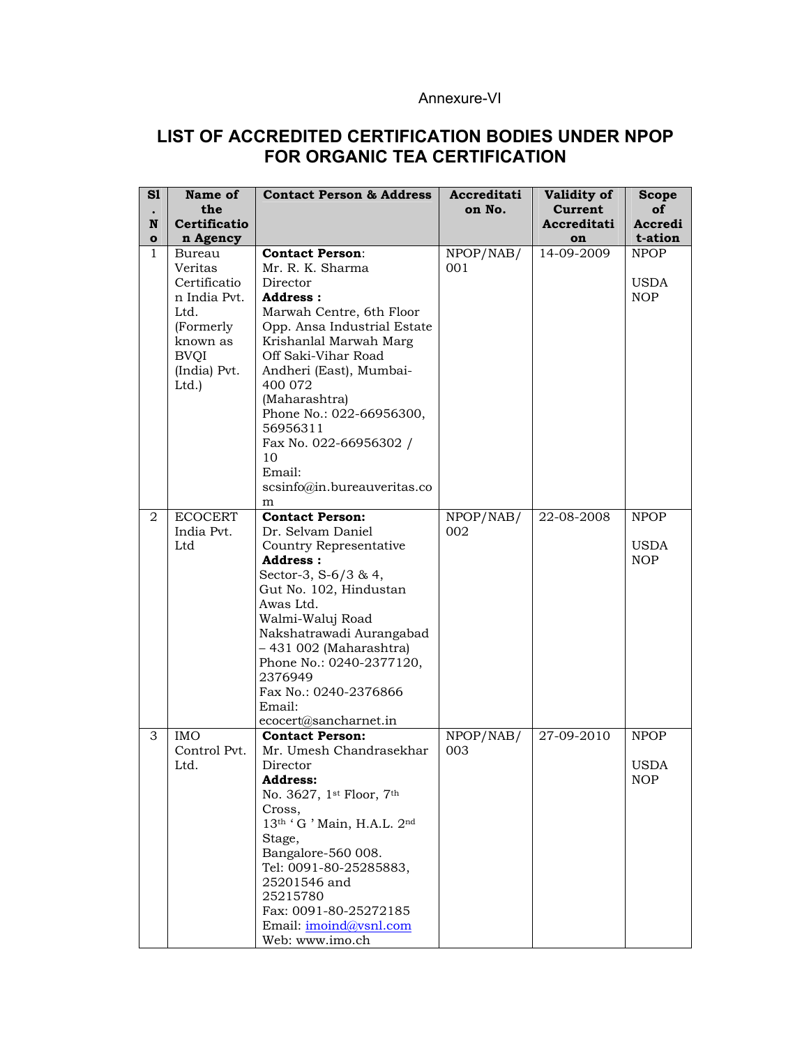Annexure-VI

# LIST OF ACCREDITED CERTIFICATION BODIES UNDER NPOP FOR ORGANIC TEA CERTIFICATION

| Sl. No | Name of the Certification Agency | Contact Person & Address | Accreditation No. | Validity of Current Accreditation | Scope of Accredit-ation |
|---|---|---|---|---|---|
| 1 | Bureau Veritas Certification India Pvt. Ltd. (Formerly known as BVQI (India) Pvt. Ltd.) | **Contact Person**: Mr. R. K. Sharma Director **Address :** Marwah Centre, 6th Floor Opp. Ansa Industrial Estate Krishanlal Marwah Marg Off Saki-Vihar Road Andheri (East), Mumbai-400 072 (Maharashtra) Phone No.: 022-66956300, 56956311 Fax No. 022-66956302 / 10 Email: scsinfo@in.bureauveritas.com | NPOP/NAB/001 | 14-09-2009 | NPOP USDA NOP |
| 2 | ECOCERT India Pvt. Ltd | **Contact Person:** Dr. Selvam Daniel Country Representative **Address :** Sector-3, S-6/3 & 4, Gut No. 102, Hindustan Awas Ltd. Walmi-Waluj Road Nakshatrawadi Aurangabad – 431 002 (Maharashtra) Phone No.: 0240-2377120, 2376949 Fax No.: 0240-2376866 Email: ecocert@sancharnet.in | NPOP/NAB/002 | 22-08-2008 | NPOP USDA NOP |
| 3 | IMO Control Pvt. Ltd. | **Contact Person:** Mr. Umesh Chandrasekhar Director **Address:** No. 3627, 1st Floor, 7th Cross, 13th ' G ' Main, H.A.L. 2nd Stage, Bangalore-560 008. Tel: 0091-80-25285883, 25201546 and 25215780 Fax: 0091-80-25272185 Email: imoind@vsnl.com Web: www.imo.ch | NPOP/NAB/003 | 27-09-2010 | NPOP USDA NOP |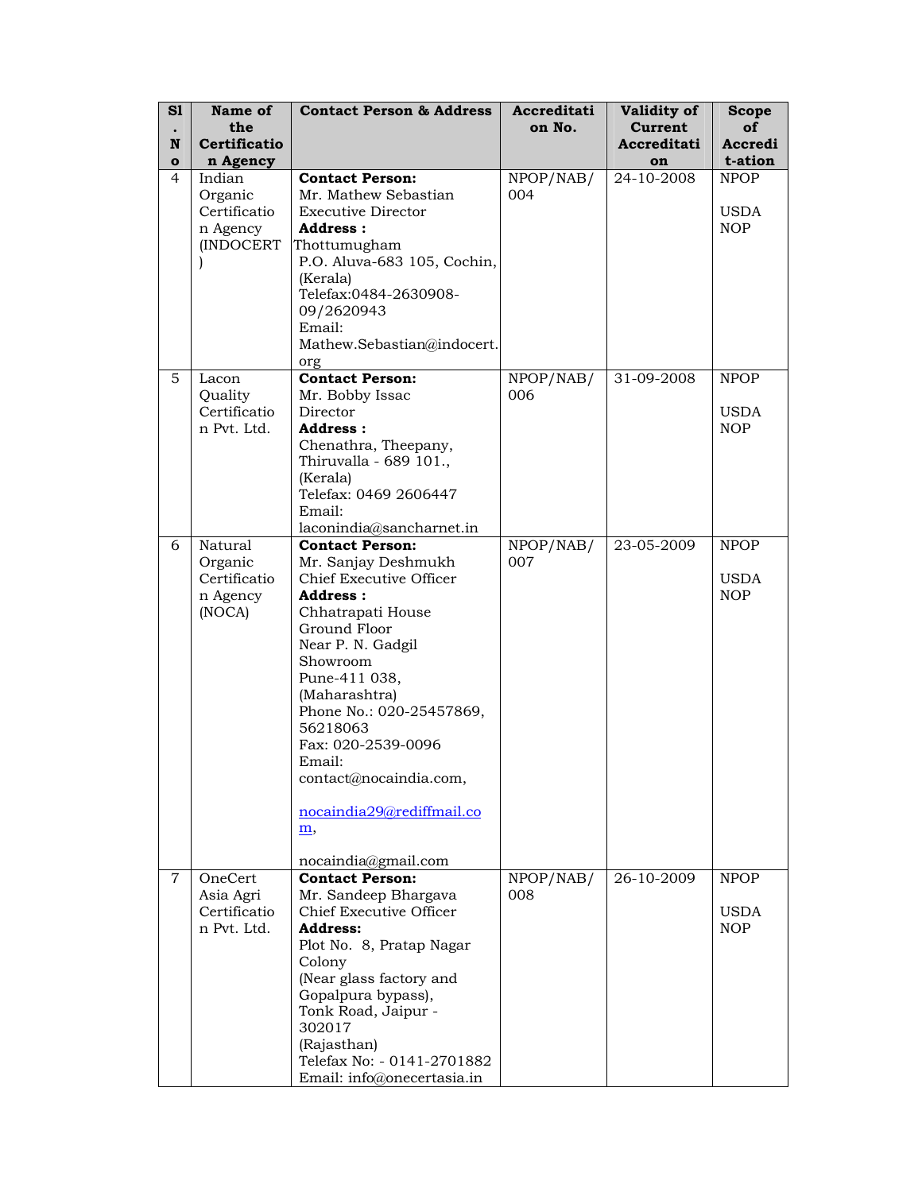| Sl. No | Name of the Certification Agency | Contact Person & Address | Accreditation No. | Validity of Current Accreditation | Scope of Accredit-ation |
|---|---|---|---|---|---|
| 4 | Indian Organic Certification Agency (INDOCERT) | **Contact Person:** Mr. Mathew Sebastian Executive Director **Address :** Thottumugham P.O. Aluva-683 105, Cochin, (Kerala) Telefax:0484-2630908-09/2620943 Email: Mathew.Sebastian@indocert.org | NPOP/NAB/004 | 24-10-2008 | NPOP USDA NOP |
| 5 | Lacon Quality Certification Pvt. Ltd. | **Contact Person:** Mr. Bobby Issac Director **Address :** Chenathra, Theepany, Thiruvalla - 689 101., (Kerala) Telefax: 0469 2606447 Email: laconindia@sancharnet.in | NPOP/NAB/006 | 31-09-2008 | NPOP USDA NOP |
| 6 | Natural Organic Certification Agency (NOCA) | **Contact Person:** Mr. Sanjay Deshmukh Chief Executive Officer **Address :** Chhatrapati House Ground Floor Near P. N. Gadgil Showroom Pune-411 038, (Maharashtra) Phone No.: 020-25457869, 56218063 Fax: 020-2539-0096 Email: contact@nocaindia.com, nocaindia29@rediffmail.com, nocaindia@gmail.com | NPOP/NAB/007 | 23-05-2009 | NPOP USDA NOP |
| 7 | OneCert Asia Agri Certification Pvt. Ltd. | **Contact Person:** Mr. Sandeep Bhargava Chief Executive Officer **Address:** Plot No. 8, Pratap Nagar Colony (Near glass factory and Gopalpura bypass), Tonk Road, Jaipur - 302017 (Rajasthan) Telefax No: - 0141-2701882 Email: info@onecertasia.in | NPOP/NAB/008 | 26-10-2009 | NPOP USDA NOP |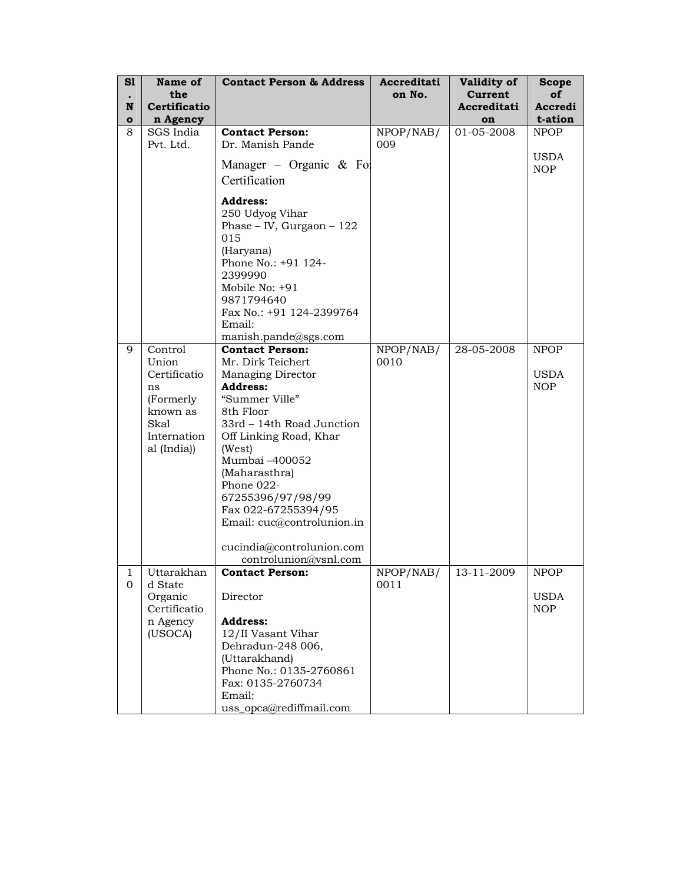| Sl. No | Name of the Certification Agency | Contact Person & Address | Accreditation No. | Validity of Current Accreditation | Scope of Accredit-ation |
|---|---|---|---|---|---|
| 8 | SGS India Pvt. Ltd. | **Contact Person:** Dr. Manish Pande<br>Manager – Organic & For Certification<br>**Address:**<br>250 Udyog Vihar Phase – IV, Gurgaon – 122 015 (Haryana)<br>Phone No.: +91 124-2399990<br>Mobile No: +91 9871794640<br>Fax No.: +91 124-2399764<br>Email: manish.pande@sgs.com | NPOP/NAB/009 | 01-05-2008 | NPOP<br>USDA NOP |
| 9 | Control Union Certifications (Formerly known as Skal International (India)) | **Contact Person:** Mr. Dirk Teichert<br>Managing Director<br>**Address:**<br>"Summer Ville"<br>8th Floor<br>33rd – 14th Road Junction Off Linking Road, Khar (West)<br>Mumbai –400052 (Maharasthra)<br>Phone 022-67255396/97/98/99<br>Fax 022-67255394/95<br>Email: cuc@controlunion.in<br>cucindia@controlunion.com<br>controlunion@vsnl.com | NPOP/NAB/0010 | 28-05-2008 | NPOP<br>USDA NOP |
| 10 | Uttarakhand State Organic Certification Agency (USOCA) | **Contact Person:**<br>Director<br>**Address:**<br>12/II Vasant Vihar<br>Dehradun-248 006, (Uttarakhand)<br>Phone No.: 0135-2760861<br>Fax: 0135-2760734<br>Email: uss_opca@rediffmail.com | NPOP/NAB/0011 | 13-11-2009 | NPOP<br>USDA NOP |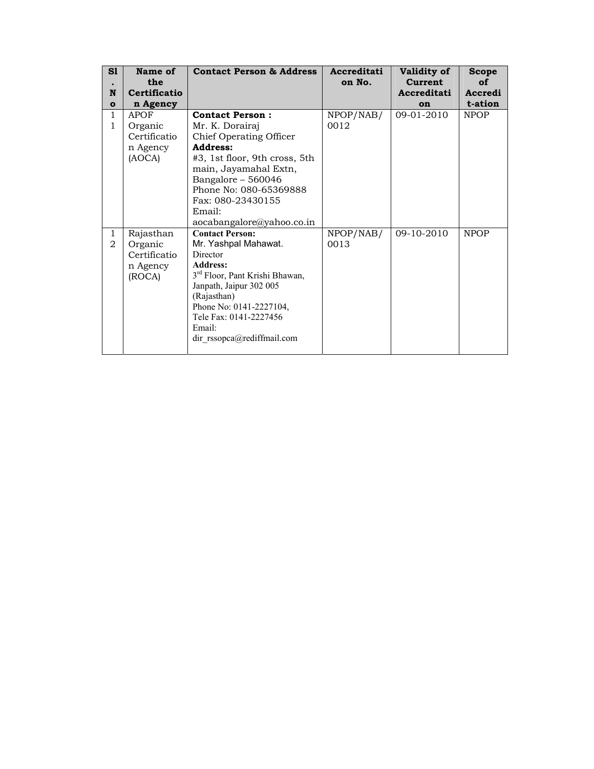| Sl. No | Name of the Certification Agency | Contact Person & Address | Accreditation No. | Validity of Current Accreditation | Scope of Accredi t-ation |
|---|---|---|---|---|---|
| 11 | APOF Organic Certification Agency (AOCA) | **Contact Person :** Mr. K. Dorairaj Chief Operating Officer **Address:** #3, 1st floor, 9th cross, 5th main, Jayamahal Extn, Bangalore – 560046 Phone No: 080-65369888 Fax: 080-23430155 Email: aocabangalore@yahoo.co.in | NPOP/NAB/ 0012 | 09-01-2010 | NPOP |
| 12 | Rajasthan Organic Certification Agency (ROCA) | **Contact Person:** Mr. Yashpal Mahawat. Director **Address:** 3rd Floor, Pant Krishi Bhawan, Janpath, Jaipur 302 005 (Rajasthan) Phone No: 0141-2227104, Tele Fax: 0141-2227456 Email: dir_rssopca@rediffmail.com | NPOP/NAB/ 0013 | 09-10-2010 | NPOP |